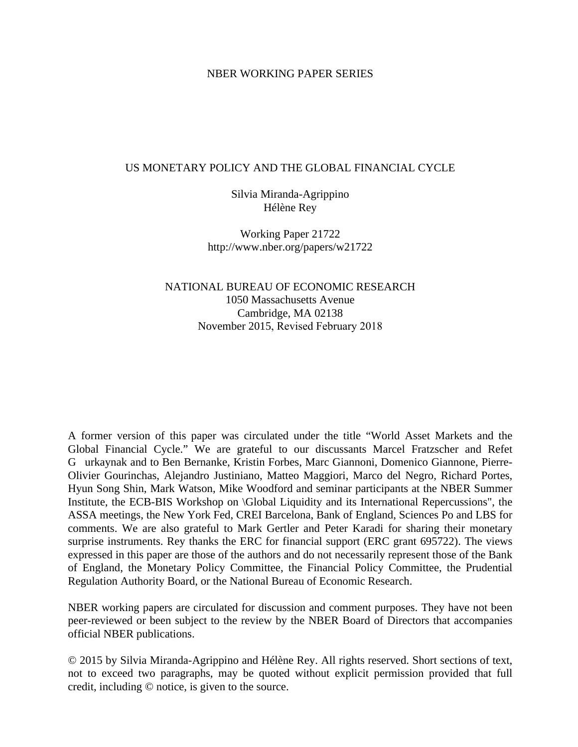NBER WORKING PAPER SERIES

# US MONETARY POLICY AND THE GLOBAL FINANCIAL CYCLE

Silvia Miranda-Agrippino
Hélène Rey

Working Paper 21722
http://www.nber.org/papers/w21722

NATIONAL BUREAU OF ECONOMIC RESEARCH
1050 Massachusetts Avenue
Cambridge, MA 02138
November 2015, Revised February 2018

A former version of this paper was circulated under the title "World Asset Markets and the Global Financial Cycle." We are grateful to our discussants Marcel Fratzscher and Refet G urkaynak and to Ben Bernanke, Kristin Forbes, Marc Giannoni, Domenico Giannone, Pierre-Olivier Gourinchas, Alejandro Justiniano, Matteo Maggiori, Marco del Negro, Richard Portes, Hyun Song Shin, Mark Watson, Mike Woodford and seminar participants at the NBER Summer Institute, the ECB-BIS Workshop on \Global Liquidity and its International Repercussions", the ASSA meetings, the New York Fed, CREI Barcelona, Bank of England, Sciences Po and LBS for comments. We are also grateful to Mark Gertler and Peter Karadi for sharing their monetary surprise instruments. Rey thanks the ERC for financial support (ERC grant 695722). The views expressed in this paper are those of the authors and do not necessarily represent those of the Bank of England, the Monetary Policy Committee, the Financial Policy Committee, the Prudential Regulation Authority Board, or the National Bureau of Economic Research.

NBER working papers are circulated for discussion and comment purposes. They have not been peer-reviewed or been subject to the review by the NBER Board of Directors that accompanies official NBER publications.

© 2015 by Silvia Miranda-Agrippino and Hélène Rey. All rights reserved. Short sections of text, not to exceed two paragraphs, may be quoted without explicit permission provided that full credit, including © notice, is given to the source.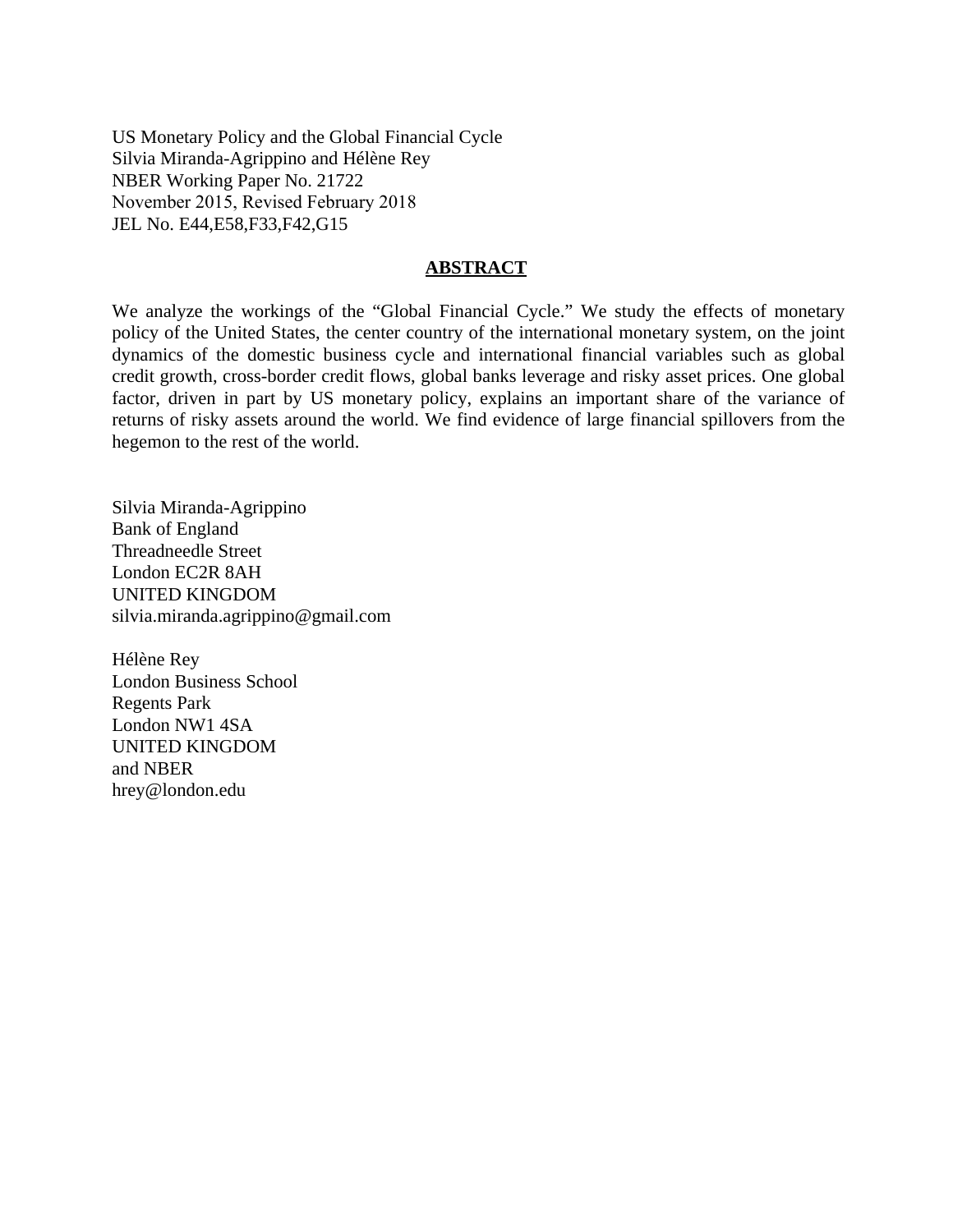US Monetary Policy and the Global Financial Cycle
Silvia Miranda-Agrippino and Hélène Rey
NBER Working Paper No. 21722
November 2015, Revised February 2018
JEL No. E44,E58,F33,F42,G15

## ABSTRACT

We analyze the workings of the "Global Financial Cycle." We study the effects of monetary policy of the United States, the center country of the international monetary system, on the joint dynamics of the domestic business cycle and international financial variables such as global credit growth, cross-border credit flows, global banks leverage and risky asset prices. One global factor, driven in part by US monetary policy, explains an important share of the variance of returns of risky assets around the world. We find evidence of large financial spillovers from the hegemon to the rest of the world.

Silvia Miranda-Agrippino
Bank of England
Threadneedle Street
London EC2R 8AH
UNITED KINGDOM
silvia.miranda.agrippino@gmail.com

Hélène Rey
London Business School
Regents Park
London NW1 4SA
UNITED KINGDOM
and NBER
hrey@london.edu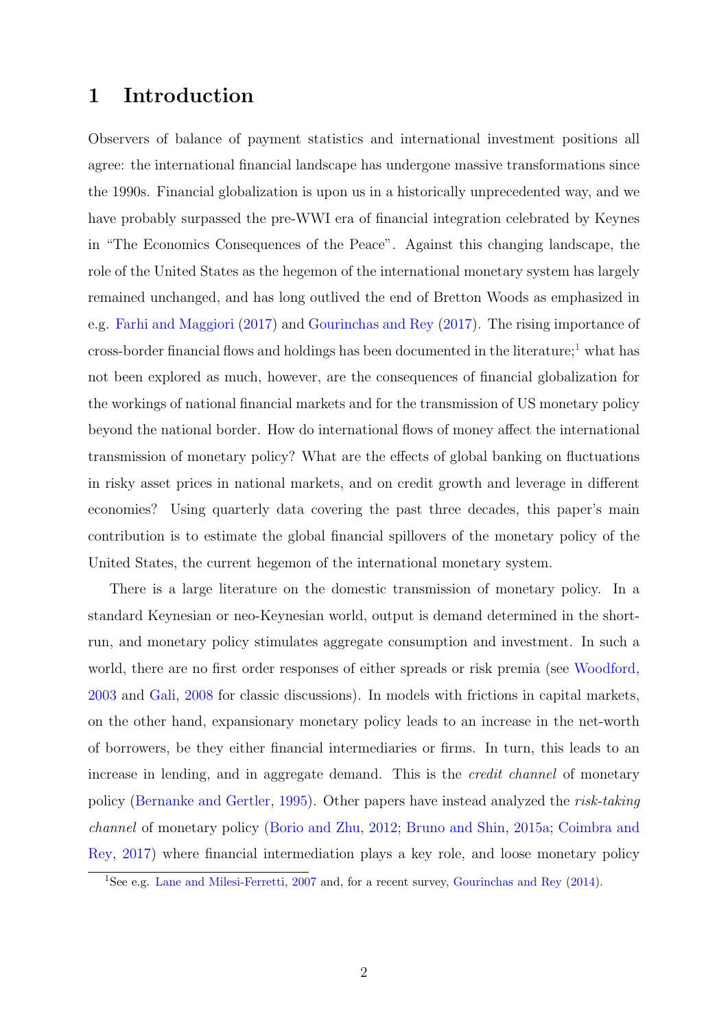# 1 Introduction

Observers of balance of payment statistics and international investment positions all agree: the international financial landscape has undergone massive transformations since the 1990s. Financial globalization is upon us in a historically unprecedented way, and we have probably surpassed the pre-WWI era of financial integration celebrated by Keynes in "The Economics Consequences of the Peace". Against this changing landscape, the role of the United States as the hegemon of the international monetary system has largely remained unchanged, and has long outlived the end of Bretton Woods as emphasized in e.g. Farhi and Maggiori (2017) and Gourinchas and Rey (2017). The rising importance of cross-border financial flows and holdings has been documented in the literature;[1] what has not been explored as much, however, are the consequences of financial globalization for the workings of national financial markets and for the transmission of US monetary policy beyond the national border. How do international flows of money affect the international transmission of monetary policy? What are the effects of global banking on fluctuations in risky asset prices in national markets, and on credit growth and leverage in different economies? Using quarterly data covering the past three decades, this paper's main contribution is to estimate the global financial spillovers of the monetary policy of the United States, the current hegemon of the international monetary system.

There is a large literature on the domestic transmission of monetary policy. In a standard Keynesian or neo-Keynesian world, output is demand determined in the short-run, and monetary policy stimulates aggregate consumption and investment. In such a world, there are no first order responses of either spreads or risk premia (see Woodford, 2003 and Gali, 2008 for classic discussions). In models with frictions in capital markets, on the other hand, expansionary monetary policy leads to an increase in the net-worth of borrowers, be they either financial intermediaries or firms. In turn, this leads to an increase in lending, and in aggregate demand. This is the *credit channel* of monetary policy (Bernanke and Gertler, 1995). Other papers have instead analyzed the *risk-taking channel* of monetary policy (Borio and Zhu, 2012; Bruno and Shin, 2015a; Coimbra and Rey, 2017) where financial intermediation plays a key role, and loose monetary policy

[1] See e.g. Lane and Milesi-Ferretti, 2007 and, for a recent survey, Gourinchas and Rey (2014).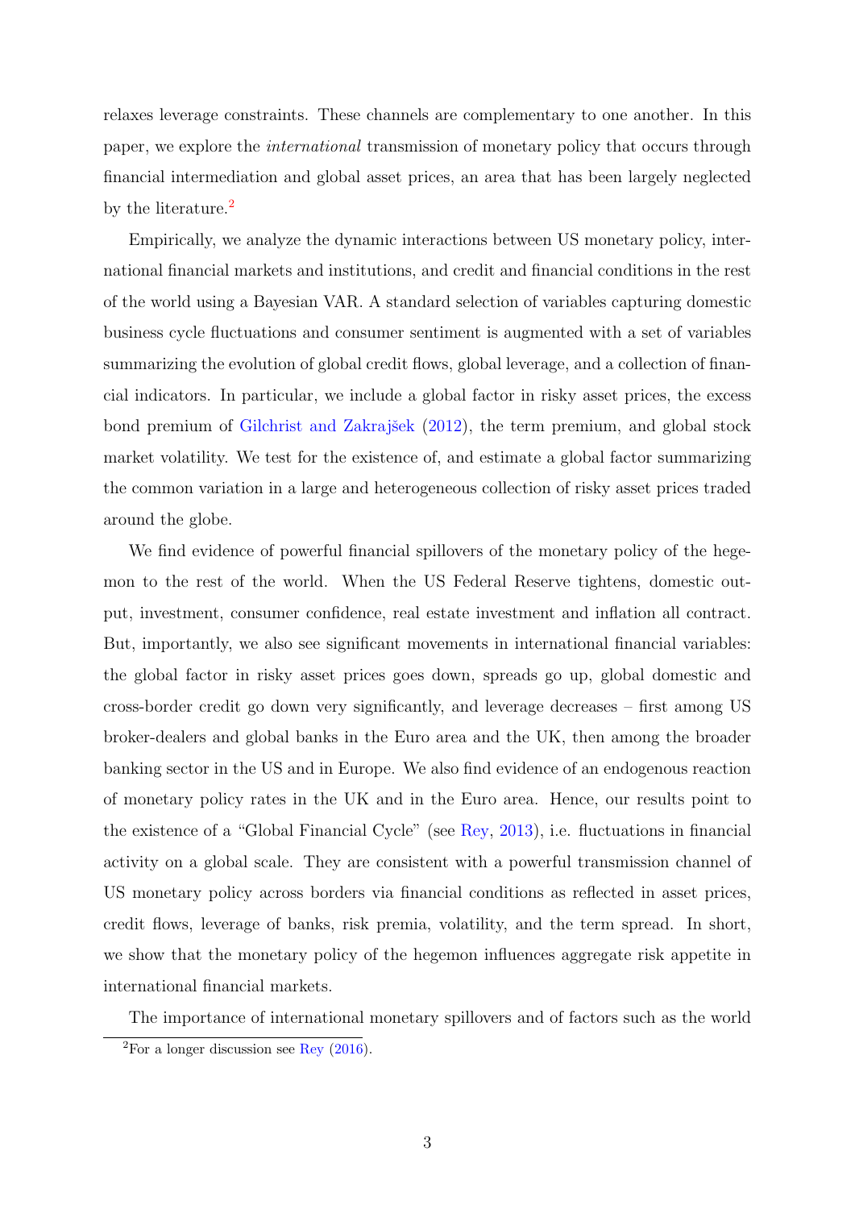relaxes leverage constraints. These channels are complementary to one another. In this paper, we explore the *international* transmission of monetary policy that occurs through financial intermediation and global asset prices, an area that has been largely neglected by the literature.[2]

Empirically, we analyze the dynamic interactions between US monetary policy, international financial markets and institutions, and credit and financial conditions in the rest of the world using a Bayesian VAR. A standard selection of variables capturing domestic business cycle fluctuations and consumer sentiment is augmented with a set of variables summarizing the evolution of global credit flows, global leverage, and a collection of financial indicators. In particular, we include a global factor in risky asset prices, the excess bond premium of Gilchrist and Zakrajšek (2012), the term premium, and global stock market volatility. We test for the existence of, and estimate a global factor summarizing the common variation in a large and heterogeneous collection of risky asset prices traded around the globe.

We find evidence of powerful financial spillovers of the monetary policy of the hegemon to the rest of the world. When the US Federal Reserve tightens, domestic output, investment, consumer confidence, real estate investment and inflation all contract. But, importantly, we also see significant movements in international financial variables: the global factor in risky asset prices goes down, spreads go up, global domestic and cross-border credit go down very significantly, and leverage decreases – first among US broker-dealers and global banks in the Euro area and the UK, then among the broader banking sector in the US and in Europe. We also find evidence of an endogenous reaction of monetary policy rates in the UK and in the Euro area. Hence, our results point to the existence of a "Global Financial Cycle" (see Rey, 2013), i.e. fluctuations in financial activity on a global scale. They are consistent with a powerful transmission channel of US monetary policy across borders via financial conditions as reflected in asset prices, credit flows, leverage of banks, risk premia, volatility, and the term spread. In short, we show that the monetary policy of the hegemon influences aggregate risk appetite in international financial markets.

The importance of international monetary spillovers and of factors such as the world

[2] For a longer discussion see Rey (2016).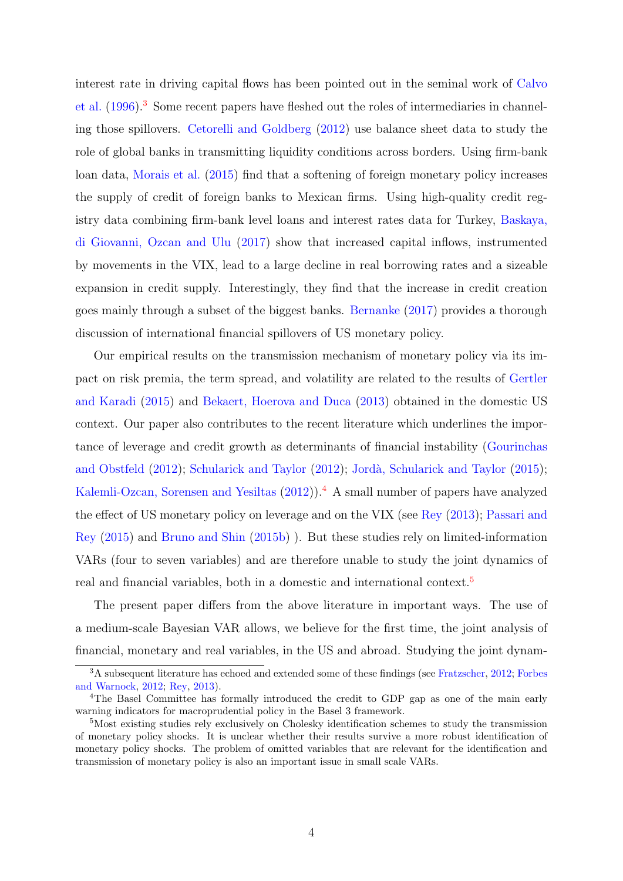interest rate in driving capital flows has been pointed out in the seminal work of Calvo et al. (1996).[3] Some recent papers have fleshed out the roles of intermediaries in channeling those spillovers. Cetorelli and Goldberg (2012) use balance sheet data to study the role of global banks in transmitting liquidity conditions across borders. Using firm-bank loan data, Morais et al. (2015) find that a softening of foreign monetary policy increases the supply of credit of foreign banks to Mexican firms. Using high-quality credit registry data combining firm-bank level loans and interest rates data for Turkey, Baskaya, di Giovanni, Ozcan and Ulu (2017) show that increased capital inflows, instrumented by movements in the VIX, lead to a large decline in real borrowing rates and a sizeable expansion in credit supply. Interestingly, they find that the increase in credit creation goes mainly through a subset of the biggest banks. Bernanke (2017) provides a thorough discussion of international financial spillovers of US monetary policy.

Our empirical results on the transmission mechanism of monetary policy via its impact on risk premia, the term spread, and volatility are related to the results of Gertler and Karadi (2015) and Bekaert, Hoerova and Duca (2013) obtained in the domestic US context. Our paper also contributes to the recent literature which underlines the importance of leverage and credit growth as determinants of financial instability (Gourinchas and Obstfeld (2012); Schularick and Taylor (2012); Jordà, Schularick and Taylor (2015); Kalemli-Ozcan, Sorensen and Yesiltas (2012)).[4] A small number of papers have analyzed the effect of US monetary policy on leverage and on the VIX (see Rey (2013); Passari and Rey (2015) and Bruno and Shin (2015b) ). But these studies rely on limited-information VARs (four to seven variables) and are therefore unable to study the joint dynamics of real and financial variables, both in a domestic and international context.[5]

The present paper differs from the above literature in important ways. The use of a medium-scale Bayesian VAR allows, we believe for the first time, the joint analysis of financial, monetary and real variables, in the US and abroad. Studying the joint dynam-

[3] A subsequent literature has echoed and extended some of these findings (see Fratzscher, 2012; Forbes and Warnock, 2012; Rey, 2013).

[4] The Basel Committee has formally introduced the credit to GDP gap as one of the main early warning indicators for macroprudential policy in the Basel 3 framework.

[5] Most existing studies rely exclusively on Cholesky identification schemes to study the transmission of monetary policy shocks. It is unclear whether their results survive a more robust identification of monetary policy shocks. The problem of omitted variables that are relevant for the identification and transmission of monetary policy is also an important issue in small scale VARs.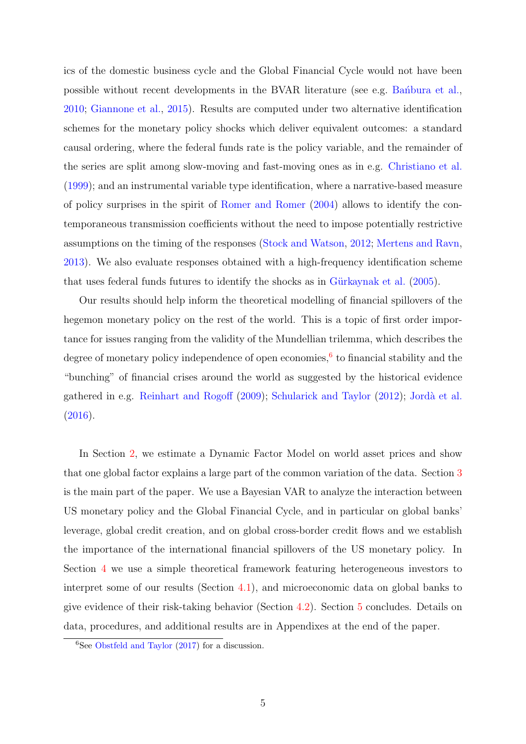ics of the domestic business cycle and the Global Financial Cycle would not have been possible without recent developments in the BVAR literature (see e.g. Bańbura et al., 2010; Giannone et al., 2015). Results are computed under two alternative identification schemes for the monetary policy shocks which deliver equivalent outcomes: a standard causal ordering, where the federal funds rate is the policy variable, and the remainder of the series are split among slow-moving and fast-moving ones as in e.g. Christiano et al. (1999); and an instrumental variable type identification, where a narrative-based measure of policy surprises in the spirit of Romer and Romer (2004) allows to identify the contemporaneous transmission coefficients without the need to impose potentially restrictive assumptions on the timing of the responses (Stock and Watson, 2012; Mertens and Ravn, 2013). We also evaluate responses obtained with a high-frequency identification scheme that uses federal funds futures to identify the shocks as in Gürkaynak et al. (2005).

Our results should help inform the theoretical modelling of financial spillovers of the hegemon monetary policy on the rest of the world. This is a topic of first order importance for issues ranging from the validity of the Mundellian trilemma, which describes the degree of monetary policy independence of open economies,[6] to financial stability and the "bunching" of financial crises around the world as suggested by the historical evidence gathered in e.g. Reinhart and Rogoff (2009); Schularick and Taylor (2012); Jordà et al. (2016).

In Section 2, we estimate a Dynamic Factor Model on world asset prices and show that one global factor explains a large part of the common variation of the data. Section 3 is the main part of the paper. We use a Bayesian VAR to analyze the interaction between US monetary policy and the Global Financial Cycle, and in particular on global banks' leverage, global credit creation, and on global cross-border credit flows and we establish the importance of the international financial spillovers of the US monetary policy. In Section 4 we use a simple theoretical framework featuring heterogeneous investors to interpret some of our results (Section 4.1), and microeconomic data on global banks to give evidence of their risk-taking behavior (Section 4.2). Section 5 concludes. Details on data, procedures, and additional results are in Appendixes at the end of the paper.

[6]See Obstfeld and Taylor (2017) for a discussion.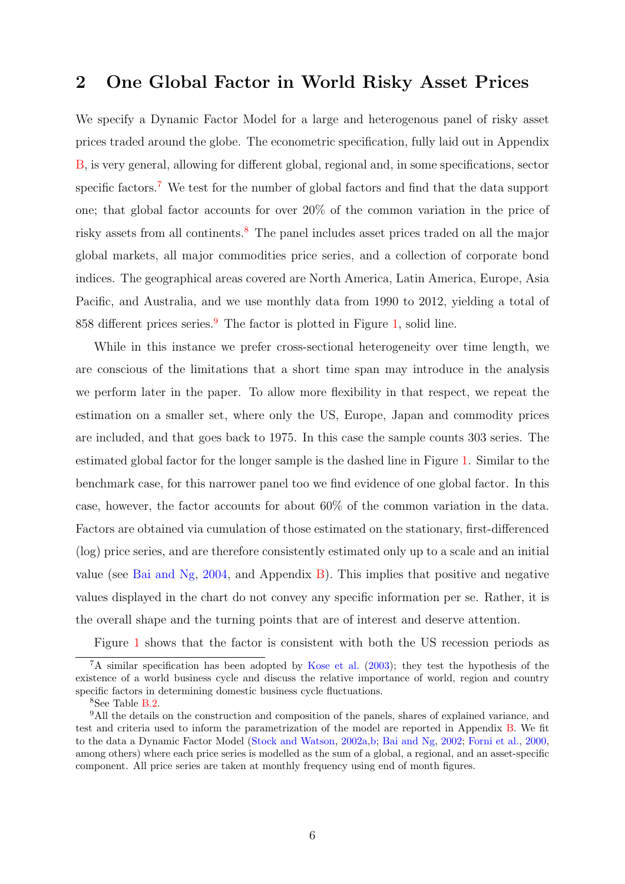## 2 One Global Factor in World Risky Asset Prices

We specify a Dynamic Factor Model for a large and heterogenous panel of risky asset prices traded around the globe. The econometric specification, fully laid out in Appendix B, is very general, allowing for different global, regional and, in some specifications, sector specific factors.[7] We test for the number of global factors and find that the data support one; that global factor accounts for over 20% of the common variation in the price of risky assets from all continents.[8] The panel includes asset prices traded on all the major global markets, all major commodities price series, and a collection of corporate bond indices. The geographical areas covered are North America, Latin America, Europe, Asia Pacific, and Australia, and we use monthly data from 1990 to 2012, yielding a total of 858 different prices series.[9] The factor is plotted in Figure 1, solid line.

While in this instance we prefer cross-sectional heterogeneity over time length, we are conscious of the limitations that a short time span may introduce in the analysis we perform later in the paper. To allow more flexibility in that respect, we repeat the estimation on a smaller set, where only the US, Europe, Japan and commodity prices are included, and that goes back to 1975. In this case the sample counts 303 series. The estimated global factor for the longer sample is the dashed line in Figure 1. Similar to the benchmark case, for this narrower panel too we find evidence of one global factor. In this case, however, the factor accounts for about 60% of the common variation in the data. Factors are obtained via cumulation of those estimated on the stationary, first-differenced (log) price series, and are therefore consistently estimated only up to a scale and an initial value (see Bai and Ng, 2004, and Appendix B). This implies that positive and negative values displayed in the chart do not convey any specific information per se. Rather, it is the overall shape and the turning points that are of interest and deserve attention.

Figure 1 shows that the factor is consistent with both the US recession periods as

[7] A similar specification has been adopted by Kose et al. (2003); they test the hypothesis of the existence of a world business cycle and discuss the relative importance of world, region and country specific factors in determining domestic business cycle fluctuations.

[8] See Table B.2.

[9] All the details on the construction and composition of the panels, shares of explained variance, and test and criteria used to inform the parametrization of the model are reported in Appendix B. We fit to the data a Dynamic Factor Model (Stock and Watson, 2002a,b; Bai and Ng, 2002; Forni et al., 2000, among others) where each price series is modelled as the sum of a global, a regional, and an asset-specific component. All price series are taken at monthly frequency using end of month figures.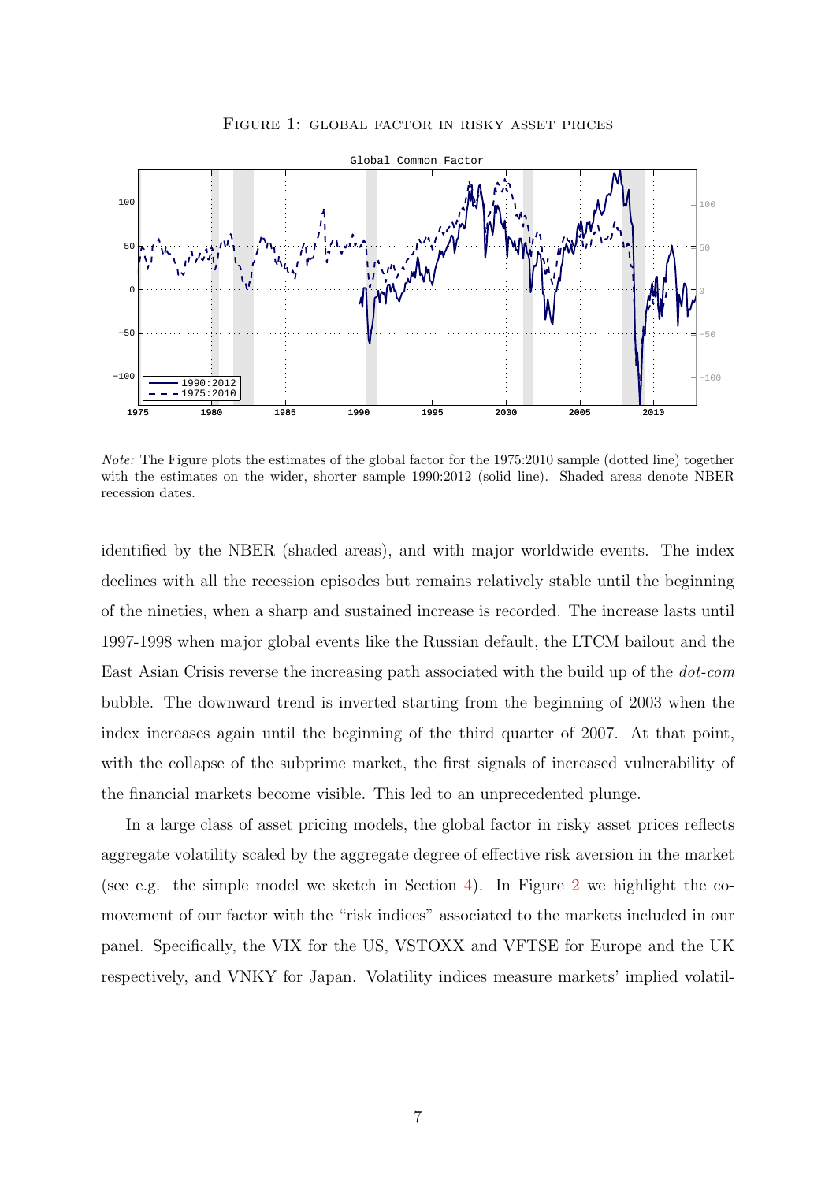Figure 1: global factor in risky asset prices

*Note:* The Figure plots the estimates of the global factor for the 1975:2010 sample (dotted line) together with the estimates on the wider, shorter sample 1990:2012 (solid line). Shaded areas denote NBER recession dates.

identified by the NBER (shaded areas), and with major worldwide events. The index declines with all the recession episodes but remains relatively stable until the beginning of the nineties, when a sharp and sustained increase is recorded. The increase lasts until 1997-1998 when major global events like the Russian default, the LTCM bailout and the East Asian Crisis reverse the increasing path associated with the build up of the *dot-com* bubble. The downward trend is inverted starting from the beginning of 2003 when the index increases again until the beginning of the third quarter of 2007. At that point, with the collapse of the subprime market, the first signals of increased vulnerability of the financial markets become visible. This led to an unprecedented plunge.

In a large class of asset pricing models, the global factor in risky asset prices reflects aggregate volatility scaled by the aggregate degree of effective risk aversion in the market (see e.g. the simple model we sketch in Section 4). In Figure 2 we highlight the co-movement of our factor with the "risk indices" associated to the markets included in our panel. Specifically, the VIX for the US, VSTOXX and VFTSE for Europe and the UK respectively, and VNKY for Japan. Volatility indices measure markets' implied volatil-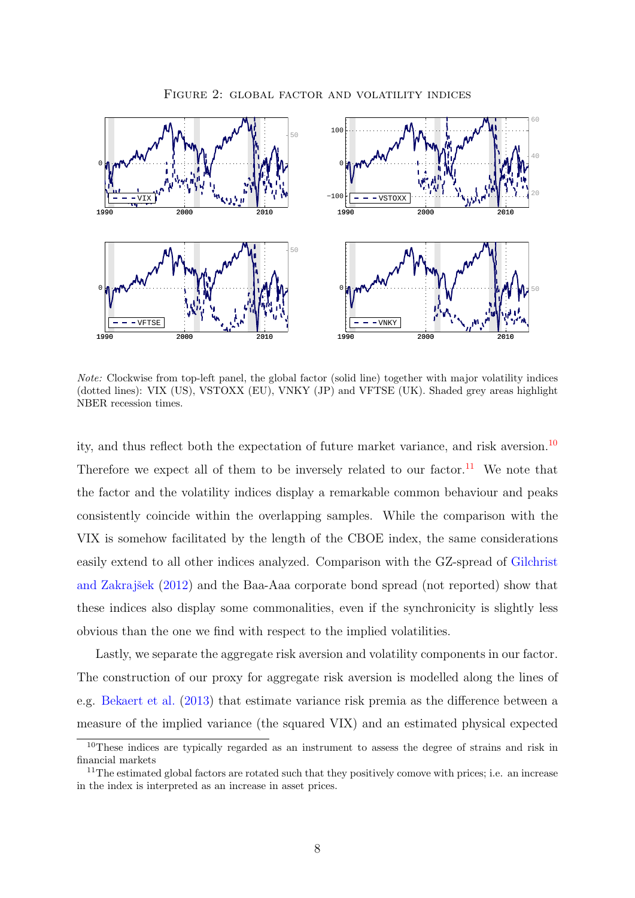FIGURE 2: GLOBAL FACTOR AND VOLATILITY INDICES

*Note:* Clockwise from top-left panel, the global factor (solid line) together with major volatility indices (dotted lines): VIX (US), VSTOXX (EU), VNKY (JP) and VFTSE (UK). Shaded grey areas highlight NBER recession times.

ity, and thus reflect both the expectation of future market variance, and risk aversion.[10] Therefore we expect all of them to be inversely related to our factor.[11] We note that the factor and the volatility indices display a remarkable common behaviour and peaks consistently coincide within the overlapping samples. While the comparison with the VIX is somehow facilitated by the length of the CBOE index, the same considerations easily extend to all other indices analyzed. Comparison with the GZ-spread of Gilchrist and Zakrajšek (2012) and the Baa-Aaa corporate bond spread (not reported) show that these indices also display some commonalities, even if the synchronicity is slightly less obvious than the one we find with respect to the implied volatilities.

Lastly, we separate the aggregate risk aversion and volatility components in our factor. The construction of our proxy for aggregate risk aversion is modelled along the lines of e.g. Bekaert et al. (2013) that estimate variance risk premia as the difference between a measure of the implied variance (the squared VIX) and an estimated physical expected

[10] These indices are typically regarded as an instrument to assess the degree of strains and risk in financial markets

[11] The estimated global factors are rotated such that they positively comove with prices; i.e. an increase in the index is interpreted as an increase in asset prices.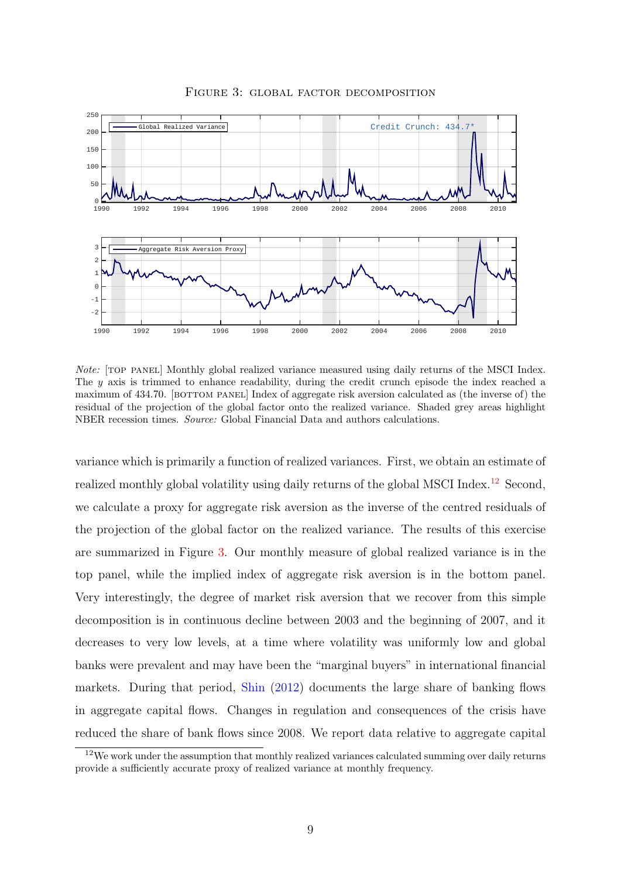FIGURE 3: GLOBAL FACTOR DECOMPOSITION

*Note:* [TOP PANEL] Monthly global realized variance measured using daily returns of the MSCI Index. The $y$ axis is trimmed to enhance readability, during the credit crunch episode the index reached a maximum of 434.70. [BOTTOM PANEL] Index of aggregate risk aversion calculated as (the inverse of) the residual of the projection of the global factor onto the realized variance. Shaded grey areas highlight NBER recession times. *Source:* Global Financial Data and authors calculations.

variance which is primarily a function of realized variances. First, we obtain an estimate of realized monthly global volatility using daily returns of the global MSCI Index.[12] Second, we calculate a proxy for aggregate risk aversion as the inverse of the centred residuals of the projection of the global factor on the realized variance. The results of this exercise are summarized in Figure 3. Our monthly measure of global realized variance is in the top panel, while the implied index of aggregate risk aversion is in the bottom panel. Very interestingly, the degree of market risk aversion that we recover from this simple decomposition is in continuous decline between 2003 and the beginning of 2007, and it decreases to very low levels, at a time where volatility was uniformly low and global banks were prevalent and may have been the "marginal buyers" in international financial markets. During that period, Shin (2012) documents the large share of banking flows in aggregate capital flows. Changes in regulation and consequences of the crisis have reduced the share of bank flows since 2008. We report data relative to aggregate capital

[12] We work under the assumption that monthly realized variances calculated summing over daily returns provide a sufficiently accurate proxy of realized variance at monthly frequency.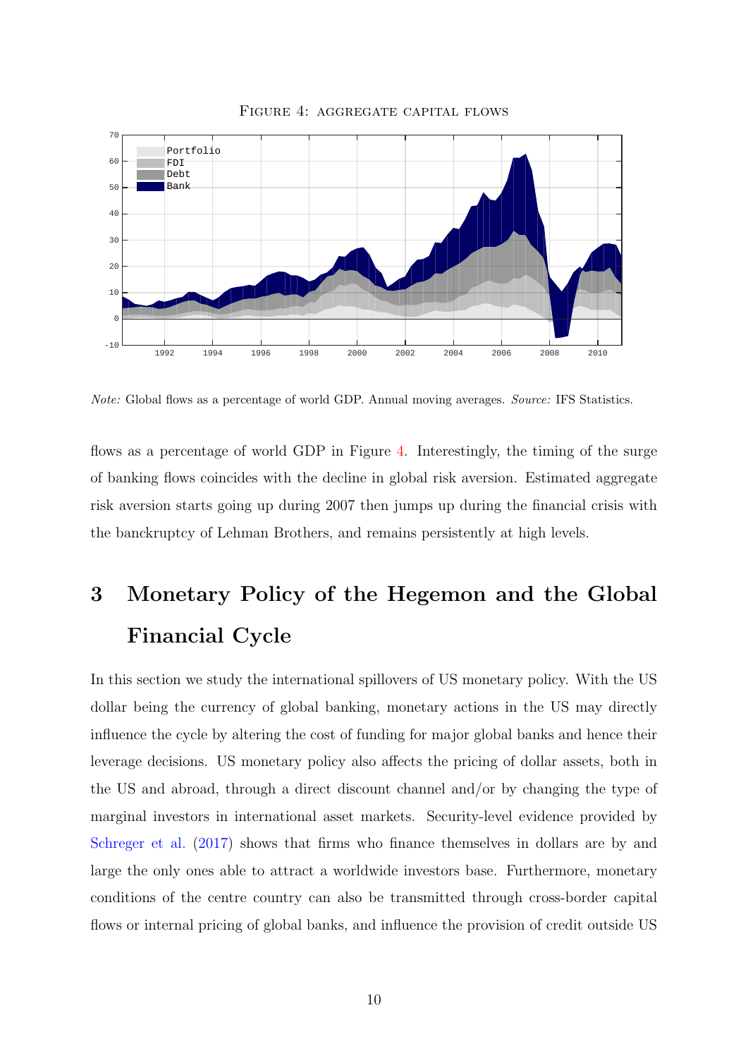FIGURE 4: AGGREGATE CAPITAL FLOWS

*Note:* Global flows as a percentage of world GDP. Annual moving averages. *Source:* IFS Statistics.

flows as a percentage of world GDP in Figure 4. Interestingly, the timing of the surge of banking flows coincides with the decline in global risk aversion. Estimated aggregate risk aversion starts going up during 2007 then jumps up during the financial crisis with the banckruptcy of Lehman Brothers, and remains persistently at high levels.

# 3 Monetary Policy of the Hegemon and the Global Financial Cycle

In this section we study the international spillovers of US monetary policy. With the US dollar being the currency of global banking, monetary actions in the US may directly influence the cycle by altering the cost of funding for major global banks and hence their leverage decisions. US monetary policy also affects the pricing of dollar assets, both in the US and abroad, through a direct discount channel and/or by changing the type of marginal investors in international asset markets. Security-level evidence provided by Schreger et al. (2017) shows that firms who finance themselves in dollars are by and large the only ones able to attract a worldwide investors base. Furthermore, monetary conditions of the centre country can also be transmitted through cross-border capital flows or internal pricing of global banks, and influence the provision of credit outside US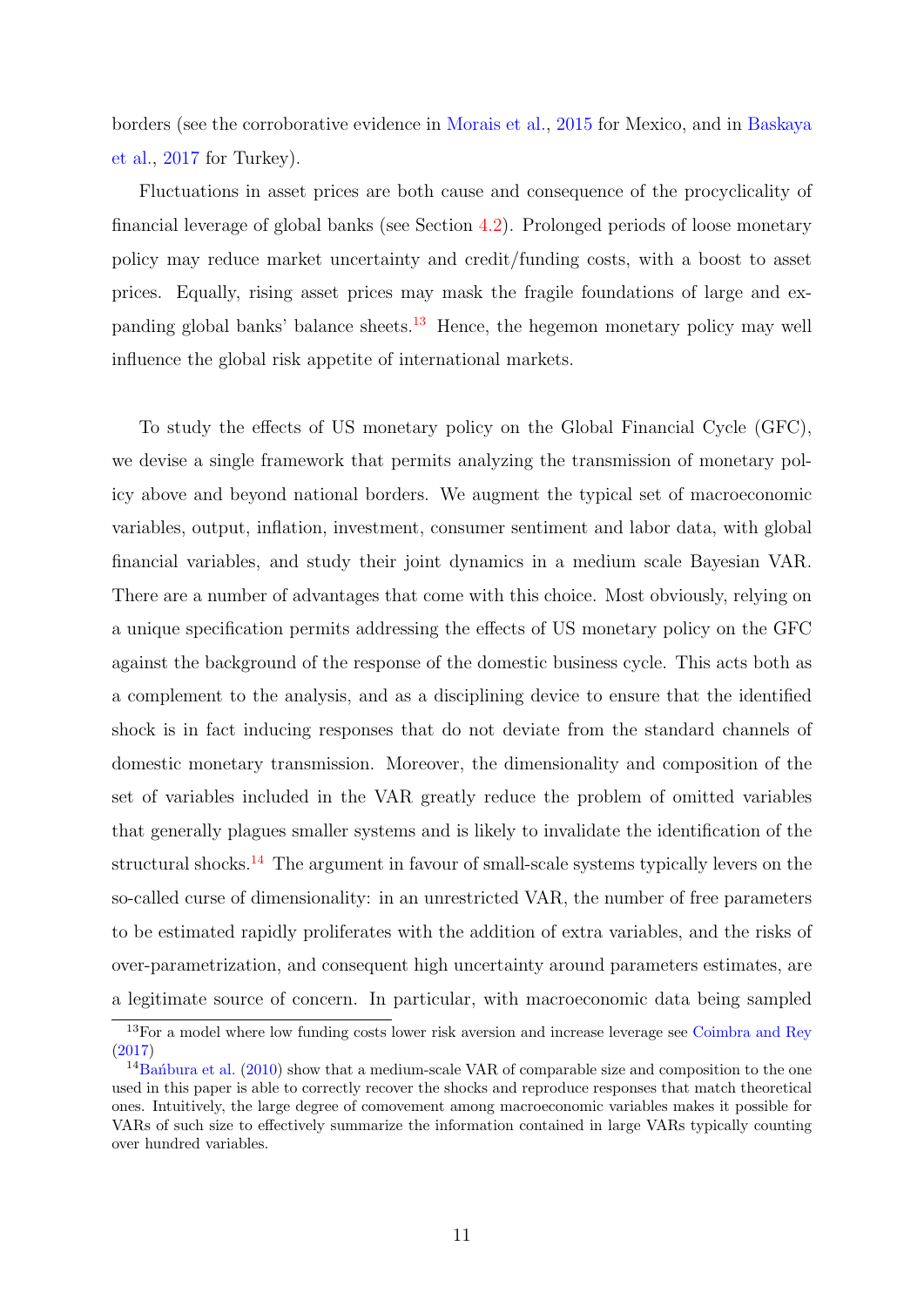borders (see the corroborative evidence in Morais et al., 2015 for Mexico, and in Baskaya et al., 2017 for Turkey).

Fluctuations in asset prices are both cause and consequence of the procyclicality of financial leverage of global banks (see Section 4.2). Prolonged periods of loose monetary policy may reduce market uncertainty and credit/funding costs, with a boost to asset prices. Equally, rising asset prices may mask the fragile foundations of large and expanding global banks' balance sheets.[13] Hence, the hegemon monetary policy may well influence the global risk appetite of international markets.

To study the effects of US monetary policy on the Global Financial Cycle (GFC), we devise a single framework that permits analyzing the transmission of monetary policy above and beyond national borders. We augment the typical set of macroeconomic variables, output, inflation, investment, consumer sentiment and labor data, with global financial variables, and study their joint dynamics in a medium scale Bayesian VAR. There are a number of advantages that come with this choice. Most obviously, relying on a unique specification permits addressing the effects of US monetary policy on the GFC against the background of the response of the domestic business cycle. This acts both as a complement to the analysis, and as a disciplining device to ensure that the identified shock is in fact inducing responses that do not deviate from the standard channels of domestic monetary transmission. Moreover, the dimensionality and composition of the set of variables included in the VAR greatly reduce the problem of omitted variables that generally plagues smaller systems and is likely to invalidate the identification of the structural shocks.[14] The argument in favour of small-scale systems typically levers on the so-called curse of dimensionality: in an unrestricted VAR, the number of free parameters to be estimated rapidly proliferates with the addition of extra variables, and the risks of over-parametrization, and consequent high uncertainty around parameters estimates, are a legitimate source of concern. In particular, with macroeconomic data being sampled

[13] For a model where low funding costs lower risk aversion and increase leverage see Coimbra and Rey (2017)

[14] Bańbura et al. (2010) show that a medium-scale VAR of comparable size and composition to the one used in this paper is able to correctly recover the shocks and reproduce responses that match theoretical ones. Intuitively, the large degree of comovement among macroeconomic variables makes it possible for VARs of such size to effectively summarize the information contained in large VARs typically counting over hundred variables.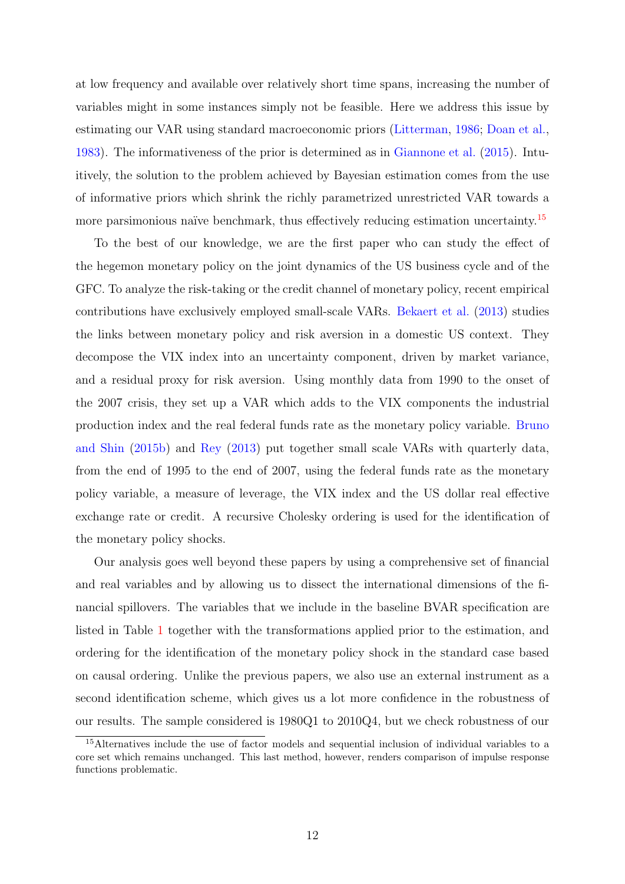at low frequency and available over relatively short time spans, increasing the number of variables might in some instances simply not be feasible. Here we address this issue by estimating our VAR using standard macroeconomic priors (Litterman, 1986; Doan et al., 1983). The informativeness of the prior is determined as in Giannone et al. (2015). Intuitively, the solution to the problem achieved by Bayesian estimation comes from the use of informative priors which shrink the richly parametrized unrestricted VAR towards a more parsimonious naïve benchmark, thus effectively reducing estimation uncertainty.[15]

To the best of our knowledge, we are the first paper who can study the effect of the hegemon monetary policy on the joint dynamics of the US business cycle and of the GFC. To analyze the risk-taking or the credit channel of monetary policy, recent empirical contributions have exclusively employed small-scale VARs. Bekaert et al. (2013) studies the links between monetary policy and risk aversion in a domestic US context. They decompose the VIX index into an uncertainty component, driven by market variance, and a residual proxy for risk aversion. Using monthly data from 1990 to the onset of the 2007 crisis, they set up a VAR which adds to the VIX components the industrial production index and the real federal funds rate as the monetary policy variable. Bruno and Shin (2015b) and Rey (2013) put together small scale VARs with quarterly data, from the end of 1995 to the end of 2007, using the federal funds rate as the monetary policy variable, a measure of leverage, the VIX index and the US dollar real effective exchange rate or credit. A recursive Cholesky ordering is used for the identification of the monetary policy shocks.

Our analysis goes well beyond these papers by using a comprehensive set of financial and real variables and by allowing us to dissect the international dimensions of the financial spillovers. The variables that we include in the baseline BVAR specification are listed in Table 1 together with the transformations applied prior to the estimation, and ordering for the identification of the monetary policy shock in the standard case based on causal ordering. Unlike the previous papers, we also use an external instrument as a second identification scheme, which gives us a lot more confidence in the robustness of our results. The sample considered is 1980Q1 to 2010Q4, but we check robustness of our

[15] Alternatives include the use of factor models and sequential inclusion of individual variables to a core set which remains unchanged. This last method, however, renders comparison of impulse response functions problematic.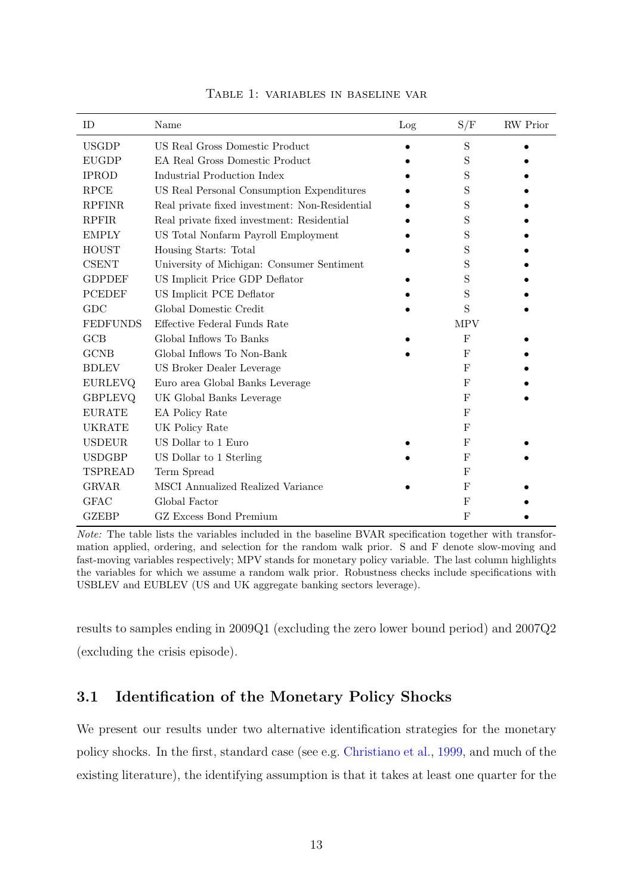Table 1: variables in baseline var

| ID | Name | Log | S/F | RW Prior |
|---|---|---|---|---|
| USGDP | US Real Gross Domestic Product | • | S | • |
| EUGDP | EA Real Gross Domestic Product | • | S | • |
| IPROD | Industrial Production Index | • | S | • |
| RPCE | US Real Personal Consumption Expenditures | • | S | • |
| RPFINR | Real private fixed investment: Non-Residential | • | S | • |
| RPFIR | Real private fixed investment: Residential | • | S | • |
| EMPLY | US Total Nonfarm Payroll Employment | • | S | • |
| HOUST | Housing Starts: Total | • | S | • |
| CSENT | University of Michigan: Consumer Sentiment | | S | • |
| GDPDEF | US Implicit Price GDP Deflator | • | S | • |
| PCEDEF | US Implicit PCE Deflator | • | S | • |
| GDC | Global Domestic Credit | • | S | • |
| FEDFUNDS | Effective Federal Funds Rate | | MPV | |
| GCB | Global Inflows To Banks | • | F | • |
| GCNB | Global Inflows To Non-Bank | • | F | • |
| BDLEV | US Broker Dealer Leverage | | F | • |
| EURLEVQ | Euro area Global Banks Leverage | | F | • |
| GBPLEVQ | UK Global Banks Leverage | | F | • |
| EURATE | EA Policy Rate | | F | |
| UKRATE | UK Policy Rate | | F | |
| USDEUR | US Dollar to 1 Euro | • | F | • |
| USDGBP | US Dollar to 1 Sterling | • | F | • |
| TSPREAD | Term Spread | | F | |
| GRVAR | MSCI Annualized Realized Variance | • | F | • |
| GFAC | Global Factor | | F | • |
| GZEBP | GZ Excess Bond Premium | | F | • |

*Note:* The table lists the variables included in the baseline BVAR specification together with transformation applied, ordering, and selection for the random walk prior. S and F denote slow-moving and fast-moving variables respectively; MPV stands for monetary policy variable. The last column highlights the variables for which we assume a random walk prior. Robustness checks include specifications with USBLEV and EUBLEV (US and UK aggregate banking sectors leverage).

results to samples ending in 2009Q1 (excluding the zero lower bound period) and 2007Q2 (excluding the crisis episode).

## 3.1 Identification of the Monetary Policy Shocks

We present our results under two alternative identification strategies for the monetary policy shocks. In the first, standard case (see e.g. Christiano et al., 1999, and much of the existing literature), the identifying assumption is that it takes at least one quarter for the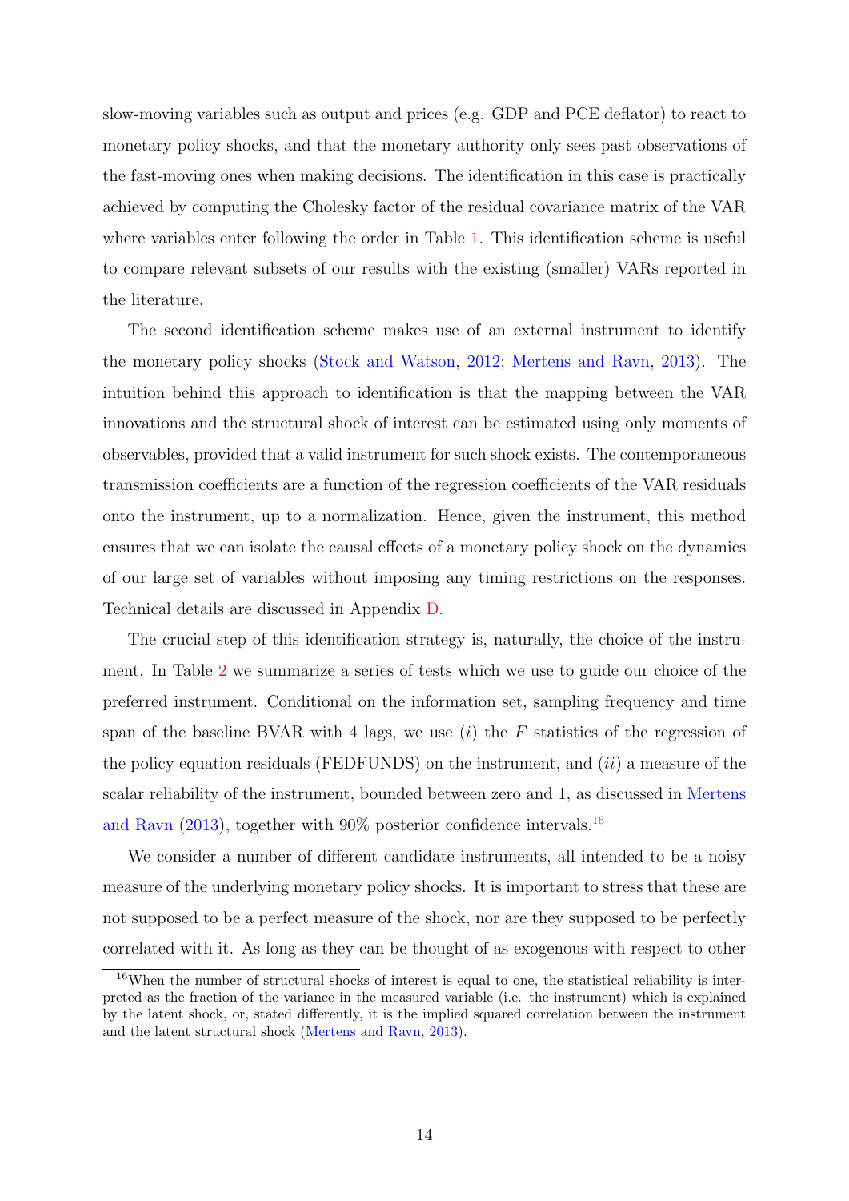slow-moving variables such as output and prices (e.g. GDP and PCE deflator) to react to monetary policy shocks, and that the monetary authority only sees past observations of the fast-moving ones when making decisions. The identification in this case is practically achieved by computing the Cholesky factor of the residual covariance matrix of the VAR where variables enter following the order in Table 1. This identification scheme is useful to compare relevant subsets of our results with the existing (smaller) VARs reported in the literature.

The second identification scheme makes use of an external instrument to identify the monetary policy shocks (Stock and Watson, 2012; Mertens and Ravn, 2013). The intuition behind this approach to identification is that the mapping between the VAR innovations and the structural shock of interest can be estimated using only moments of observables, provided that a valid instrument for such shock exists. The contemporaneous transmission coefficients are a function of the regression coefficients of the VAR residuals onto the instrument, up to a normalization. Hence, given the instrument, this method ensures that we can isolate the causal effects of a monetary policy shock on the dynamics of our large set of variables without imposing any timing restrictions on the responses. Technical details are discussed in Appendix D.

The crucial step of this identification strategy is, naturally, the choice of the instrument. In Table 2 we summarize a series of tests which we use to guide our choice of the preferred instrument. Conditional on the information set, sampling frequency and time span of the baseline BVAR with 4 lags, we use (*i*) the $F$ statistics of the regression of the policy equation residuals (FEDFUNDS) on the instrument, and (*ii*) a measure of the scalar reliability of the instrument, bounded between zero and 1, as discussed in Mertens and Ravn (2013), together with 90% posterior confidence intervals.[16]

We consider a number of different candidate instruments, all intended to be a noisy measure of the underlying monetary policy shocks. It is important to stress that these are not supposed to be a perfect measure of the shock, nor are they supposed to be perfectly correlated with it. As long as they can be thought of as exogenous with respect to other

[16]When the number of structural shocks of interest is equal to one, the statistical reliability is interpreted as the fraction of the variance in the measured variable (i.e. the instrument) which is explained by the latent shock, or, stated differently, it is the implied squared correlation between the instrument and the latent structural shock (Mertens and Ravn, 2013).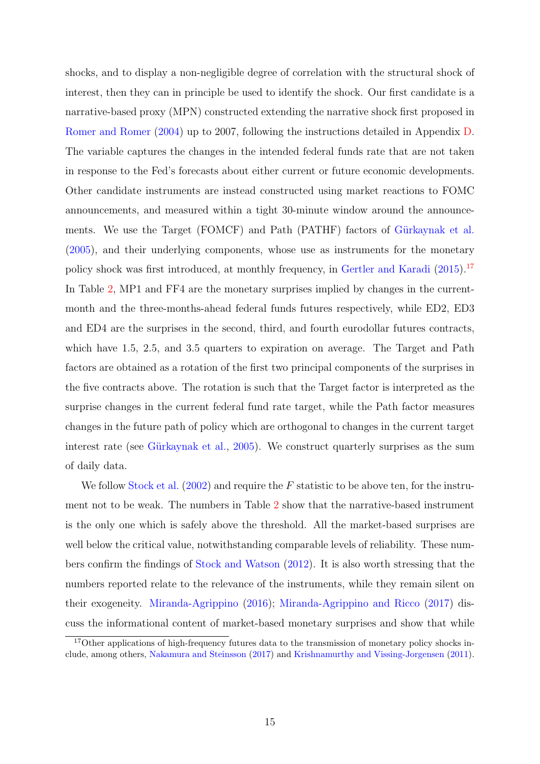shocks, and to display a non-negligible degree of correlation with the structural shock of interest, then they can in principle be used to identify the shock. Our first candidate is a narrative-based proxy (MPN) constructed extending the narrative shock first proposed in Romer and Romer (2004) up to 2007, following the instructions detailed in Appendix D. The variable captures the changes in the intended federal funds rate that are not taken in response to the Fed's forecasts about either current or future economic developments. Other candidate instruments are instead constructed using market reactions to FOMC announcements, and measured within a tight 30-minute window around the announcements. We use the Target (FOMCF) and Path (PATHF) factors of Gürkaynak et al. (2005), and their underlying components, whose use as instruments for the monetary policy shock was first introduced, at monthly frequency, in Gertler and Karadi (2015).[17] In Table 2, MP1 and FF4 are the monetary surprises implied by changes in the current-month and the three-months-ahead federal funds futures respectively, while ED2, ED3 and ED4 are the surprises in the second, third, and fourth eurodollar futures contracts, which have 1.5, 2.5, and 3.5 quarters to expiration on average. The Target and Path factors are obtained as a rotation of the first two principal components of the surprises in the five contracts above. The rotation is such that the Target factor is interpreted as the surprise changes in the current federal fund rate target, while the Path factor measures changes in the future path of policy which are orthogonal to changes in the current target interest rate (see Gürkaynak et al., 2005). We construct quarterly surprises as the sum of daily data.

We follow Stock et al. (2002) and require the $F$ statistic to be above ten, for the instrument not to be weak. The numbers in Table 2 show that the narrative-based instrument is the only one which is safely above the threshold. All the market-based surprises are well below the critical value, notwithstanding comparable levels of reliability. These numbers confirm the findings of Stock and Watson (2012). It is also worth stressing that the numbers reported relate to the relevance of the instruments, while they remain silent on their exogeneity. Miranda-Agrippino (2016); Miranda-Agrippino and Ricco (2017) discuss the informational content of market-based monetary surprises and show that while

[17] Other applications of high-frequency futures data to the transmission of monetary policy shocks include, among others, Nakamura and Steinsson (2017) and Krishnamurthy and Vissing-Jorgensen (2011).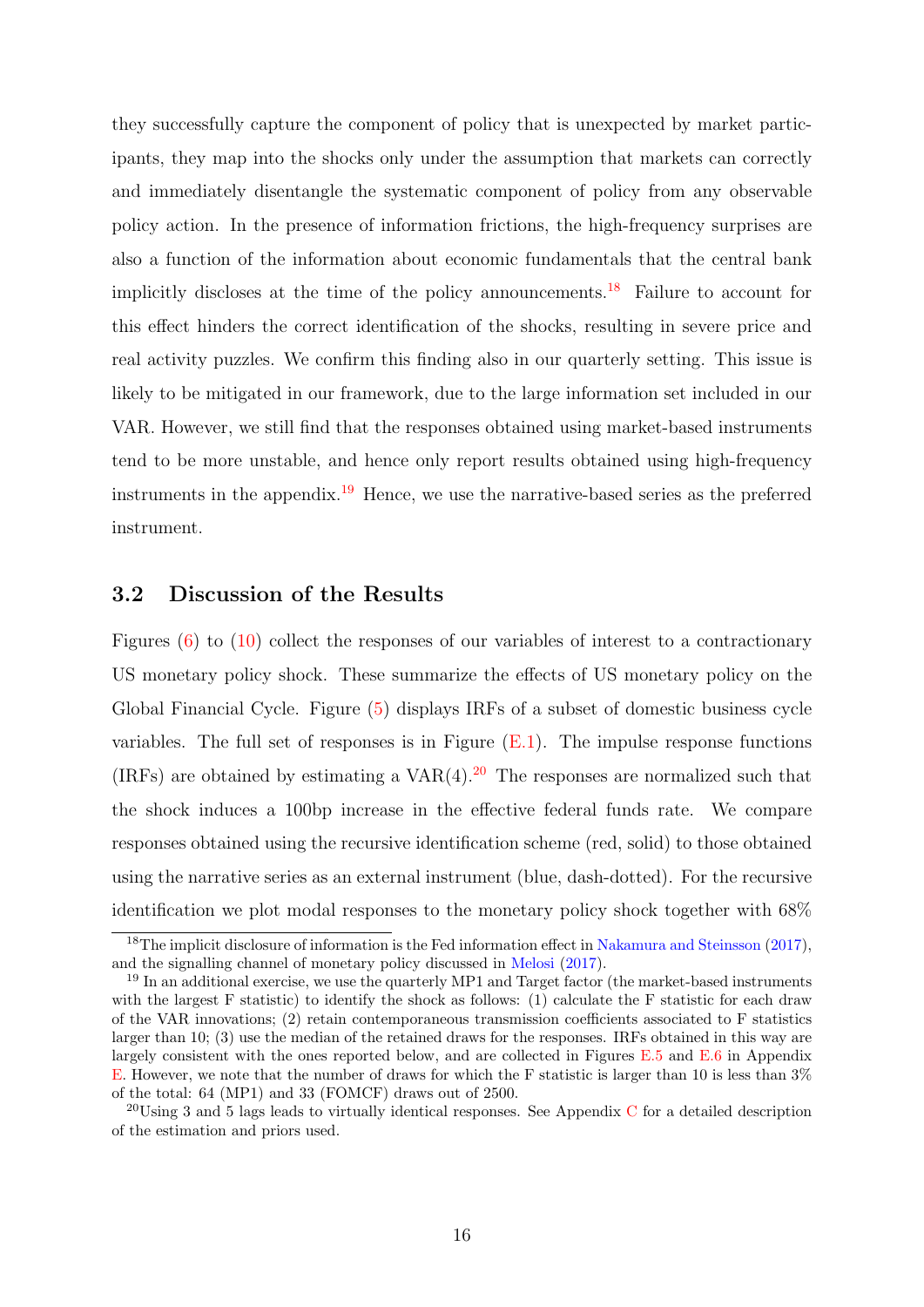they successfully capture the component of policy that is unexpected by market participants, they map into the shocks only under the assumption that markets can correctly and immediately disentangle the systematic component of policy from any observable policy action. In the presence of information frictions, the high-frequency surprises are also a function of the information about economic fundamentals that the central bank implicitly discloses at the time of the policy announcements.[18] Failure to account for this effect hinders the correct identification of the shocks, resulting in severe price and real activity puzzles. We confirm this finding also in our quarterly setting. This issue is likely to be mitigated in our framework, due to the large information set included in our VAR. However, we still find that the responses obtained using market-based instruments tend to be more unstable, and hence only report results obtained using high-frequency instruments in the appendix.[19] Hence, we use the narrative-based series as the preferred instrument.

## 3.2 Discussion of the Results

Figures (6) to (10) collect the responses of our variables of interest to a contractionary US monetary policy shock. These summarize the effects of US monetary policy on the Global Financial Cycle. Figure (5) displays IRFs of a subset of domestic business cycle variables. The full set of responses is in Figure (E.1). The impulse response functions (IRFs) are obtained by estimating a VAR(4).[20] The responses are normalized such that the shock induces a 100bp increase in the effective federal funds rate. We compare responses obtained using the recursive identification scheme (red, solid) to those obtained using the narrative series as an external instrument (blue, dash-dotted). For the recursive identification we plot modal responses to the monetary policy shock together with 68%

---

[18] The implicit disclosure of information is the Fed information effect in Nakamura and Steinsson (2017), and the signalling channel of monetary policy discussed in Melosi (2017).

[19] In an additional exercise, we use the quarterly MP1 and Target factor (the market-based instruments with the largest F statistic) to identify the shock as follows: (1) calculate the F statistic for each draw of the VAR innovations; (2) retain contemporaneous transmission coefficients associated to F statistics larger than 10; (3) use the median of the retained draws for the responses. IRFs obtained in this way are largely consistent with the ones reported below, and are collected in Figures E.5 and E.6 in Appendix E. However, we note that the number of draws for which the F statistic is larger than 10 is less than 3% of the total: 64 (MP1) and 33 (FOMCF) draws out of 2500.

[20] Using 3 and 5 lags leads to virtually identical responses. See Appendix C for a detailed description of the estimation and priors used.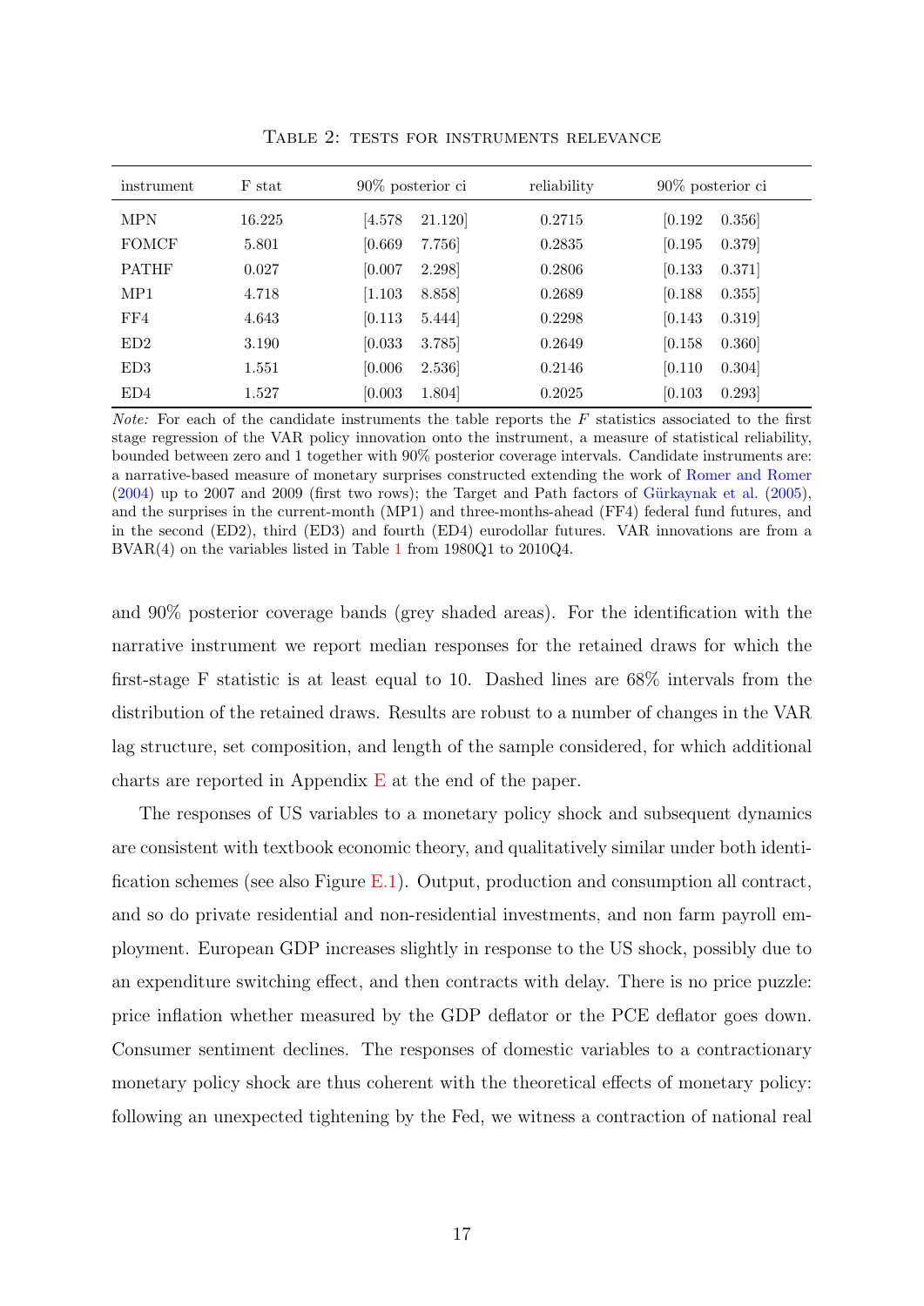Table 2: tests for instruments relevance

| instrument | F stat | 90% posterior ci | | reliability | 90% posterior ci | |
|---|---|---|---|---|---|---|
| MPN | 16.225 | [4.578 | 21.120] | 0.2715 | [0.192 | 0.356] |
| FOMCF | 5.801 | [0.669 | 7.756] | 0.2835 | [0.195 | 0.379] |
| PATHF | 0.027 | [0.007 | 2.298] | 0.2806 | [0.133 | 0.371] |
| MP1 | 4.718 | [1.103 | 8.858] | 0.2689 | [0.188 | 0.355] |
| FF4 | 4.643 | [0.113 | 5.444] | 0.2298 | [0.143 | 0.319] |
| ED2 | 3.190 | [0.033 | 3.785] | 0.2649 | [0.158 | 0.360] |
| ED3 | 1.551 | [0.006 | 2.536] | 0.2146 | [0.110 | 0.304] |
| ED4 | 1.527 | [0.003 | 1.804] | 0.2025 | [0.103 | 0.293] |

*Note:* For each of the candidate instruments the table reports the $F$ statistics associated to the first stage regression of the VAR policy innovation onto the instrument, a measure of statistical reliability, bounded between zero and 1 together with 90% posterior coverage intervals. Candidate instruments are: a narrative-based measure of monetary surprises constructed extending the work of Romer and Romer (2004) up to 2007 and 2009 (first two rows); the Target and Path factors of Gürkaynak et al. (2005), and the surprises in the current-month (MP1) and three-months-ahead (FF4) federal fund futures, and in the second (ED2), third (ED3) and fourth (ED4) eurodollar futures. VAR innovations are from a BVAR(4) on the variables listed in Table 1 from 1980Q1 to 2010Q4.

and 90% posterior coverage bands (grey shaded areas). For the identification with the narrative instrument we report median responses for the retained draws for which the first-stage F statistic is at least equal to 10. Dashed lines are 68% intervals from the distribution of the retained draws. Results are robust to a number of changes in the VAR lag structure, set composition, and length of the sample considered, for which additional charts are reported in Appendix E at the end of the paper.

The responses of US variables to a monetary policy shock and subsequent dynamics are consistent with textbook economic theory, and qualitatively similar under both identification schemes (see also Figure E.1). Output, production and consumption all contract, and so do private residential and non-residential investments, and non farm payroll employment. European GDP increases slightly in response to the US shock, possibly due to an expenditure switching effect, and then contracts with delay. There is no price puzzle: price inflation whether measured by the GDP deflator or the PCE deflator goes down. Consumer sentiment declines. The responses of domestic variables to a contractionary monetary policy shock are thus coherent with the theoretical effects of monetary policy: following an unexpected tightening by the Fed, we witness a contraction of national real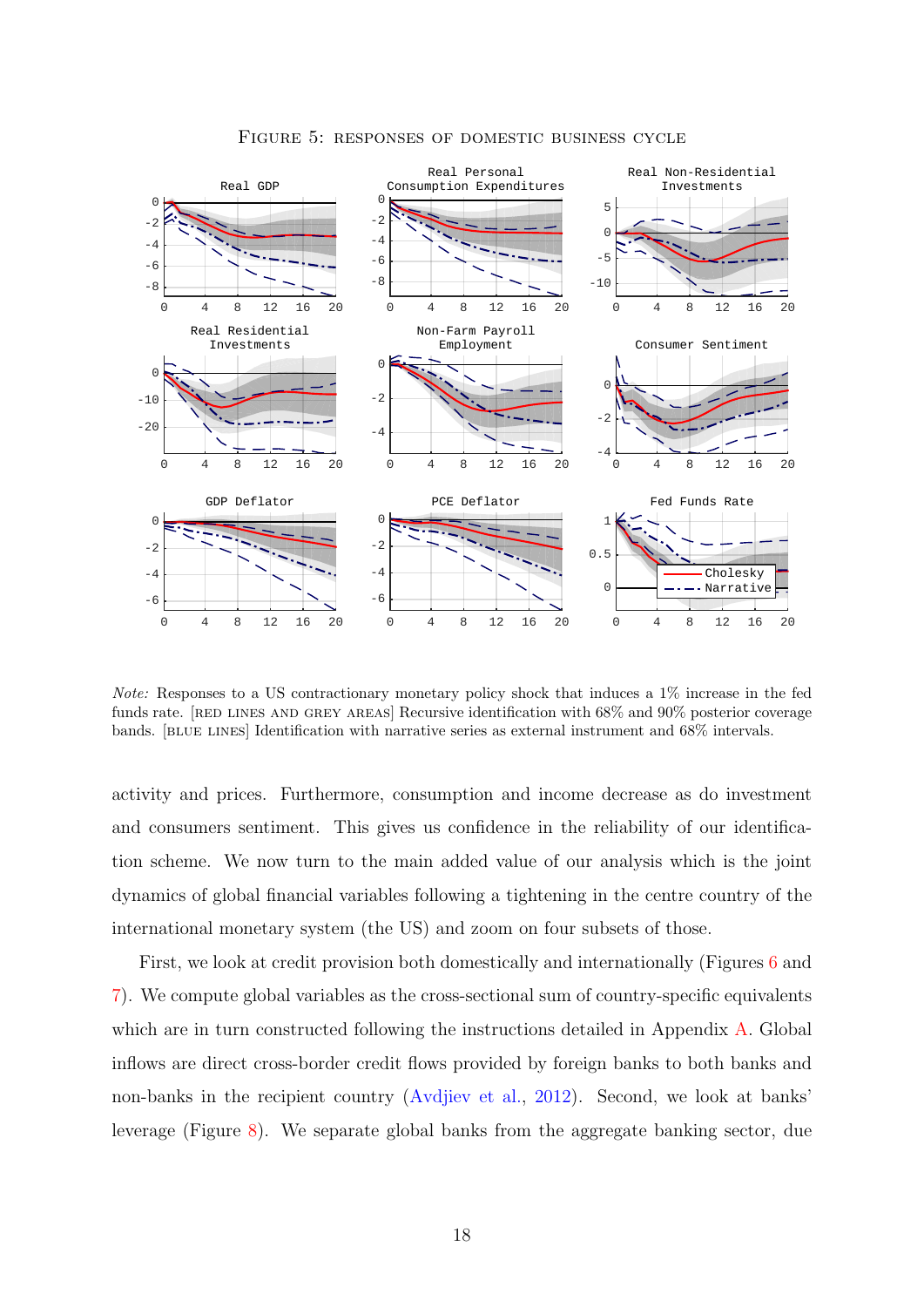Figure 5: responses of domestic business cycle

*Note:* Responses to a US contractionary monetary policy shock that induces a 1% increase in the fed funds rate. [red lines and grey areas] Recursive identification with 68% and 90% posterior coverage bands. [blue lines] Identification with narrative series as external instrument and 68% intervals.

activity and prices. Furthermore, consumption and income decrease as do investment and consumers sentiment. This gives us confidence in the reliability of our identification scheme. We now turn to the main added value of our analysis which is the joint dynamics of global financial variables following a tightening in the centre country of the international monetary system (the US) and zoom on four subsets of those.

First, we look at credit provision both domestically and internationally (Figures 6 and 7). We compute global variables as the cross-sectional sum of country-specific equivalents which are in turn constructed following the instructions detailed in Appendix A. Global inflows are direct cross-border credit flows provided by foreign banks to both banks and non-banks in the recipient country (Avdjiev et al., 2012). Second, we look at banks' leverage (Figure 8). We separate global banks from the aggregate banking sector, due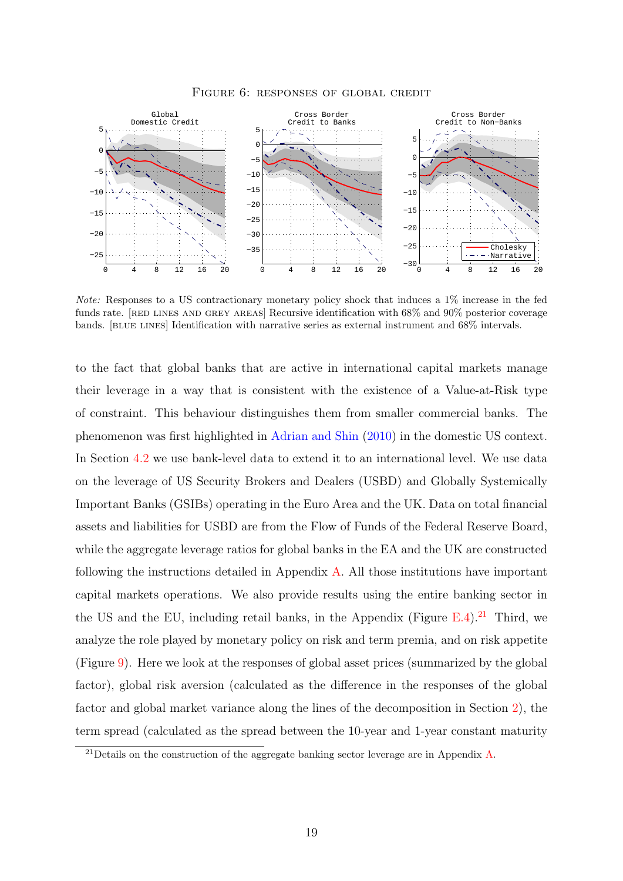Figure 6: responses of global credit

*Note:* Responses to a US contractionary monetary policy shock that induces a 1% increase in the fed funds rate. [red lines and grey areas] Recursive identification with 68% and 90% posterior coverage bands. [blue lines] Identification with narrative series as external instrument and 68% intervals.

to the fact that global banks that are active in international capital markets manage their leverage in a way that is consistent with the existence of a Value-at-Risk type of constraint. This behaviour distinguishes them from smaller commercial banks. The phenomenon was first highlighted in Adrian and Shin (2010) in the domestic US context. In Section 4.2 we use bank-level data to extend it to an international level. We use data on the leverage of US Security Brokers and Dealers (USBD) and Globally Systemically Important Banks (GSIBs) operating in the Euro Area and the UK. Data on total financial assets and liabilities for USBD are from the Flow of Funds of the Federal Reserve Board, while the aggregate leverage ratios for global banks in the EA and the UK are constructed following the instructions detailed in Appendix A. All those institutions have important capital markets operations. We also provide results using the entire banking sector in the US and the EU, including retail banks, in the Appendix (Figure E.4).[21] Third, we analyze the role played by monetary policy on risk and term premia, and on risk appetite (Figure 9). Here we look at the responses of global asset prices (summarized by the global factor), global risk aversion (calculated as the difference in the responses of the global factor and global market variance along the lines of the decomposition in Section 2), the term spread (calculated as the spread between the 10-year and 1-year constant maturity

[21] Details on the construction of the aggregate banking sector leverage are in Appendix A.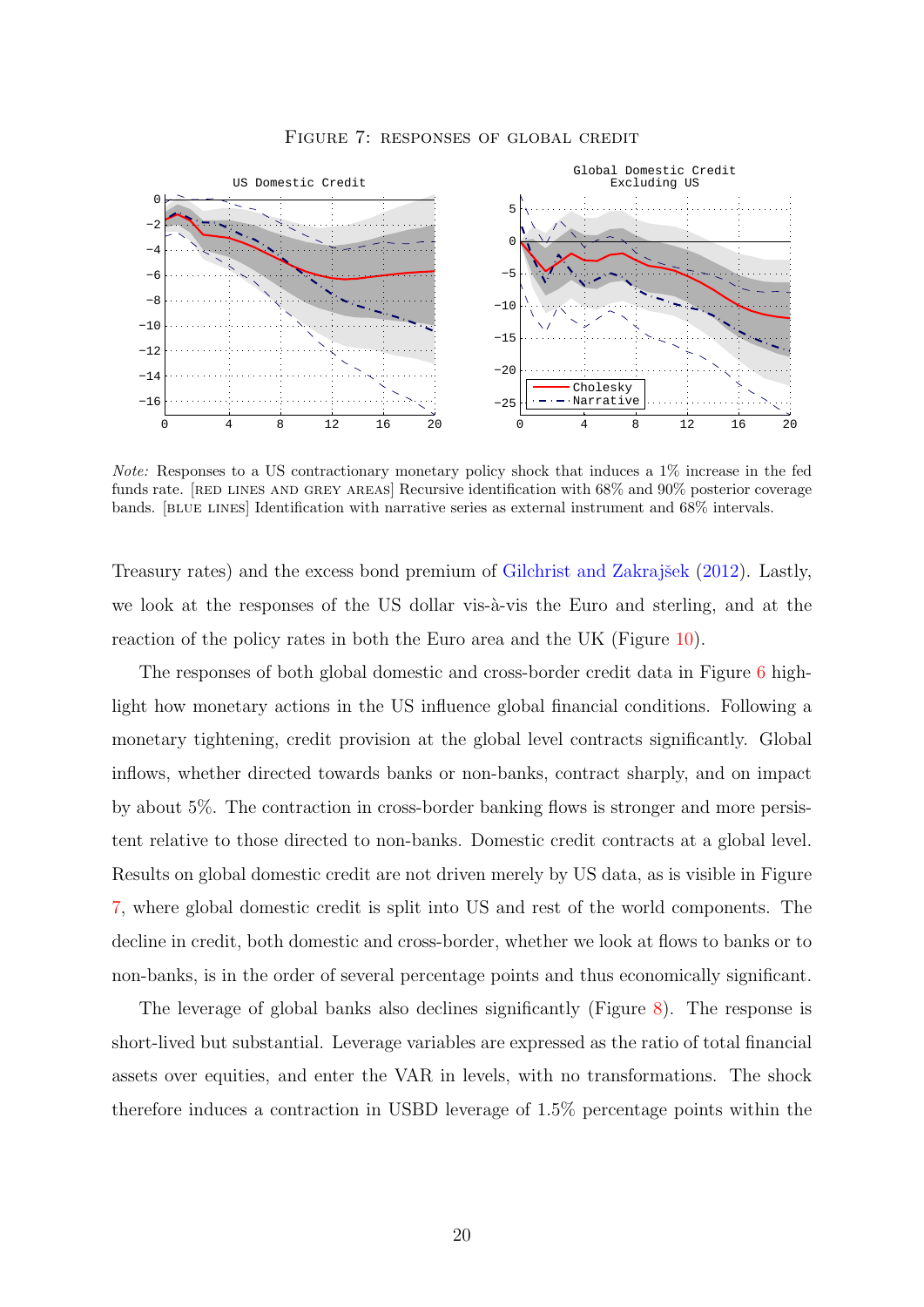Figure 7: responses of global credit

*Note:* Responses to a US contractionary monetary policy shock that induces a 1% increase in the fed funds rate. [red lines and grey areas] Recursive identification with 68% and 90% posterior coverage bands. [blue lines] Identification with narrative series as external instrument and 68% intervals.

Treasury rates) and the excess bond premium of Gilchrist and Zakrajšek (2012). Lastly, we look at the responses of the US dollar vis-à-vis the Euro and sterling, and at the reaction of the policy rates in both the Euro area and the UK (Figure 10).

The responses of both global domestic and cross-border credit data in Figure 6 highlight how monetary actions in the US influence global financial conditions. Following a monetary tightening, credit provision at the global level contracts significantly. Global inflows, whether directed towards banks or non-banks, contract sharply, and on impact by about 5%. The contraction in cross-border banking flows is stronger and more persistent relative to those directed to non-banks. Domestic credit contracts at a global level. Results on global domestic credit are not driven merely by US data, as is visible in Figure 7, where global domestic credit is split into US and rest of the world components. The decline in credit, both domestic and cross-border, whether we look at flows to banks or to non-banks, is in the order of several percentage points and thus economically significant.

The leverage of global banks also declines significantly (Figure 8). The response is short-lived but substantial. Leverage variables are expressed as the ratio of total financial assets over equities, and enter the VAR in levels, with no transformations. The shock therefore induces a contraction in USBD leverage of 1.5% percentage points within the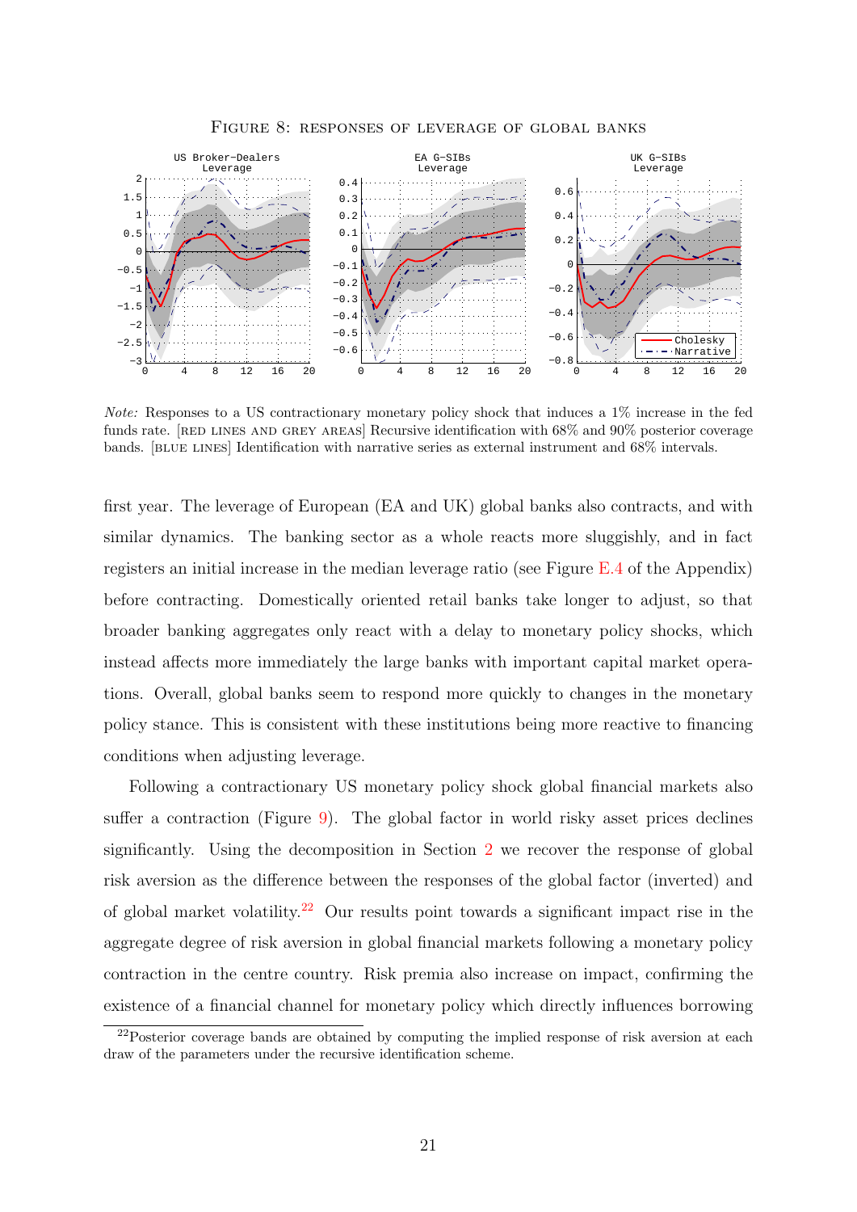Figure 8: responses of leverage of global banks

*Note:* Responses to a US contractionary monetary policy shock that induces a 1% increase in the fed funds rate. [red lines and grey areas] Recursive identification with 68% and 90% posterior coverage bands. [blue lines] Identification with narrative series as external instrument and 68% intervals.

first year. The leverage of European (EA and UK) global banks also contracts, and with similar dynamics. The banking sector as a whole reacts more sluggishly, and in fact registers an initial increase in the median leverage ratio (see Figure E.4 of the Appendix) before contracting. Domestically oriented retail banks take longer to adjust, so that broader banking aggregates only react with a delay to monetary policy shocks, which instead affects more immediately the large banks with important capital market operations. Overall, global banks seem to respond more quickly to changes in the monetary policy stance. This is consistent with these institutions being more reactive to financing conditions when adjusting leverage.

Following a contractionary US monetary policy shock global financial markets also suffer a contraction (Figure 9). The global factor in world risky asset prices declines significantly. Using the decomposition in Section 2 we recover the response of global risk aversion as the difference between the responses of the global factor (inverted) and of global market volatility.[22] Our results point towards a significant impact rise in the aggregate degree of risk aversion in global financial markets following a monetary policy contraction in the centre country. Risk premia also increase on impact, confirming the existence of a financial channel for monetary policy which directly influences borrowing

[22] Posterior coverage bands are obtained by computing the implied response of risk aversion at each draw of the parameters under the recursive identification scheme.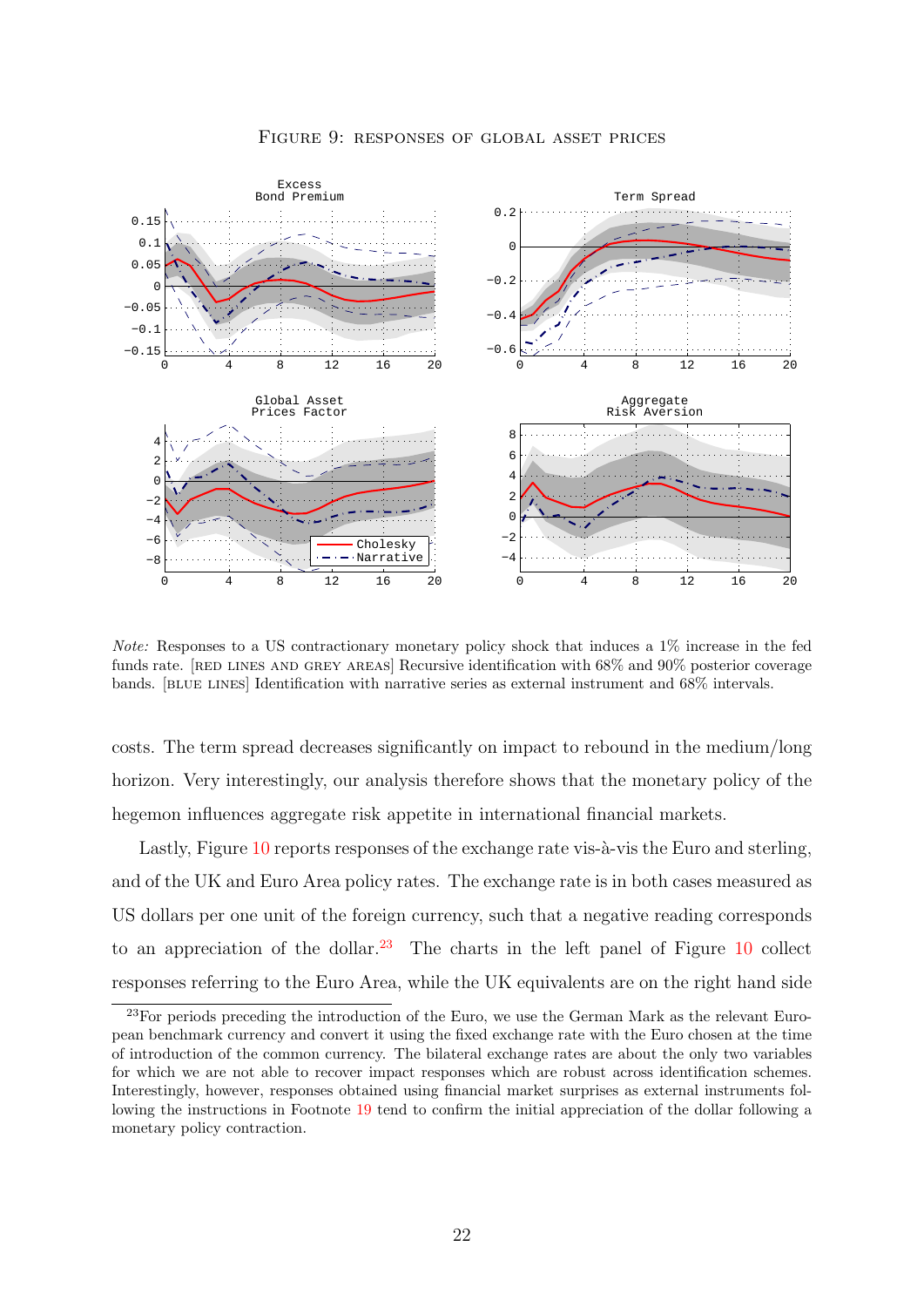FIGURE 9: RESPONSES OF GLOBAL ASSET PRICES

*Note:* Responses to a US contractionary monetary policy shock that induces a 1% increase in the fed funds rate. [RED LINES AND GREY AREAS] Recursive identification with 68% and 90% posterior coverage bands. [BLUE LINES] Identification with narrative series as external instrument and 68% intervals.

costs. The term spread decreases significantly on impact to rebound in the medium/long horizon. Very interestingly, our analysis therefore shows that the monetary policy of the hegemon influences aggregate risk appetite in international financial markets.

Lastly, Figure 10 reports responses of the exchange rate vis-à-vis the Euro and sterling, and of the UK and Euro Area policy rates. The exchange rate is in both cases measured as US dollars per one unit of the foreign currency, such that a negative reading corresponds to an appreciation of the dollar.[23] The charts in the left panel of Figure 10 collect responses referring to the Euro Area, while the UK equivalents are on the right hand side

[23] For periods preceding the introduction of the Euro, we use the German Mark as the relevant European benchmark currency and convert it using the fixed exchange rate with the Euro chosen at the time of introduction of the common currency. The bilateral exchange rates are about the only two variables for which we are not able to recover impact responses which are robust across identification schemes. Interestingly, however, responses obtained using financial market surprises as external instruments following the instructions in Footnote 19 tend to confirm the initial appreciation of the dollar following a monetary policy contraction.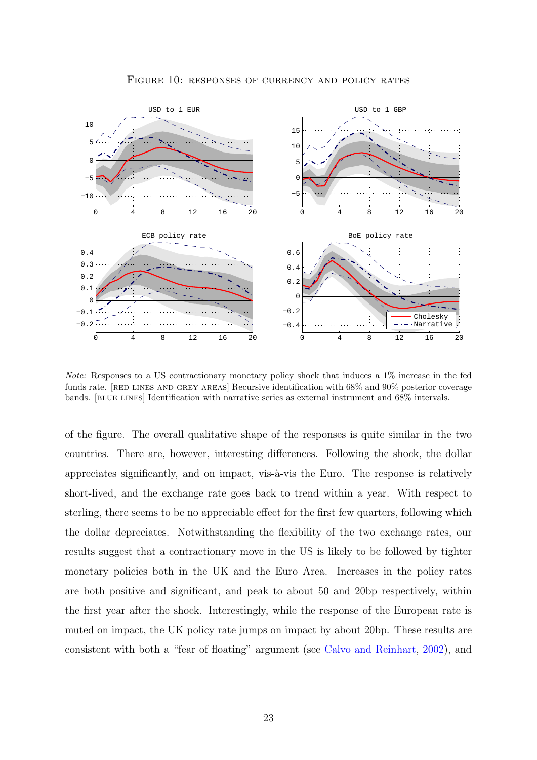FIGURE 10: RESPONSES OF CURRENCY AND POLICY RATES

*Note:* Responses to a US contractionary monetary policy shock that induces a 1% increase in the fed funds rate. [RED LINES AND GREY AREAS] Recursive identification with 68% and 90% posterior coverage bands. [BLUE LINES] Identification with narrative series as external instrument and 68% intervals.

of the figure. The overall qualitative shape of the responses is quite similar in the two countries. There are, however, interesting differences. Following the shock, the dollar appreciates significantly, and on impact, vis-à-vis the Euro. The response is relatively short-lived, and the exchange rate goes back to trend within a year. With respect to sterling, there seems to be no appreciable effect for the first few quarters, following which the dollar depreciates. Notwithstanding the flexibility of the two exchange rates, our results suggest that a contractionary move in the US is likely to be followed by tighter monetary policies both in the UK and the Euro Area. Increases in the policy rates are both positive and significant, and peak to about 50 and 20bp respectively, within the first year after the shock. Interestingly, while the response of the European rate is muted on impact, the UK policy rate jumps on impact by about 20bp. These results are consistent with both a "fear of floating" argument (see Calvo and Reinhart, 2002), and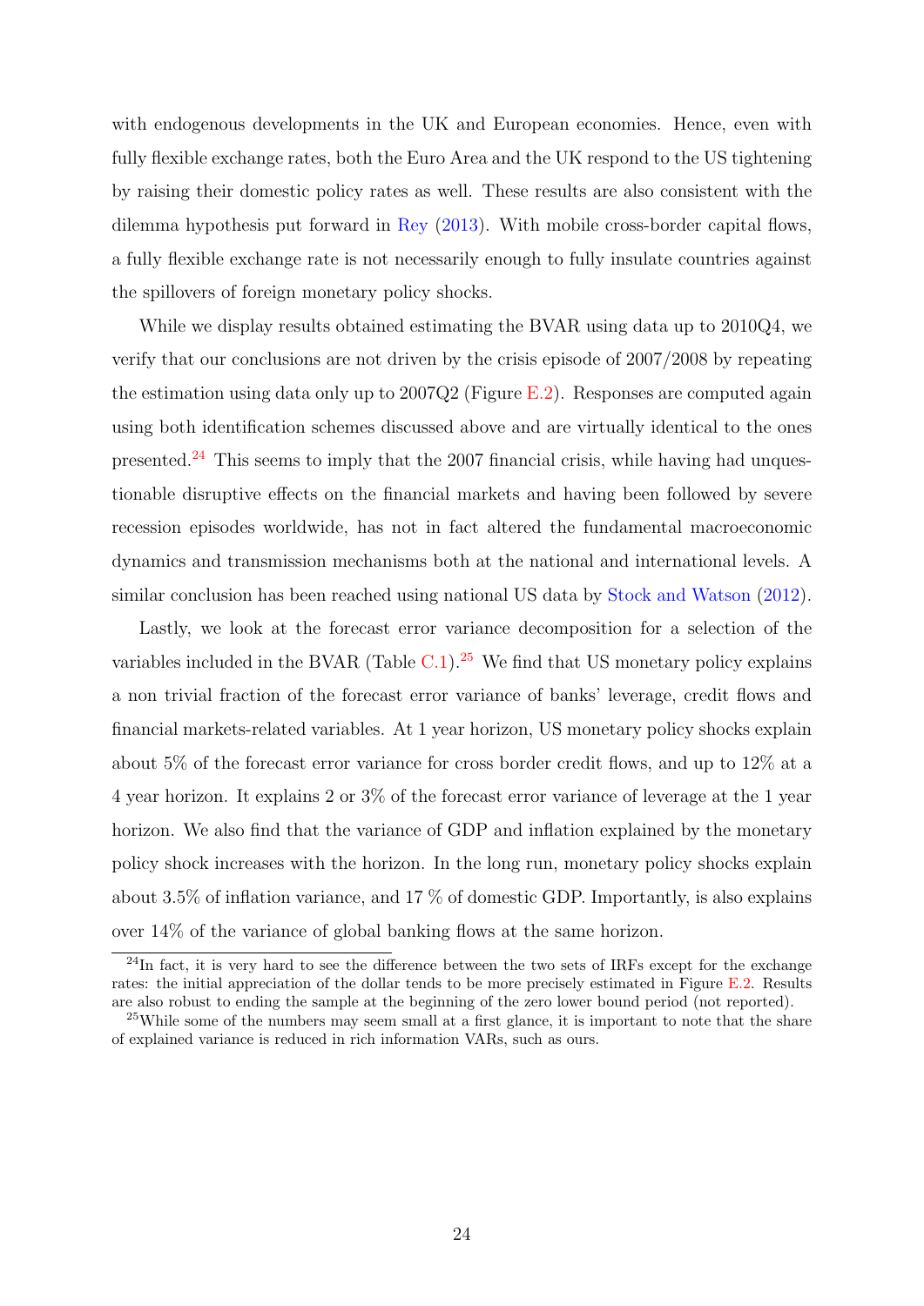with endogenous developments in the UK and European economies. Hence, even with fully flexible exchange rates, both the Euro Area and the UK respond to the US tightening by raising their domestic policy rates as well. These results are also consistent with the dilemma hypothesis put forward in Rey (2013). With mobile cross-border capital flows, a fully flexible exchange rate is not necessarily enough to fully insulate countries against the spillovers of foreign monetary policy shocks.

While we display results obtained estimating the BVAR using data up to 2010Q4, we verify that our conclusions are not driven by the crisis episode of 2007/2008 by repeating the estimation using data only up to 2007Q2 (Figure E.2). Responses are computed again using both identification schemes discussed above and are virtually identical to the ones presented.[24] This seems to imply that the 2007 financial crisis, while having had unquestionable disruptive effects on the financial markets and having been followed by severe recession episodes worldwide, has not in fact altered the fundamental macroeconomic dynamics and transmission mechanisms both at the national and international levels. A similar conclusion has been reached using national US data by Stock and Watson (2012).

Lastly, we look at the forecast error variance decomposition for a selection of the variables included in the BVAR (Table C.1).[25] We find that US monetary policy explains a non trivial fraction of the forecast error variance of banks' leverage, credit flows and financial markets-related variables. At 1 year horizon, US monetary policy shocks explain about 5% of the forecast error variance for cross border credit flows, and up to 12% at a 4 year horizon. It explains 2 or 3% of the forecast error variance of leverage at the 1 year horizon. We also find that the variance of GDP and inflation explained by the monetary policy shock increases with the horizon. In the long run, monetary policy shocks explain about 3.5% of inflation variance, and 17 % of domestic GDP. Importantly, is also explains over 14% of the variance of global banking flows at the same horizon.

[24] In fact, it is very hard to see the difference between the two sets of IRFs except for the exchange rates: the initial appreciation of the dollar tends to be more precisely estimated in Figure E.2. Results are also robust to ending the sample at the beginning of the zero lower bound period (not reported).

[25] While some of the numbers may seem small at a first glance, it is important to note that the share of explained variance is reduced in rich information VARs, such as ours.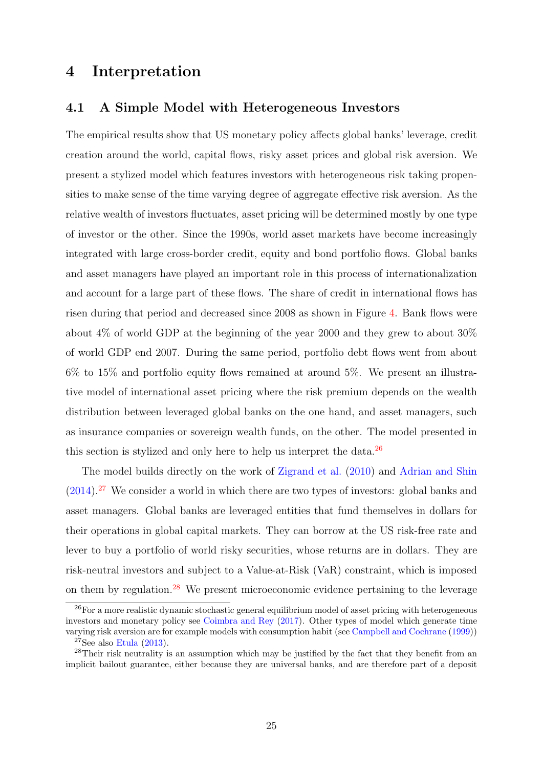# 4 Interpretation

## 4.1 A Simple Model with Heterogeneous Investors

The empirical results show that US monetary policy affects global banks' leverage, credit creation around the world, capital flows, risky asset prices and global risk aversion. We present a stylized model which features investors with heterogeneous risk taking propensities to make sense of the time varying degree of aggregate effective risk aversion. As the relative wealth of investors fluctuates, asset pricing will be determined mostly by one type of investor or the other. Since the 1990s, world asset markets have become increasingly integrated with large cross-border credit, equity and bond portfolio flows. Global banks and asset managers have played an important role in this process of internationalization and account for a large part of these flows. The share of credit in international flows has risen during that period and decreased since 2008 as shown in Figure 4. Bank flows were about 4% of world GDP at the beginning of the year 2000 and they grew to about 30% of world GDP end 2007. During the same period, portfolio debt flows went from about 6% to 15% and portfolio equity flows remained at around 5%. We present an illustrative model of international asset pricing where the risk premium depends on the wealth distribution between leveraged global banks on the one hand, and asset managers, such as insurance companies or sovereign wealth funds, on the other. The model presented in this section is stylized and only here to help us interpret the data.[26]

The model builds directly on the work of Zigrand et al. (2010) and Adrian and Shin (2014).[27] We consider a world in which there are two types of investors: global banks and asset managers. Global banks are leveraged entities that fund themselves in dollars for their operations in global capital markets. They can borrow at the US risk-free rate and lever to buy a portfolio of world risky securities, whose returns are in dollars. They are risk-neutral investors and subject to a Value-at-Risk (VaR) constraint, which is imposed on them by regulation.[28] We present microeconomic evidence pertaining to the leverage

[26] For a more realistic dynamic stochastic general equilibrium model of asset pricing with heterogeneous investors and monetary policy see Coimbra and Rey (2017). Other types of model which generate time varying risk aversion are for example models with consumption habit (see Campbell and Cochrane (1999))

[27] See also Etula (2013).

[28] Their risk neutrality is an assumption which may be justified by the fact that they benefit from an implicit bailout guarantee, either because they are universal banks, and are therefore part of a deposit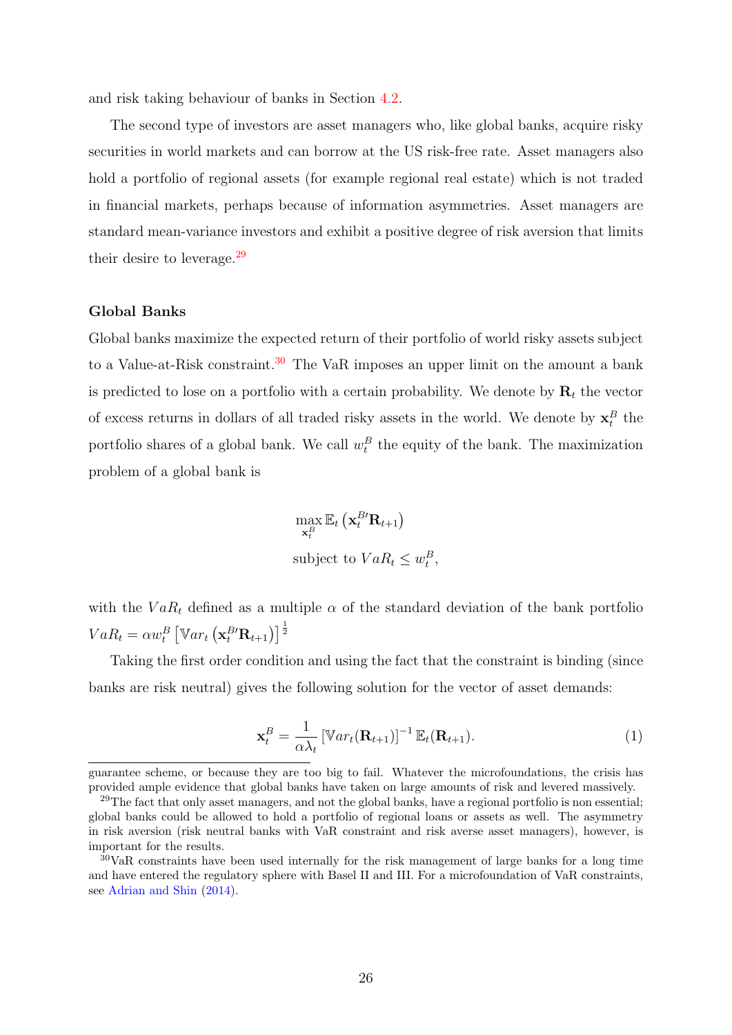and risk taking behaviour of banks in Section 4.2.

The second type of investors are asset managers who, like global banks, acquire risky securities in world markets and can borrow at the US risk-free rate. Asset managers also hold a portfolio of regional assets (for example regional real estate) which is not traded in financial markets, perhaps because of information asymmetries. Asset managers are standard mean-variance investors and exhibit a positive degree of risk aversion that limits their desire to leverage.[29]

**Global Banks**

Global banks maximize the expected return of their portfolio of world risky assets subject to a Value-at-Risk constraint.[30] The VaR imposes an upper limit on the amount a bank is predicted to lose on a portfolio with a certain probability. We denote by $\mathbf{R}_t$ the vector of excess returns in dollars of all traded risky assets in the world. We denote by $\mathbf{x}_t^B$ the portfolio shares of a global bank. We call $w_t^B$ the equity of the bank. The maximization problem of a global bank is

$$\max_{\mathbf{x}_t^B} \mathbb{E}_t\left(\mathbf{x}_t^{B\prime}\mathbf{R}_{t+1}\right)$$
$$\text{subject to } VaR_t \leq w_t^B,$$

with the $VaR_t$ defined as a multiple $\alpha$ of the standard deviation of the bank portfolio $VaR_t = \alpha w_t^B \left[\mathbb{V}ar_t\left(\mathbf{x}_t^{B\prime}\mathbf{R}_{t+1}\right)\right]^{\frac{1}{2}}$

Taking the first order condition and using the fact that the constraint is binding (since banks are risk neutral) gives the following solution for the vector of asset demands:

$$\mathbf{x}_t^B = \frac{1}{\alpha\lambda_t}\left[\mathbb{V}ar_t(\mathbf{R}_{t+1})\right]^{-1}\mathbb{E}_t(\mathbf{R}_{t+1}). \tag{1}$$

guarantee scheme, or because they are too big to fail. Whatever the microfoundations, the crisis has provided ample evidence that global banks have taken on large amounts of risk and levered massively.

[29] The fact that only asset managers, and not the global banks, have a regional portfolio is non essential; global banks could be allowed to hold a portfolio of regional loans or assets as well. The asymmetry in risk aversion (risk neutral banks with VaR constraint and risk averse asset managers), however, is important for the results.

[30] VaR constraints have been used internally for the risk management of large banks for a long time and have entered the regulatory sphere with Basel II and III. For a microfoundation of VaR constraints, see Adrian and Shin (2014).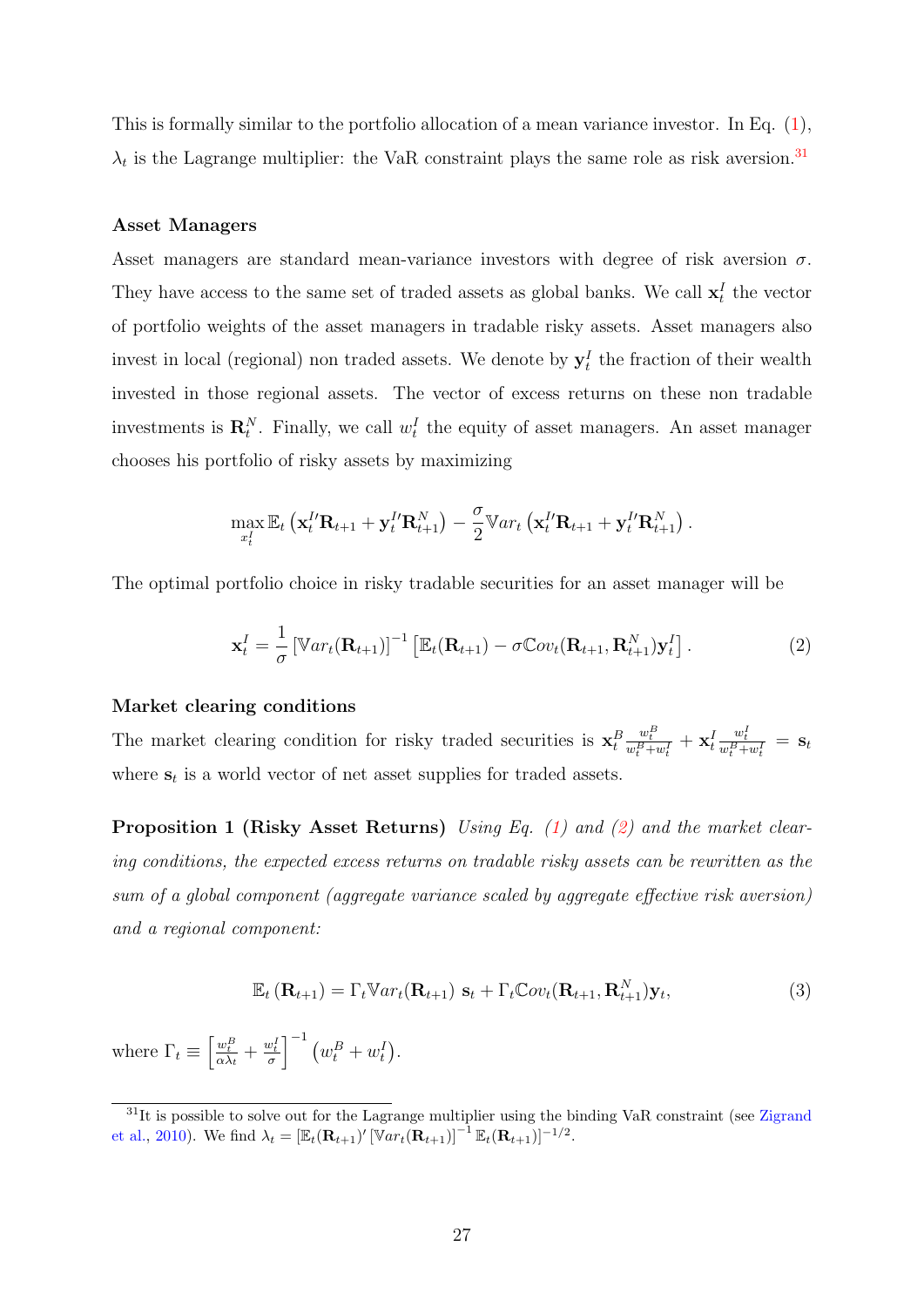This is formally similar to the portfolio allocation of a mean variance investor. In Eq. (1), $\lambda_t$ is the Lagrange multiplier: the VaR constraint plays the same role as risk aversion.[31]

**Asset Managers**

Asset managers are standard mean-variance investors with degree of risk aversion $\sigma$. They have access to the same set of traded assets as global banks. We call $\mathbf{x}_t^I$ the vector of portfolio weights of the asset managers in tradable risky assets. Asset managers also invest in local (regional) non traded assets. We denote by $\mathbf{y}_t^I$ the fraction of their wealth invested in those regional assets. The vector of excess returns on these non tradable investments is $\mathbf{R}_t^N$. Finally, we call $w_t^I$ the equity of asset managers. An asset manager chooses his portfolio of risky assets by maximizing

$$\max_{x_t^I} \mathbb{E}_t \left( \mathbf{x}_t^{I\prime} \mathbf{R}_{t+1} + \mathbf{y}_t^{I\prime} \mathbf{R}_{t+1}^N \right) - \frac{\sigma}{2} \mathbb{V}ar_t \left( \mathbf{x}_t^{I\prime} \mathbf{R}_{t+1} + \mathbf{y}_t^{I\prime} \mathbf{R}_{t+1}^N \right).$$

The optimal portfolio choice in risky tradable securities for an asset manager will be

$$\mathbf{x}_t^I = \frac{1}{\sigma} \left[ \mathbb{V}ar_t(\mathbf{R}_{t+1}) \right]^{-1} \left[ \mathbb{E}_t(\mathbf{R}_{t+1}) - \sigma \mathbb{C}ov_t(\mathbf{R}_{t+1}, \mathbf{R}_{t+1}^N) \mathbf{y}_t^I \right]. \tag{2}$$

**Market clearing conditions**

The market clearing condition for risky traded securities is $\mathbf{x}_t^B \frac{w_t^B}{w_t^B + w_t^I} + \mathbf{x}_t^I \frac{w_t^I}{w_t^B + w_t^I} = \mathbf{s}_t$ where $\mathbf{s}_t$ is a world vector of net asset supplies for traded assets.

**Proposition 1 (Risky Asset Returns)** *Using Eq. (1) and (2) and the market clearing conditions, the expected excess returns on tradable risky assets can be rewritten as the sum of a global component (aggregate variance scaled by aggregate effective risk aversion) and a regional component:*

$$\mathbb{E}_t \left( \mathbf{R}_{t+1} \right) = \Gamma_t \mathbb{V}ar_t(\mathbf{R}_{t+1}) \ \mathbf{s}_t + \Gamma_t \mathbb{C}ov_t(\mathbf{R}_{t+1}, \mathbf{R}_{t+1}^N) \mathbf{y}_t, \tag{3}$$

where $\Gamma_t \equiv \left[ \frac{w_t^B}{\alpha \lambda_t} + \frac{w_t^I}{\sigma} \right]^{-1} \left( w_t^B + w_t^I \right)$.

[31] It is possible to solve out for the Lagrange multiplier using the binding VaR constraint (see Zigrand et al., 2010). We find $\lambda_t = \left[ \mathbb{E}_t(\mathbf{R}_{t+1})' \left[ \mathbb{V}ar_t(\mathbf{R}_{t+1}) \right]^{-1} \mathbb{E}_t(\mathbf{R}_{t+1}) \right]^{-1/2}$.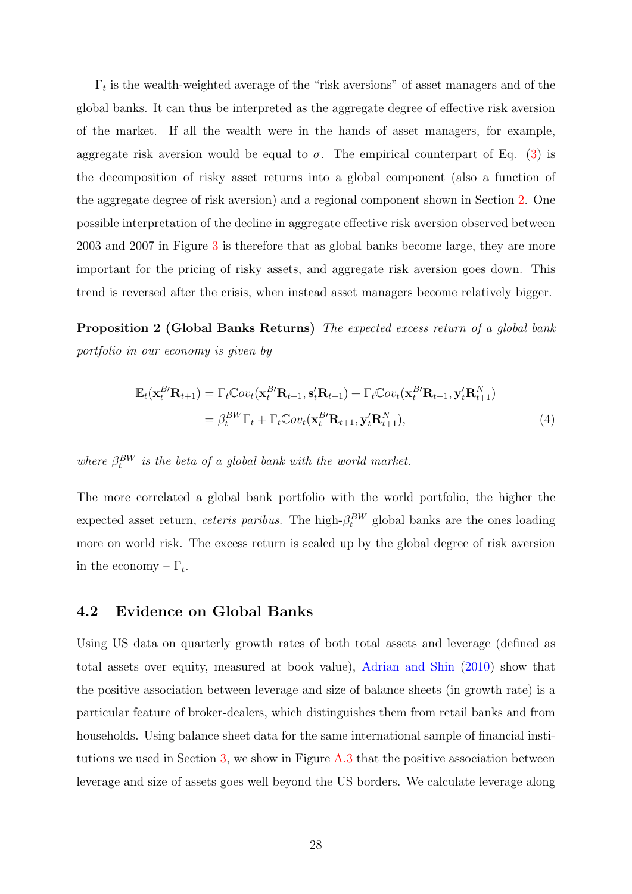$\Gamma_t$ is the wealth-weighted average of the "risk aversions" of asset managers and of the global banks. It can thus be interpreted as the aggregate degree of effective risk aversion of the market. If all the wealth were in the hands of asset managers, for example, aggregate risk aversion would be equal to $\sigma$. The empirical counterpart of Eq. (3) is the decomposition of risky asset returns into a global component (also a function of the aggregate degree of risk aversion) and a regional component shown in Section 2. One possible interpretation of the decline in aggregate effective risk aversion observed between 2003 and 2007 in Figure 3 is therefore that as global banks become large, they are more important for the pricing of risky assets, and aggregate risk aversion goes down. This trend is reversed after the crisis, when instead asset managers become relatively bigger.

**Proposition 2 (Global Banks Returns)** *The expected excess return of a global bank portfolio in our economy is given by*

$$\begin{aligned}
\mathbb{E}_t(\mathbf{x}_t^{B\prime}\mathbf{R}_{t+1}) &= \Gamma_t \mathbb{C}ov_t(\mathbf{x}_t^{B\prime}\mathbf{R}_{t+1}, \mathbf{s}_t'\mathbf{R}_{t+1}) + \Gamma_t \mathbb{C}ov_t(\mathbf{x}_t^{B\prime}\mathbf{R}_{t+1}, \mathbf{y}_t'\mathbf{R}_{t+1}^N) \\
&= \beta_t^{BW}\Gamma_t + \Gamma_t \mathbb{C}ov_t(\mathbf{x}_t^{B\prime}\mathbf{R}_{t+1}, \mathbf{y}_t'\mathbf{R}_{t+1}^N),
\end{aligned} \tag{4}$$

*where $\beta_t^{BW}$ is the beta of a global bank with the world market.*

The more correlated a global bank portfolio with the world portfolio, the higher the expected asset return, *ceteris paribus*. The high-$\beta_t^{BW}$ global banks are the ones loading more on world risk. The excess return is scaled up by the global degree of risk aversion in the economy – $\Gamma_t$.

## 4.2 Evidence on Global Banks

Using US data on quarterly growth rates of both total assets and leverage (defined as total assets over equity, measured at book value), Adrian and Shin (2010) show that the positive association between leverage and size of balance sheets (in growth rate) is a particular feature of broker-dealers, which distinguishes them from retail banks and from households. Using balance sheet data for the same international sample of financial institutions we used in Section 3, we show in Figure A.3 that the positive association between leverage and size of assets goes well beyond the US borders. We calculate leverage along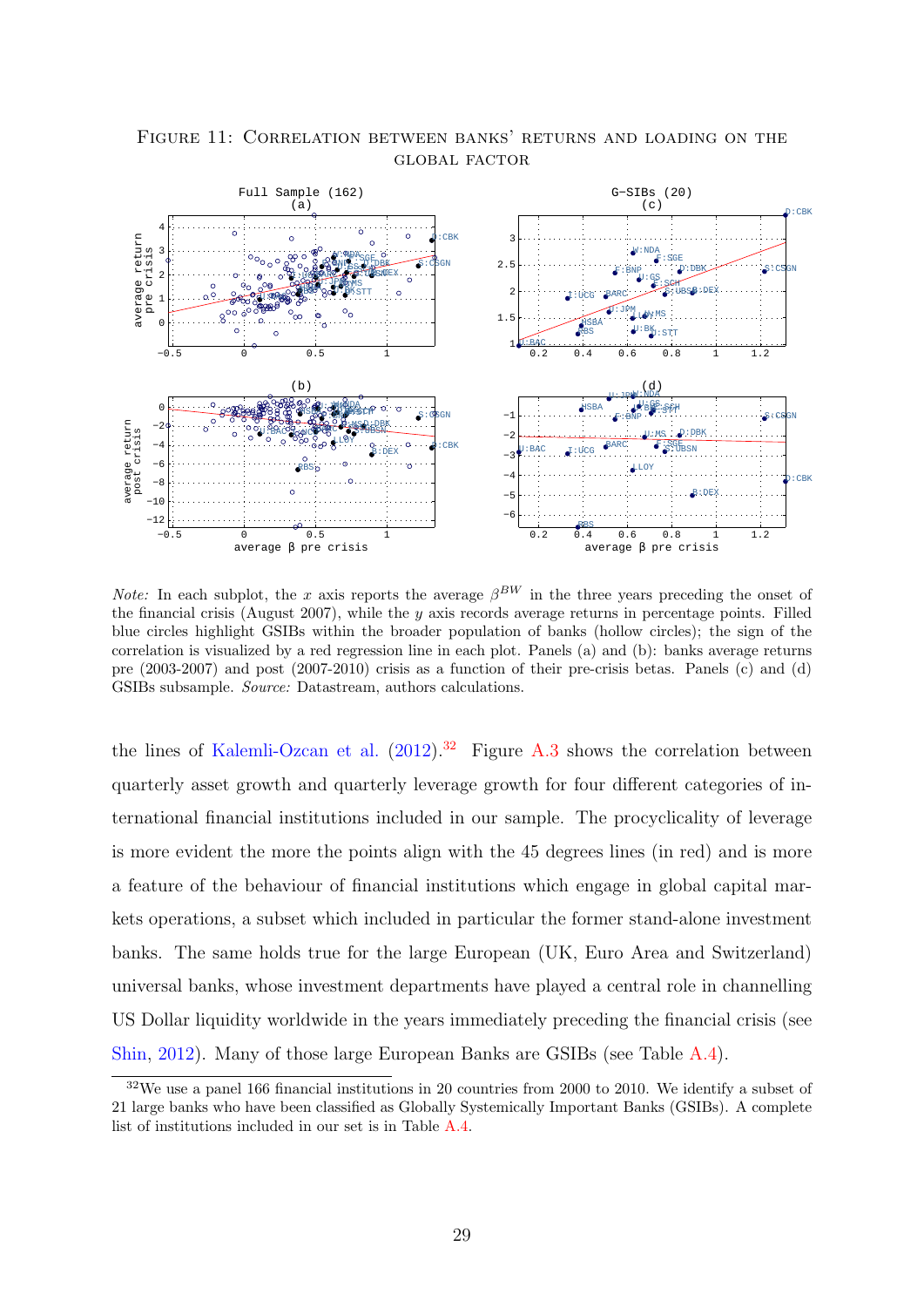FIGURE 11: CORRELATION BETWEEN BANKS' RETURNS AND LOADING ON THE GLOBAL FACTOR

*Note:* In each subplot, the $x$ axis reports the average $\beta^{BW}$ in the three years preceding the onset of the financial crisis (August 2007), while the $y$ axis records average returns in percentage points. Filled blue circles highlight GSIBs within the broader population of banks (hollow circles); the sign of the correlation is visualized by a red regression line in each plot. Panels (a) and (b): banks average returns pre (2003-2007) and post (2007-2010) crisis as a function of their pre-crisis betas. Panels (c) and (d) GSIBs subsample. *Source:* Datastream, authors calculations.

the lines of Kalemli-Ozcan et al. (2012).[32] Figure A.3 shows the correlation between quarterly asset growth and quarterly leverage growth for four different categories of international financial institutions included in our sample. The procyclicality of leverage is more evident the more the points align with the 45 degrees lines (in red) and is more a feature of the behaviour of financial institutions which engage in global capital markets operations, a subset which included in particular the former stand-alone investment banks. The same holds true for the large European (UK, Euro Area and Switzerland) universal banks, whose investment departments have played a central role in channelling US Dollar liquidity worldwide in the years immediately preceding the financial crisis (see Shin, 2012). Many of those large European Banks are GSIBs (see Table A.4).

[32] We use a panel 166 financial institutions in 20 countries from 2000 to 2010. We identify a subset of 21 large banks who have been classified as Globally Systemically Important Banks (GSIBs). A complete list of institutions included in our set is in Table A.4.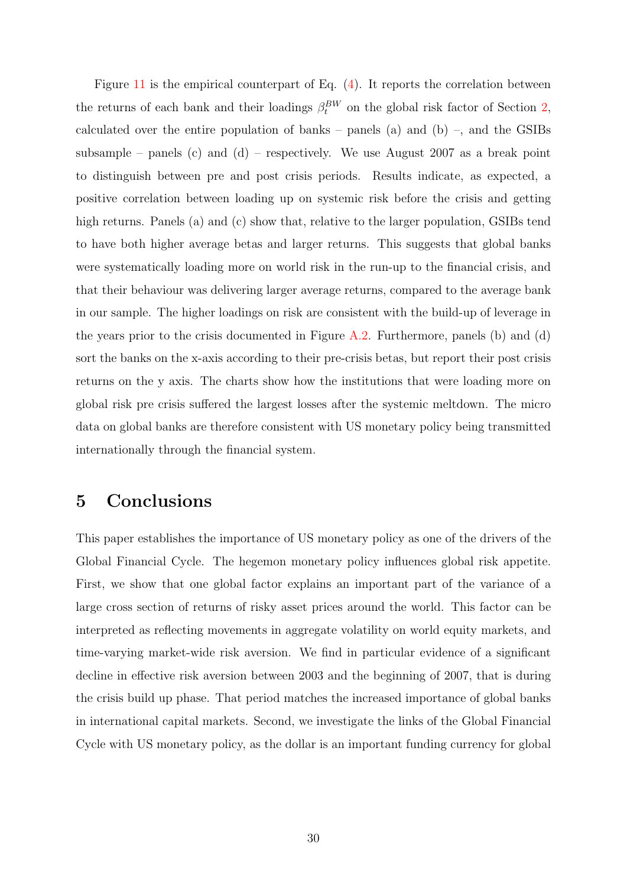Figure 11 is the empirical counterpart of Eq. (4). It reports the correlation between the returns of each bank and their loadings $\beta_t^{BW}$ on the global risk factor of Section 2, calculated over the entire population of banks – panels (a) and (b) –, and the GSIBs subsample – panels (c) and (d) – respectively. We use August 2007 as a break point to distinguish between pre and post crisis periods. Results indicate, as expected, a positive correlation between loading up on systemic risk before the crisis and getting high returns. Panels (a) and (c) show that, relative to the larger population, GSIBs tend to have both higher average betas and larger returns. This suggests that global banks were systematically loading more on world risk in the run-up to the financial crisis, and that their behaviour was delivering larger average returns, compared to the average bank in our sample. The higher loadings on risk are consistent with the build-up of leverage in the years prior to the crisis documented in Figure A.2. Furthermore, panels (b) and (d) sort the banks on the x-axis according to their pre-crisis betas, but report their post crisis returns on the y axis. The charts show how the institutions that were loading more on global risk pre crisis suffered the largest losses after the systemic meltdown. The micro data on global banks are therefore consistent with US monetary policy being transmitted internationally through the financial system.

# 5 Conclusions

This paper establishes the importance of US monetary policy as one of the drivers of the Global Financial Cycle. The hegemon monetary policy influences global risk appetite. First, we show that one global factor explains an important part of the variance of a large cross section of returns of risky asset prices around the world. This factor can be interpreted as reflecting movements in aggregate volatility on world equity markets, and time-varying market-wide risk aversion. We find in particular evidence of a significant decline in effective risk aversion between 2003 and the beginning of 2007, that is during the crisis build up phase. That period matches the increased importance of global banks in international capital markets. Second, we investigate the links of the Global Financial Cycle with US monetary policy, as the dollar is an important funding currency for global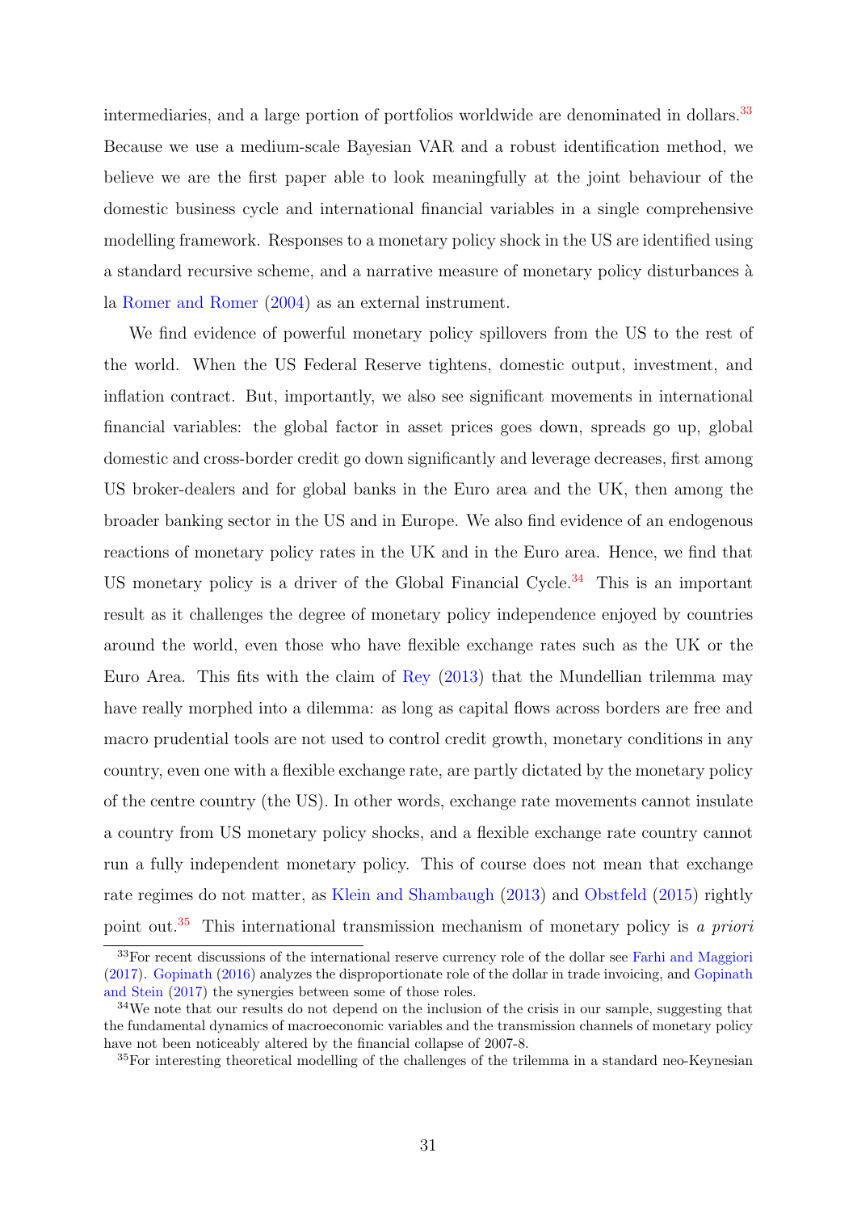intermediaries, and a large portion of portfolios worldwide are denominated in dollars.[33] Because we use a medium-scale Bayesian VAR and a robust identification method, we believe we are the first paper able to look meaningfully at the joint behaviour of the domestic business cycle and international financial variables in a single comprehensive modelling framework. Responses to a monetary policy shock in the US are identified using a standard recursive scheme, and a narrative measure of monetary policy disturbances à la Romer and Romer (2004) as an external instrument.

We find evidence of powerful monetary policy spillovers from the US to the rest of the world. When the US Federal Reserve tightens, domestic output, investment, and inflation contract. But, importantly, we also see significant movements in international financial variables: the global factor in asset prices goes down, spreads go up, global domestic and cross-border credit go down significantly and leverage decreases, first among US broker-dealers and for global banks in the Euro area and the UK, then among the broader banking sector in the US and in Europe. We also find evidence of an endogenous reactions of monetary policy rates in the UK and in the Euro area. Hence, we find that US monetary policy is a driver of the Global Financial Cycle.[34] This is an important result as it challenges the degree of monetary policy independence enjoyed by countries around the world, even those who have flexible exchange rates such as the UK or the Euro Area. This fits with the claim of Rey (2013) that the Mundellian trilemma may have really morphed into a dilemma: as long as capital flows across borders are free and macro prudential tools are not used to control credit growth, monetary conditions in any country, even one with a flexible exchange rate, are partly dictated by the monetary policy of the centre country (the US). In other words, exchange rate movements cannot insulate a country from US monetary policy shocks, and a flexible exchange rate country cannot run a fully independent monetary policy. This of course does not mean that exchange rate regimes do not matter, as Klein and Shambaugh (2013) and Obstfeld (2015) rightly point out.[35] This international transmission mechanism of monetary policy is *a priori*

[33] For recent discussions of the international reserve currency role of the dollar see Farhi and Maggiori (2017). Gopinath (2016) analyzes the disproportionate role of the dollar in trade invoicing, and Gopinath and Stein (2017) the synergies between some of those roles.

[34] We note that our results do not depend on the inclusion of the crisis in our sample, suggesting that the fundamental dynamics of macroeconomic variables and the transmission channels of monetary policy have not been noticeably altered by the financial collapse of 2007-8.

[35] For interesting theoretical modelling of the challenges of the trilemma in a standard neo-Keynesian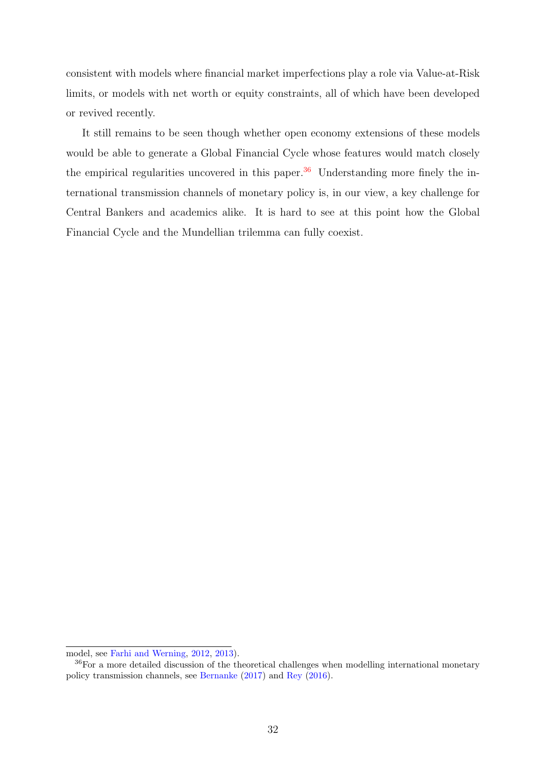consistent with models where financial market imperfections play a role via Value-at-Risk limits, or models with net worth or equity constraints, all of which have been developed or revived recently.

It still remains to be seen though whether open economy extensions of these models would be able to generate a Global Financial Cycle whose features would match closely the empirical regularities uncovered in this paper.[36] Understanding more finely the international transmission channels of monetary policy is, in our view, a key challenge for Central Bankers and academics alike. It is hard to see at this point how the Global Financial Cycle and the Mundellian trilemma can fully coexist.

---

model, see Farhi and Werning, 2012, 2013).

[36] For a more detailed discussion of the theoretical challenges when modelling international monetary policy transmission channels, see Bernanke (2017) and Rey (2016).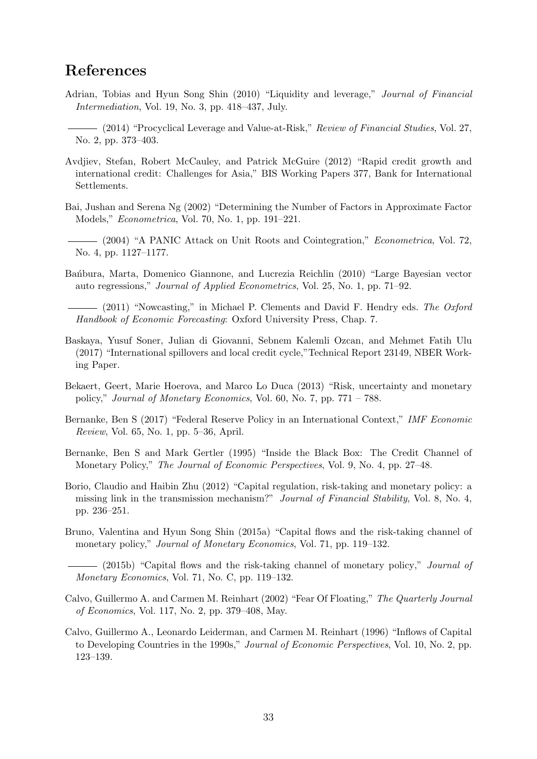# References

Adrian, Tobias and Hyun Song Shin (2010) "Liquidity and leverage," *Journal of Financial Intermediation*, Vol. 19, No. 3, pp. 418–437, July.

——— (2014) "Procyclical Leverage and Value-at-Risk," *Review of Financial Studies*, Vol. 27, No. 2, pp. 373–403.

Avdjiev, Stefan, Robert McCauley, and Patrick McGuire (2012) "Rapid credit growth and international credit: Challenges for Asia," BIS Working Papers 377, Bank for International Settlements.

Bai, Jushan and Serena Ng (2002) "Determining the Number of Factors in Approximate Factor Models," *Econometrica*, Vol. 70, No. 1, pp. 191–221.

——— (2004) "A PANIC Attack on Unit Roots and Cointegration," *Econometrica*, Vol. 72, No. 4, pp. 1127–1177.

Bańbura, Marta, Domenico Giannone, and Lucrezia Reichlin (2010) "Large Bayesian vector auto regressions," *Journal of Applied Econometrics*, Vol. 25, No. 1, pp. 71–92.

——— (2011) "Nowcasting," in Michael P. Clements and David F. Hendry eds. *The Oxford Handbook of Economic Forecasting*: Oxford University Press, Chap. 7.

Baskaya, Yusuf Soner, Julian di Giovanni, Sebnem Kalemli Ozcan, and Mehmet Fatih Ulu (2017) "International spillovers and local credit cycle,"Technical Report 23149, NBER Working Paper.

Bekaert, Geert, Marie Hoerova, and Marco Lo Duca (2013) "Risk, uncertainty and monetary policy," *Journal of Monetary Economics*, Vol. 60, No. 7, pp. 771 – 788.

Bernanke, Ben S (2017) "Federal Reserve Policy in an International Context," *IMF Economic Review*, Vol. 65, No. 1, pp. 5–36, April.

Bernanke, Ben S and Mark Gertler (1995) "Inside the Black Box: The Credit Channel of Monetary Policy," *The Journal of Economic Perspectives*, Vol. 9, No. 4, pp. 27–48.

Borio, Claudio and Haibin Zhu (2012) "Capital regulation, risk-taking and monetary policy: a missing link in the transmission mechanism?" *Journal of Financial Stability*, Vol. 8, No. 4, pp. 236–251.

Bruno, Valentina and Hyun Song Shin (2015a) "Capital flows and the risk-taking channel of monetary policy," *Journal of Monetary Economics*, Vol. 71, pp. 119–132.

——— (2015b) "Capital flows and the risk-taking channel of monetary policy," *Journal of Monetary Economics*, Vol. 71, No. C, pp. 119–132.

Calvo, Guillermo A. and Carmen M. Reinhart (2002) "Fear Of Floating," *The Quarterly Journal of Economics*, Vol. 117, No. 2, pp. 379–408, May.

Calvo, Guillermo A., Leonardo Leiderman, and Carmen M. Reinhart (1996) "Inflows of Capital to Developing Countries in the 1990s," *Journal of Economic Perspectives*, Vol. 10, No. 2, pp. 123–139.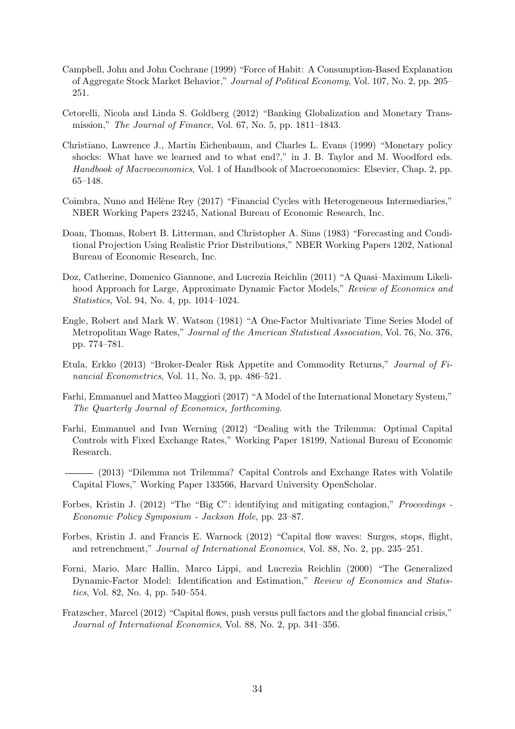Campbell, John and John Cochrane (1999) "Force of Habit: A Consumption-Based Explanation of Aggregate Stock Market Behavior," *Journal of Political Economy*, Vol. 107, No. 2, pp. 205–251.

Cetorelli, Nicola and Linda S. Goldberg (2012) "Banking Globalization and Monetary Transmission," *The Journal of Finance*, Vol. 67, No. 5, pp. 1811–1843.

Christiano, Lawrence J., Martin Eichenbaum, and Charles L. Evans (1999) "Monetary policy shocks: What have we learned and to what end?," in J. B. Taylor and M. Woodford eds. *Handbook of Macroeconomics*, Vol. 1 of Handbook of Macroeconomics: Elsevier, Chap. 2, pp. 65–148.

Coimbra, Nuno and Hélène Rey (2017) "Financial Cycles with Heterogeneous Intermediaries," NBER Working Papers 23245, National Bureau of Economic Research, Inc.

Doan, Thomas, Robert B. Litterman, and Christopher A. Sims (1983) "Forecasting and Conditional Projection Using Realistic Prior Distributions," NBER Working Papers 1202, National Bureau of Economic Research, Inc.

Doz, Catherine, Domenico Giannone, and Lucrezia Reichlin (2011) "A Quasi–Maximum Likelihood Approach for Large, Approximate Dynamic Factor Models," *Review of Economics and Statistics*, Vol. 94, No. 4, pp. 1014–1024.

Engle, Robert and Mark W. Watson (1981) "A One-Factor Multivariate Time Series Model of Metropolitan Wage Rates," *Journal of the American Statistical Association*, Vol. 76, No. 376, pp. 774–781.

Etula, Erkko (2013) "Broker-Dealer Risk Appetite and Commodity Returns," *Journal of Financial Econometrics*, Vol. 11, No. 3, pp. 486–521.

Farhi, Emmanuel and Matteo Maggiori (2017) "A Model of the International Monetary System," *The Quarterly Journal of Economics, forthcoming*.

Farhi, Emmanuel and Ivan Werning (2012) "Dealing with the Trilemma: Optimal Capital Controls with Fixed Exchange Rates," Working Paper 18199, National Bureau of Economic Research.

——— (2013) "Dilemma not Trilemma? Capital Controls and Exchange Rates with Volatile Capital Flows," Working Paper 133566, Harvard University OpenScholar.

Forbes, Kristin J. (2012) "The "Big C": identifying and mitigating contagion," *Proceedings - Economic Policy Symposium - Jackson Hole*, pp. 23–87.

Forbes, Kristin J. and Francis E. Warnock (2012) "Capital flow waves: Surges, stops, flight, and retrenchment," *Journal of International Economics*, Vol. 88, No. 2, pp. 235–251.

Forni, Mario, Marc Hallin, Marco Lippi, and Lucrezia Reichlin (2000) "The Generalized Dynamic-Factor Model: Identification and Estimation," *Review of Economics and Statistics*, Vol. 82, No. 4, pp. 540–554.

Fratzscher, Marcel (2012) "Capital flows, push versus pull factors and the global financial crisis," *Journal of International Economics*, Vol. 88, No. 2, pp. 341–356.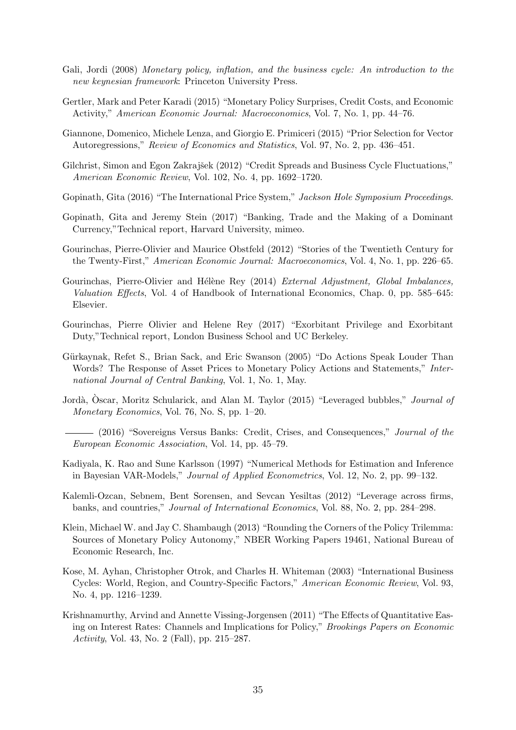Gali, Jordi (2008) *Monetary policy, inflation, and the business cycle: An introduction to the new keynesian framework*: Princeton University Press.

Gertler, Mark and Peter Karadi (2015) "Monetary Policy Surprises, Credit Costs, and Economic Activity," *American Economic Journal: Macroeconomics*, Vol. 7, No. 1, pp. 44–76.

Giannone, Domenico, Michele Lenza, and Giorgio E. Primiceri (2015) "Prior Selection for Vector Autoregressions," *Review of Economics and Statistics*, Vol. 97, No. 2, pp. 436–451.

Gilchrist, Simon and Egon Zakrajšek (2012) "Credit Spreads and Business Cycle Fluctuations," *American Economic Review*, Vol. 102, No. 4, pp. 1692–1720.

Gopinath, Gita (2016) "The International Price System," *Jackson Hole Symposium Proceedings*.

Gopinath, Gita and Jeremy Stein (2017) "Banking, Trade and the Making of a Dominant Currency,"Technical report, Harvard University, mimeo.

Gourinchas, Pierre-Olivier and Maurice Obstfeld (2012) "Stories of the Twentieth Century for the Twenty-First," *American Economic Journal: Macroeconomics*, Vol. 4, No. 1, pp. 226–65.

Gourinchas, Pierre-Olivier and Hélène Rey (2014) *External Adjustment, Global Imbalances, Valuation Effects*, Vol. 4 of Handbook of International Economics, Chap. 0, pp. 585–645: Elsevier.

Gourinchas, Pierre Olivier and Helene Rey (2017) "Exorbitant Privilege and Exorbitant Duty,"Technical report, London Business School and UC Berkeley.

Gürkaynak, Refet S., Brian Sack, and Eric Swanson (2005) "Do Actions Speak Louder Than Words? The Response of Asset Prices to Monetary Policy Actions and Statements," *International Journal of Central Banking*, Vol. 1, No. 1, May.

Jordà, Òscar, Moritz Schularick, and Alan M. Taylor (2015) "Leveraged bubbles," *Journal of Monetary Economics*, Vol. 76, No. S, pp. 1–20.

——— (2016) "Sovereigns Versus Banks: Credit, Crises, and Consequences," *Journal of the European Economic Association*, Vol. 14, pp. 45–79.

Kadiyala, K. Rao and Sune Karlsson (1997) "Numerical Methods for Estimation and Inference in Bayesian VAR-Models," *Journal of Applied Econometrics*, Vol. 12, No. 2, pp. 99–132.

Kalemli-Ozcan, Sebnem, Bent Sorensen, and Sevcan Yesiltas (2012) "Leverage across firms, banks, and countries," *Journal of International Economics*, Vol. 88, No. 2, pp. 284–298.

Klein, Michael W. and Jay C. Shambaugh (2013) "Rounding the Corners of the Policy Trilemma: Sources of Monetary Policy Autonomy," NBER Working Papers 19461, National Bureau of Economic Research, Inc.

Kose, M. Ayhan, Christopher Otrok, and Charles H. Whiteman (2003) "International Business Cycles: World, Region, and Country-Specific Factors," *American Economic Review*, Vol. 93, No. 4, pp. 1216–1239.

Krishnamurthy, Arvind and Annette Vissing-Jorgensen (2011) "The Effects of Quantitative Easing on Interest Rates: Channels and Implications for Policy," *Brookings Papers on Economic Activity*, Vol. 43, No. 2 (Fall), pp. 215–287.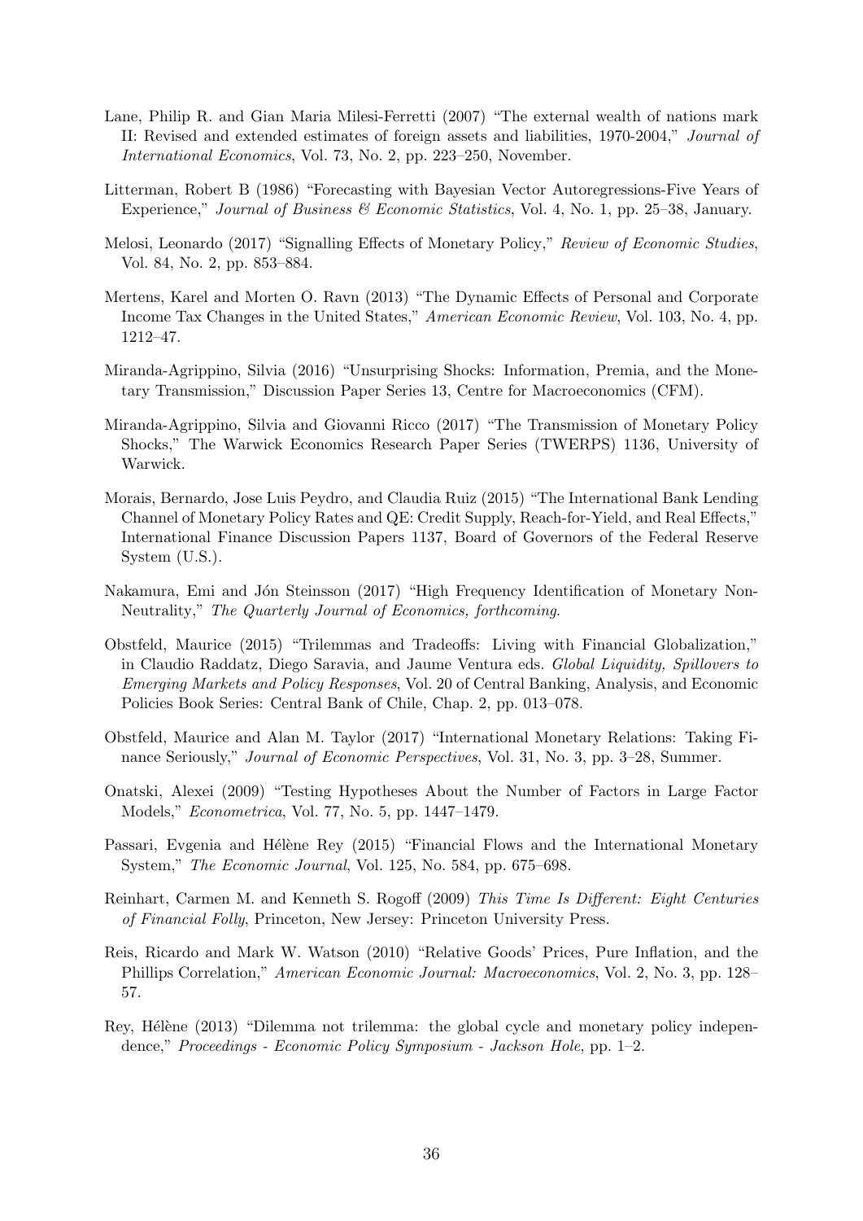Lane, Philip R. and Gian Maria Milesi-Ferretti (2007) "The external wealth of nations mark II: Revised and extended estimates of foreign assets and liabilities, 1970-2004," *Journal of International Economics*, Vol. 73, No. 2, pp. 223–250, November.

Litterman, Robert B (1986) "Forecasting with Bayesian Vector Autoregressions-Five Years of Experience," *Journal of Business & Economic Statistics*, Vol. 4, No. 1, pp. 25–38, January.

Melosi, Leonardo (2017) "Signalling Effects of Monetary Policy," *Review of Economic Studies*, Vol. 84, No. 2, pp. 853–884.

Mertens, Karel and Morten O. Ravn (2013) "The Dynamic Effects of Personal and Corporate Income Tax Changes in the United States," *American Economic Review*, Vol. 103, No. 4, pp. 1212–47.

Miranda-Agrippino, Silvia (2016) "Unsurprising Shocks: Information, Premia, and the Monetary Transmission," Discussion Paper Series 13, Centre for Macroeconomics (CFM).

Miranda-Agrippino, Silvia and Giovanni Ricco (2017) "The Transmission of Monetary Policy Shocks," The Warwick Economics Research Paper Series (TWERPS) 1136, University of Warwick.

Morais, Bernardo, Jose Luis Peydro, and Claudia Ruiz (2015) "The International Bank Lending Channel of Monetary Policy Rates and QE: Credit Supply, Reach-for-Yield, and Real Effects," International Finance Discussion Papers 1137, Board of Governors of the Federal Reserve System (U.S.).

Nakamura, Emi and Jón Steinsson (2017) "High Frequency Identification of Monetary Non-Neutrality," *The Quarterly Journal of Economics, forthcoming*.

Obstfeld, Maurice (2015) "Trilemmas and Tradeoffs: Living with Financial Globalization," in Claudio Raddatz, Diego Saravia, and Jaume Ventura eds. *Global Liquidity, Spillovers to Emerging Markets and Policy Responses*, Vol. 20 of Central Banking, Analysis, and Economic Policies Book Series: Central Bank of Chile, Chap. 2, pp. 013–078.

Obstfeld, Maurice and Alan M. Taylor (2017) "International Monetary Relations: Taking Finance Seriously," *Journal of Economic Perspectives*, Vol. 31, No. 3, pp. 3–28, Summer.

Onatski, Alexei (2009) "Testing Hypotheses About the Number of Factors in Large Factor Models," *Econometrica*, Vol. 77, No. 5, pp. 1447–1479.

Passari, Evgenia and Hélène Rey (2015) "Financial Flows and the International Monetary System," *The Economic Journal*, Vol. 125, No. 584, pp. 675–698.

Reinhart, Carmen M. and Kenneth S. Rogoff (2009) *This Time Is Different: Eight Centuries of Financial Folly*, Princeton, New Jersey: Princeton University Press.

Reis, Ricardo and Mark W. Watson (2010) "Relative Goods' Prices, Pure Inflation, and the Phillips Correlation," *American Economic Journal: Macroeconomics*, Vol. 2, No. 3, pp. 128–57.

Rey, Hélène (2013) "Dilemma not trilemma: the global cycle and monetary policy independence," *Proceedings - Economic Policy Symposium - Jackson Hole*, pp. 1–2.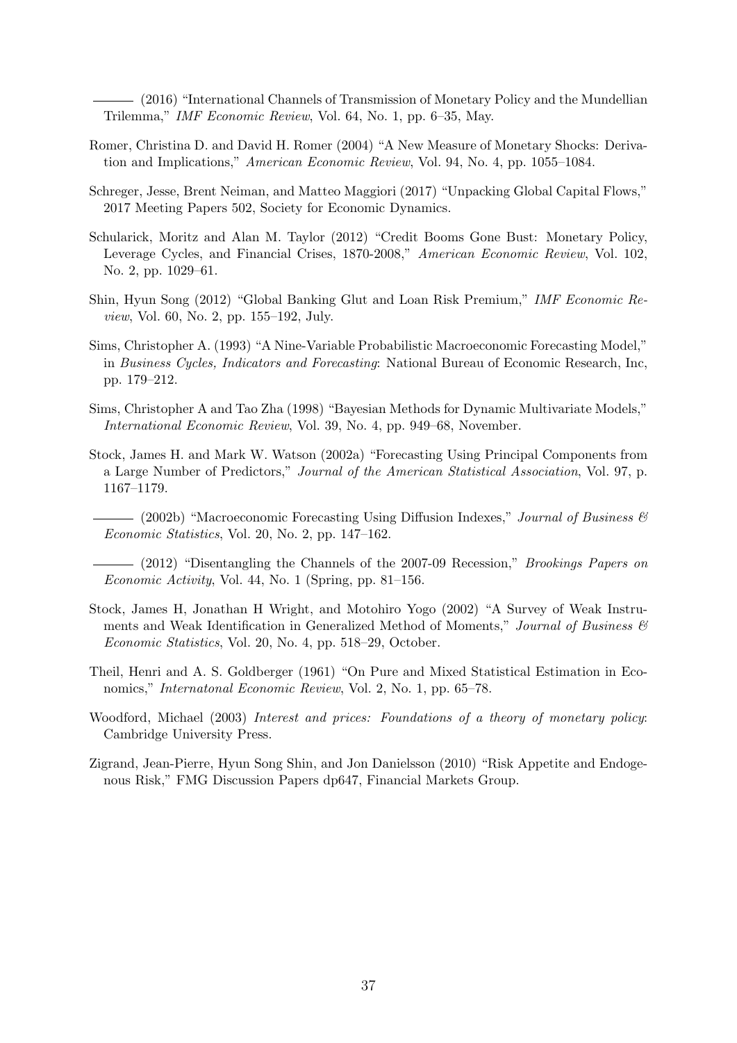——— (2016) "International Channels of Transmission of Monetary Policy and the Mundellian Trilemma," *IMF Economic Review*, Vol. 64, No. 1, pp. 6–35, May.

Romer, Christina D. and David H. Romer (2004) "A New Measure of Monetary Shocks: Derivation and Implications," *American Economic Review*, Vol. 94, No. 4, pp. 1055–1084.

Schreger, Jesse, Brent Neiman, and Matteo Maggiori (2017) "Unpacking Global Capital Flows," 2017 Meeting Papers 502, Society for Economic Dynamics.

Schularick, Moritz and Alan M. Taylor (2012) "Credit Booms Gone Bust: Monetary Policy, Leverage Cycles, and Financial Crises, 1870-2008," *American Economic Review*, Vol. 102, No. 2, pp. 1029–61.

Shin, Hyun Song (2012) "Global Banking Glut and Loan Risk Premium," *IMF Economic Review*, Vol. 60, No. 2, pp. 155–192, July.

Sims, Christopher A. (1993) "A Nine-Variable Probabilistic Macroeconomic Forecasting Model," in *Business Cycles, Indicators and Forecasting*: National Bureau of Economic Research, Inc, pp. 179–212.

Sims, Christopher A and Tao Zha (1998) "Bayesian Methods for Dynamic Multivariate Models," *International Economic Review*, Vol. 39, No. 4, pp. 949–68, November.

Stock, James H. and Mark W. Watson (2002a) "Forecasting Using Principal Components from a Large Number of Predictors," *Journal of the American Statistical Association*, Vol. 97, p. 1167–1179.

——— (2002b) "Macroeconomic Forecasting Using Diffusion Indexes," *Journal of Business & Economic Statistics*, Vol. 20, No. 2, pp. 147–162.

——— (2012) "Disentangling the Channels of the 2007-09 Recession," *Brookings Papers on Economic Activity*, Vol. 44, No. 1 (Spring, pp. 81–156.

Stock, James H, Jonathan H Wright, and Motohiro Yogo (2002) "A Survey of Weak Instruments and Weak Identification in Generalized Method of Moments," *Journal of Business & Economic Statistics*, Vol. 20, No. 4, pp. 518–29, October.

Theil, Henri and A. S. Goldberger (1961) "On Pure and Mixed Statistical Estimation in Economics," *Internatonal Economic Review*, Vol. 2, No. 1, pp. 65–78.

Woodford, Michael (2003) *Interest and prices: Foundations of a theory of monetary policy*: Cambridge University Press.

Zigrand, Jean-Pierre, Hyun Song Shin, and Jon Danielsson (2010) "Risk Appetite and Endogenous Risk," FMG Discussion Papers dp647, Financial Markets Group.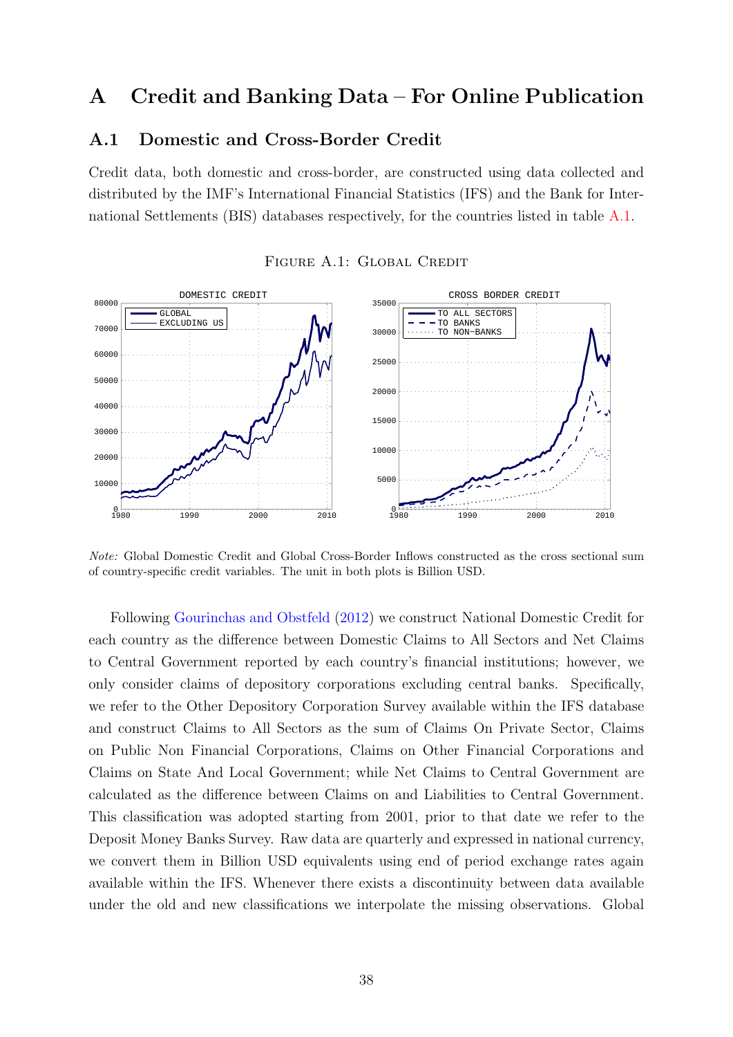# A Credit and Banking Data – For Online Publication

## A.1 Domestic and Cross-Border Credit

Credit data, both domestic and cross-border, are constructed using data collected and distributed by the IMF's International Financial Statistics (IFS) and the Bank for International Settlements (BIS) databases respectively, for the countries listed in table A.1.

FIGURE A.1: GLOBAL CREDIT

*Note:* Global Domestic Credit and Global Cross-Border Inflows constructed as the cross sectional sum of country-specific credit variables. The unit in both plots is Billion USD.

Following Gourinchas and Obstfeld (2012) we construct National Domestic Credit for each country as the difference between Domestic Claims to All Sectors and Net Claims to Central Government reported by each country's financial institutions; however, we only consider claims of depository corporations excluding central banks. Specifically, we refer to the Other Depository Corporation Survey available within the IFS database and construct Claims to All Sectors as the sum of Claims On Private Sector, Claims on Public Non Financial Corporations, Claims on Other Financial Corporations and Claims on State And Local Government; while Net Claims to Central Government are calculated as the difference between Claims on and Liabilities to Central Government. This classification was adopted starting from 2001, prior to that date we refer to the Deposit Money Banks Survey. Raw data are quarterly and expressed in national currency, we convert them in Billion USD equivalents using end of period exchange rates again available within the IFS. Whenever there exists a discontinuity between data available under the old and new classifications we interpolate the missing observations. Global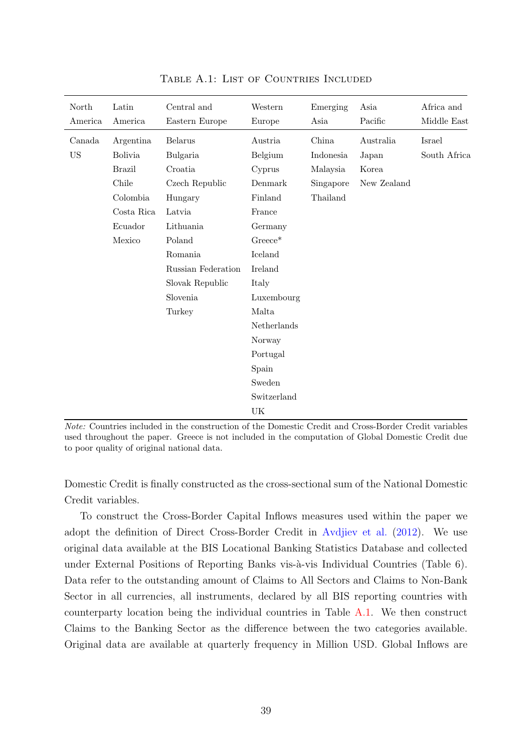Table A.1: List of Countries Included

| North America | Latin America | Central and Eastern Europe | Western Europe | Emerging Asia | Asia Pacific | Africa and Middle East |
|---|---|---|---|---|---|---|
| Canada | Argentina | Belarus | Austria | China | Australia | Israel |
| US | Bolivia | Bulgaria | Belgium | Indonesia | Japan | South Africa |
| | Brazil | Croatia | Cyprus | Malaysia | Korea | |
| | Chile | Czech Republic | Denmark | Singapore | New Zealand | |
| | Colombia | Hungary | Finland | Thailand | | |
| | Costa Rica | Latvia | France | | | |
| | Ecuador | Lithuania | Germany | | | |
| | Mexico | Poland | Greece* | | | |
| | | Romania | Iceland | | | |
| | | Russian Federation | Ireland | | | |
| | | Slovak Republic | Italy | | | |
| | | Slovenia | Luxembourg | | | |
| | | Turkey | Malta | | | |
| | | | Netherlands | | | |
| | | | Norway | | | |
| | | | Portugal | | | |
| | | | Spain | | | |
| | | | Sweden | | | |
| | | | Switzerland | | | |
| | | | UK | | | |

*Note:* Countries included in the construction of the Domestic Credit and Cross-Border Credit variables used throughout the paper. Greece is not included in the computation of Global Domestic Credit due to poor quality of original national data.

Domestic Credit is finally constructed as the cross-sectional sum of the National Domestic Credit variables.

To construct the Cross-Border Capital Inflows measures used within the paper we adopt the definition of Direct Cross-Border Credit in Avdjiev et al. (2012). We use original data available at the BIS Locational Banking Statistics Database and collected under External Positions of Reporting Banks vis-à-vis Individual Countries (Table 6). Data refer to the outstanding amount of Claims to All Sectors and Claims to Non-Bank Sector in all currencies, all instruments, declared by all BIS reporting countries with counterparty location being the individual countries in Table A.1. We then construct Claims to the Banking Sector as the difference between the two categories available. Original data are available at quarterly frequency in Million USD. Global Inflows are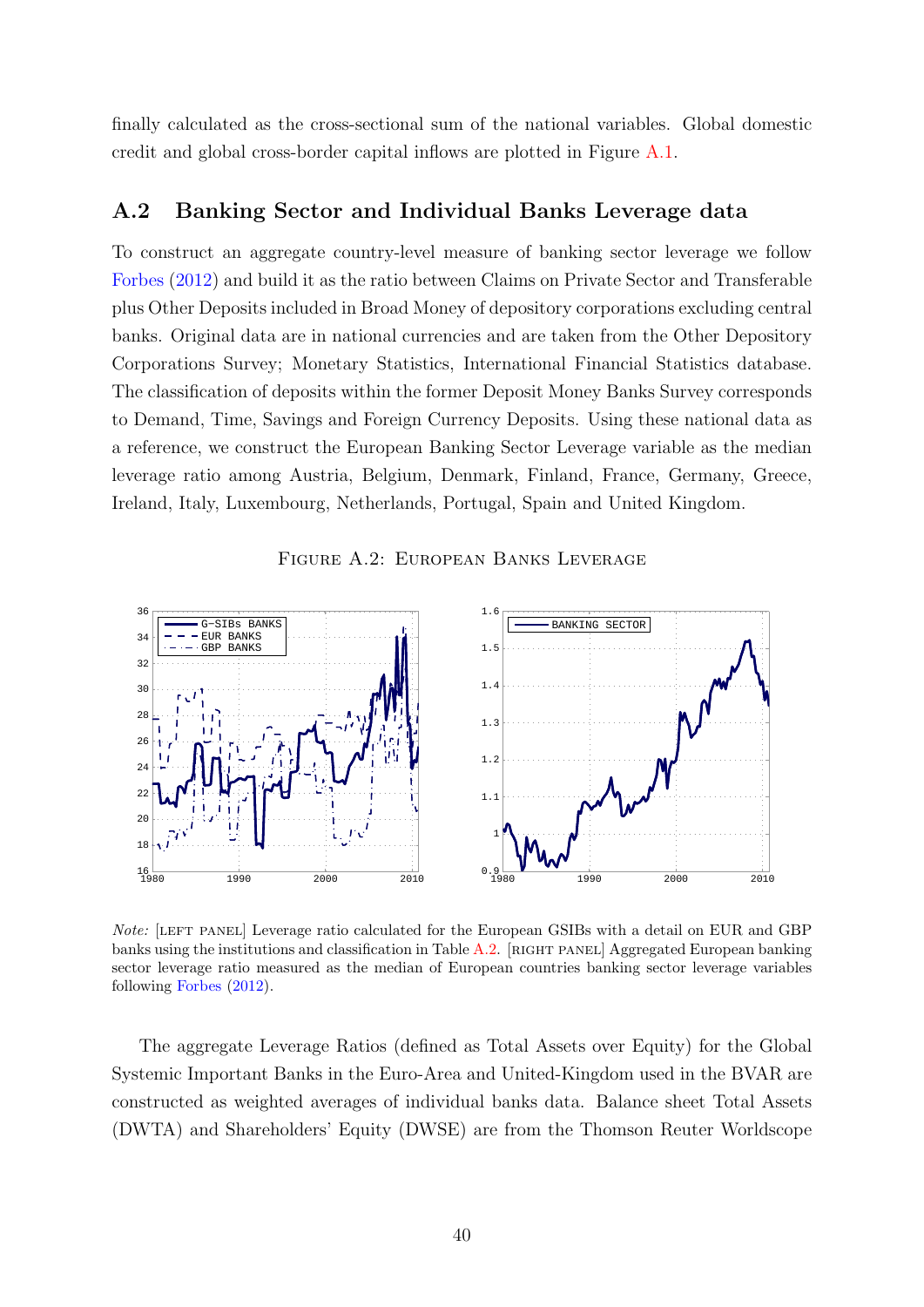finally calculated as the cross-sectional sum of the national variables. Global domestic credit and global cross-border capital inflows are plotted in Figure A.1.

## A.2 Banking Sector and Individual Banks Leverage data

To construct an aggregate country-level measure of banking sector leverage we follow Forbes (2012) and build it as the ratio between Claims on Private Sector and Transferable plus Other Deposits included in Broad Money of depository corporations excluding central banks. Original data are in national currencies and are taken from the Other Depository Corporations Survey; Monetary Statistics, International Financial Statistics database. The classification of deposits within the former Deposit Money Banks Survey corresponds to Demand, Time, Savings and Foreign Currency Deposits. Using these national data as a reference, we construct the European Banking Sector Leverage variable as the median leverage ratio among Austria, Belgium, Denmark, Finland, France, Germany, Greece, Ireland, Italy, Luxembourg, Netherlands, Portugal, Spain and United Kingdom.

FIGURE A.2: EUROPEAN BANKS LEVERAGE

*Note:* [LEFT PANEL] Leverage ratio calculated for the European GSIBs with a detail on EUR and GBP banks using the institutions and classification in Table A.2. [RIGHT PANEL] Aggregated European banking sector leverage ratio measured as the median of European countries banking sector leverage variables following Forbes (2012).

The aggregate Leverage Ratios (defined as Total Assets over Equity) for the Global Systemic Important Banks in the Euro-Area and United-Kingdom used in the BVAR are constructed as weighted averages of individual banks data. Balance sheet Total Assets (DWTA) and Shareholders' Equity (DWSE) are from the Thomson Reuter Worldscope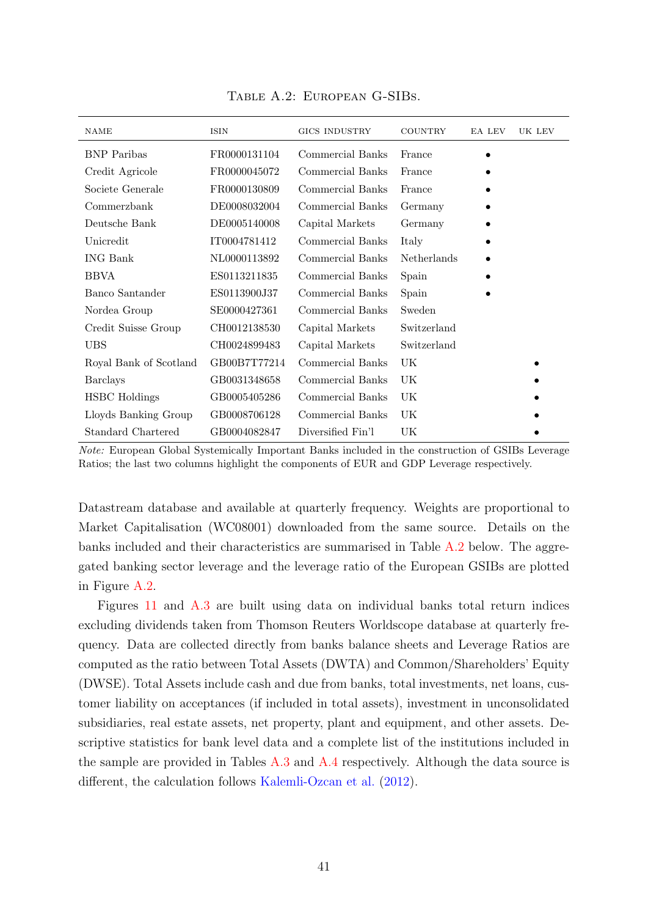Table A.2: European G-SIBs.

| NAME | ISIN | GICS INDUSTRY | COUNTRY | EA LEV | UK LEV |
|---|---|---|---|---|---|
| BNP Paribas | FR0000131104 | Commercial Banks | France | • | |
| Credit Agricole | FR0000045072 | Commercial Banks | France | • | |
| Societe Generale | FR0000130809 | Commercial Banks | France | • | |
| Commerzbank | DE0008032004 | Commercial Banks | Germany | • | |
| Deutsche Bank | DE0005140008 | Capital Markets | Germany | • | |
| Unicredit | IT0004781412 | Commercial Banks | Italy | • | |
| ING Bank | NL0000113892 | Commercial Banks | Netherlands | • | |
| BBVA | ES0113211835 | Commercial Banks | Spain | • | |
| Banco Santander | ES0113900J37 | Commercial Banks | Spain | • | |
| Nordea Group | SE0000427361 | Commercial Banks | Sweden | | |
| Credit Suisse Group | CH0012138530 | Capital Markets | Switzerland | | |
| UBS | CH0024899483 | Capital Markets | Switzerland | | |
| Royal Bank of Scotland | GB00B7T77214 | Commercial Banks | UK | | • |
| Barclays | GB0031348658 | Commercial Banks | UK | | • |
| HSBC Holdings | GB0005405286 | Commercial Banks | UK | | • |
| Lloyds Banking Group | GB0008706128 | Commercial Banks | UK | | • |
| Standard Chartered | GB0004082847 | Diversified Fin'l | UK | | • |

*Note:* European Global Systemically Important Banks included in the construction of GSIBs Leverage Ratios; the last two columns highlight the components of EUR and GDP Leverage respectively.

Datastream database and available at quarterly frequency. Weights are proportional to Market Capitalisation (WC08001) downloaded from the same source. Details on the banks included and their characteristics are summarised in Table A.2 below. The aggregated banking sector leverage and the leverage ratio of the European GSIBs are plotted in Figure A.2.

Figures 11 and A.3 are built using data on individual banks total return indices excluding dividends taken from Thomson Reuters Worldscope database at quarterly frequency. Data are collected directly from banks balance sheets and Leverage Ratios are computed as the ratio between Total Assets (DWTA) and Common/Shareholders' Equity (DWSE). Total Assets include cash and due from banks, total investments, net loans, customer liability on acceptances (if included in total assets), investment in unconsolidated subsidiaries, real estate assets, net property, plant and equipment, and other assets. Descriptive statistics for bank level data and a complete list of the institutions included in the sample are provided in Tables A.3 and A.4 respectively. Although the data source is different, the calculation follows Kalemli-Ozcan et al. (2012).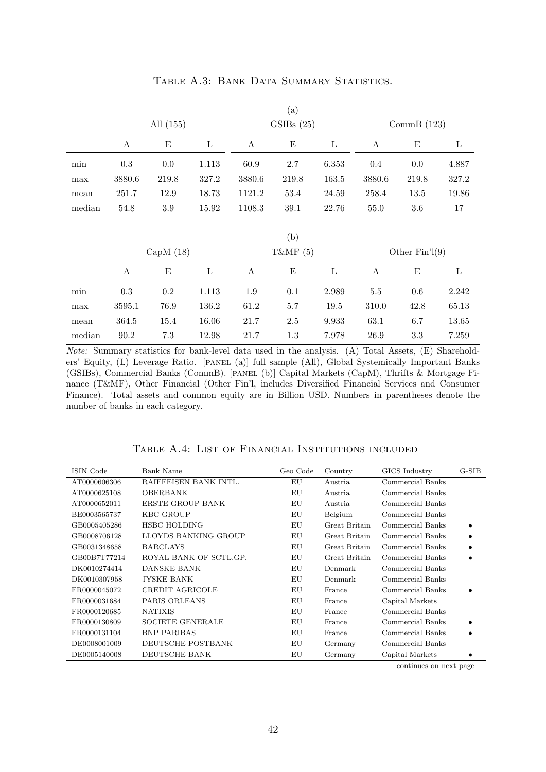Table A.3: Bank Data Summary Statistics.

(a)

| | All (155) | | | GSIBs (25) | | | CommB (123) | | |
|---|---|---|---|---|---|---|---|---|---|
| | A | E | L | A | E | L | A | E | L |
| min | 0.3 | 0.0 | 1.113 | 60.9 | 2.7 | 6.353 | 0.4 | 0.0 | 4.887 |
| max | 3880.6 | 219.8 | 327.2 | 3880.6 | 219.8 | 163.5 | 3880.6 | 219.8 | 327.2 |
| mean | 251.7 | 12.9 | 18.73 | 1121.2 | 53.4 | 24.59 | 258.4 | 13.5 | 19.86 |
| median | 54.8 | 3.9 | 15.92 | 1108.3 | 39.1 | 22.76 | 55.0 | 3.6 | 17 |

(b)

| | CapM (18) | | | T&MF (5) | | | Other Fin'l(9) | | |
|---|---|---|---|---|---|---|---|---|---|
| | A | E | L | A | E | L | A | E | L |
| min | 0.3 | 0.2 | 1.113 | 1.9 | 0.1 | 2.989 | 5.5 | 0.6 | 2.242 |
| max | 3595.1 | 76.9 | 136.2 | 61.2 | 5.7 | 19.5 | 310.0 | 42.8 | 65.13 |
| mean | 364.5 | 15.4 | 16.06 | 21.7 | 2.5 | 9.933 | 63.1 | 6.7 | 13.65 |
| median | 90.2 | 7.3 | 12.98 | 21.7 | 1.3 | 7.978 | 26.9 | 3.3 | 7.259 |

*Note:* Summary statistics for bank-level data used in the analysis. (A) Total Assets, (E) Shareholders' Equity, (L) Leverage Ratio. [panel (a)] full sample (All), Global Systemically Important Banks (GSIBs), Commercial Banks (CommB). [panel (b)] Capital Markets (CapM), Thrifts & Mortgage Finance (T&MF), Other Financial (Other Fin'l, includes Diversified Financial Services and Consumer Finance). Total assets and common equity are in Billion USD. Numbers in parentheses denote the number of banks in each category.

Table A.4: List of Financial Institutions included

| ISIN Code | Bank Name | Geo Code | Country | GICS Industry | G-SIB |
|---|---|---|---|---|---|
| AT0000606306 | RAIFFEISEN BANK INTL. | EU | Austria | Commercial Banks | |
| AT0000625108 | OBERBANK | EU | Austria | Commercial Banks | |
| AT0000652011 | ERSTE GROUP BANK | EU | Austria | Commercial Banks | |
| BE0003565737 | KBC GROUP | EU | Belgium | Commercial Banks | |
| GB0005405286 | HSBC HOLDING | EU | Great Britain | Commercial Banks | • |
| GB0008706128 | LLOYDS BANKING GROUP | EU | Great Britain | Commercial Banks | • |
| GB0031348658 | BARCLAYS | EU | Great Britain | Commercial Banks | • |
| GB00B7T77214 | ROYAL BANK OF SCTL.GP. | EU | Great Britain | Commercial Banks | • |
| DK0010274414 | DANSKE BANK | EU | Denmark | Commercial Banks | |
| DK0010307958 | JYSKE BANK | EU | Denmark | Commercial Banks | |
| FR0000045072 | CREDIT AGRICOLE | EU | France | Commercial Banks | • |
| FR0000031684 | PARIS ORLEANS | EU | France | Capital Markets | |
| FR0000120685 | NATIXIS | EU | France | Commercial Banks | |
| FR0000130809 | SOCIETE GENERALE | EU | France | Commercial Banks | • |
| FR0000131104 | BNP PARIBAS | EU | France | Commercial Banks | • |
| DE0008001009 | DEUTSCHE POSTBANK | EU | Germany | Commercial Banks | |
| DE0005140008 | DEUTSCHE BANK | EU | Germany | Capital Markets | • |

continues on next page –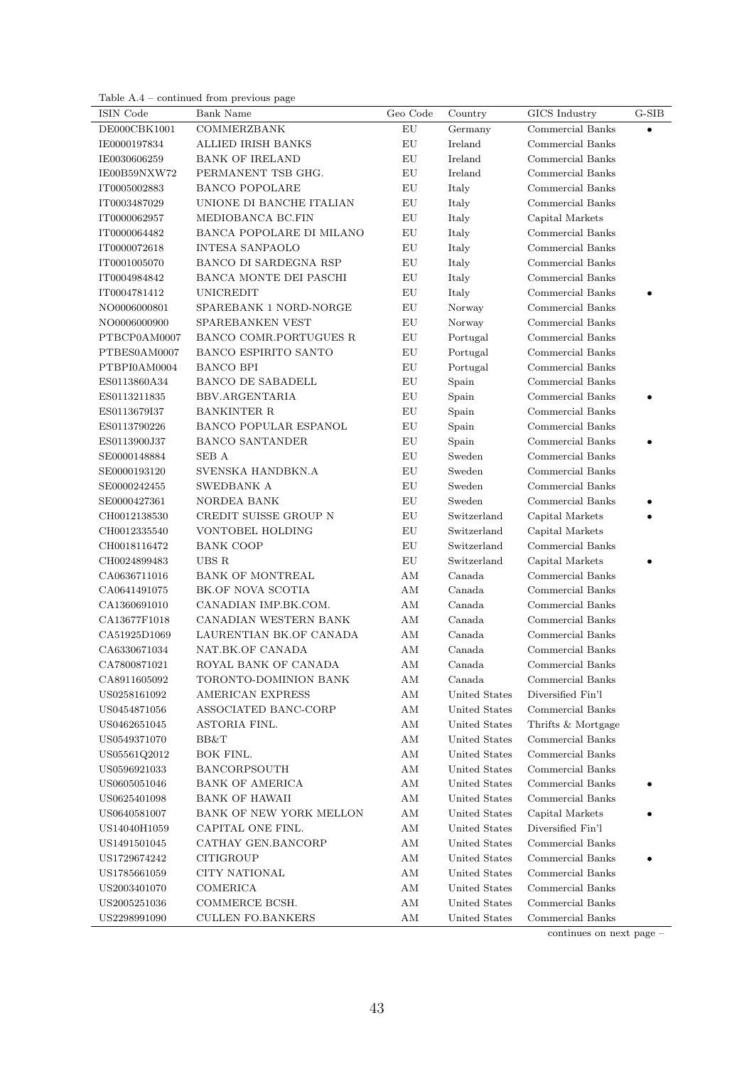Table A.4 – continued from previous page

| ISIN Code | Bank Name | Geo Code | Country | GICS Industry | G-SIB |
|---|---|---|---|---|---|
| DE000CBK1001 | COMMERZBANK | EU | Germany | Commercial Banks | • |
| IE0000197834 | ALLIED IRISH BANKS | EU | Ireland | Commercial Banks | |
| IE0030606259 | BANK OF IRELAND | EU | Ireland | Commercial Banks | |
| IE00B59NXW72 | PERMANENT TSB GHG. | EU | Ireland | Commercial Banks | |
| IT0005002883 | BANCO POPOLARE | EU | Italy | Commercial Banks | |
| IT0003487029 | UNIONE DI BANCHE ITALIAN | EU | Italy | Commercial Banks | |
| IT0000062957 | MEDIOBANCA BC.FIN | EU | Italy | Capital Markets | |
| IT0000064482 | BANCA POPOLARE DI MILANO | EU | Italy | Commercial Banks | |
| IT0000072618 | INTESA SANPAOLO | EU | Italy | Commercial Banks | |
| IT0001005070 | BANCO DI SARDEGNA RSP | EU | Italy | Commercial Banks | |
| IT0004984842 | BANCA MONTE DEI PASCHI | EU | Italy | Commercial Banks | |
| IT0004781412 | UNICREDIT | EU | Italy | Commercial Banks | • |
| NO0006000801 | SPAREBANK 1 NORD-NORGE | EU | Norway | Commercial Banks | |
| NO0006000900 | SPAREBANKEN VEST | EU | Norway | Commercial Banks | |
| PTBCP0AM0007 | BANCO COMR.PORTUGUES R | EU | Portugal | Commercial Banks | |
| PTBES0AM0007 | BANCO ESPIRITO SANTO | EU | Portugal | Commercial Banks | |
| PTBPI0AM0004 | BANCO BPI | EU | Portugal | Commercial Banks | |
| ES0113860A34 | BANCO DE SABADELL | EU | Spain | Commercial Banks | |
| ES0113211835 | BBV.ARGENTARIA | EU | Spain | Commercial Banks | • |
| ES0113679I37 | BANKINTER R | EU | Spain | Commercial Banks | |
| ES0113790226 | BANCO POPULAR ESPANOL | EU | Spain | Commercial Banks | |
| ES0113900J37 | BANCO SANTANDER | EU | Spain | Commercial Banks | • |
| SE0000148884 | SEB A | EU | Sweden | Commercial Banks | |
| SE0000193120 | SVENSKA HANDBKN.A | EU | Sweden | Commercial Banks | |
| SE0000242455 | SWEDBANK A | EU | Sweden | Commercial Banks | |
| SE0000427361 | NORDEA BANK | EU | Sweden | Commercial Banks | • |
| CH0012138530 | CREDIT SUISSE GROUP N | EU | Switzerland | Capital Markets | • |
| CH0012335540 | VONTOBEL HOLDING | EU | Switzerland | Capital Markets | |
| CH0018116472 | BANK COOP | EU | Switzerland | Commercial Banks | |
| CH0024899483 | UBS R | EU | Switzerland | Capital Markets | • |
| CA0636711016 | BANK OF MONTREAL | AM | Canada | Commercial Banks | |
| CA0641491075 | BK.OF NOVA SCOTIA | AM | Canada | Commercial Banks | |
| CA1360691010 | CANADIAN IMP.BK.COM. | AM | Canada | Commercial Banks | |
| CA13677F1018 | CANADIAN WESTERN BANK | AM | Canada | Commercial Banks | |
| CA51925D1069 | LAURENTIAN BK.OF CANADA | AM | Canada | Commercial Banks | |
| CA6330671034 | NAT.BK.OF CANADA | AM | Canada | Commercial Banks | |
| CA7800871021 | ROYAL BANK OF CANADA | AM | Canada | Commercial Banks | |
| CA8911605092 | TORONTO-DOMINION BANK | AM | Canada | Commercial Banks | |
| US0258161092 | AMERICAN EXPRESS | AM | United States | Diversified Fin'l | |
| US0454871056 | ASSOCIATED BANC-CORP | AM | United States | Commercial Banks | |
| US0462651045 | ASTORIA FINL. | AM | United States | Thrifts & Mortgage | |
| US0549371070 | BB&T | AM | United States | Commercial Banks | |
| US05561Q2012 | BOK FINL. | AM | United States | Commercial Banks | |
| US0596921033 | BANCORPSOUTH | AM | United States | Commercial Banks | |
| US0605051046 | BANK OF AMERICA | AM | United States | Commercial Banks | • |
| US0625401098 | BANK OF HAWAII | AM | United States | Commercial Banks | |
| US0640581007 | BANK OF NEW YORK MELLON | AM | United States | Capital Markets | • |
| US14040H1059 | CAPITAL ONE FINL. | AM | United States | Diversified Fin'l | |
| US1491501045 | CATHAY GEN.BANCORP | AM | United States | Commercial Banks | |
| US1729674242 | CITIGROUP | AM | United States | Commercial Banks | • |
| US1785661059 | CITY NATIONAL | AM | United States | Commercial Banks | |
| US2003401070 | COMERICA | AM | United States | Commercial Banks | |
| US2005251036 | COMMERCE BCSH. | AM | United States | Commercial Banks | |
| US2298991090 | CULLEN FO.BANKERS | AM | United States | Commercial Banks | |

continues on next page –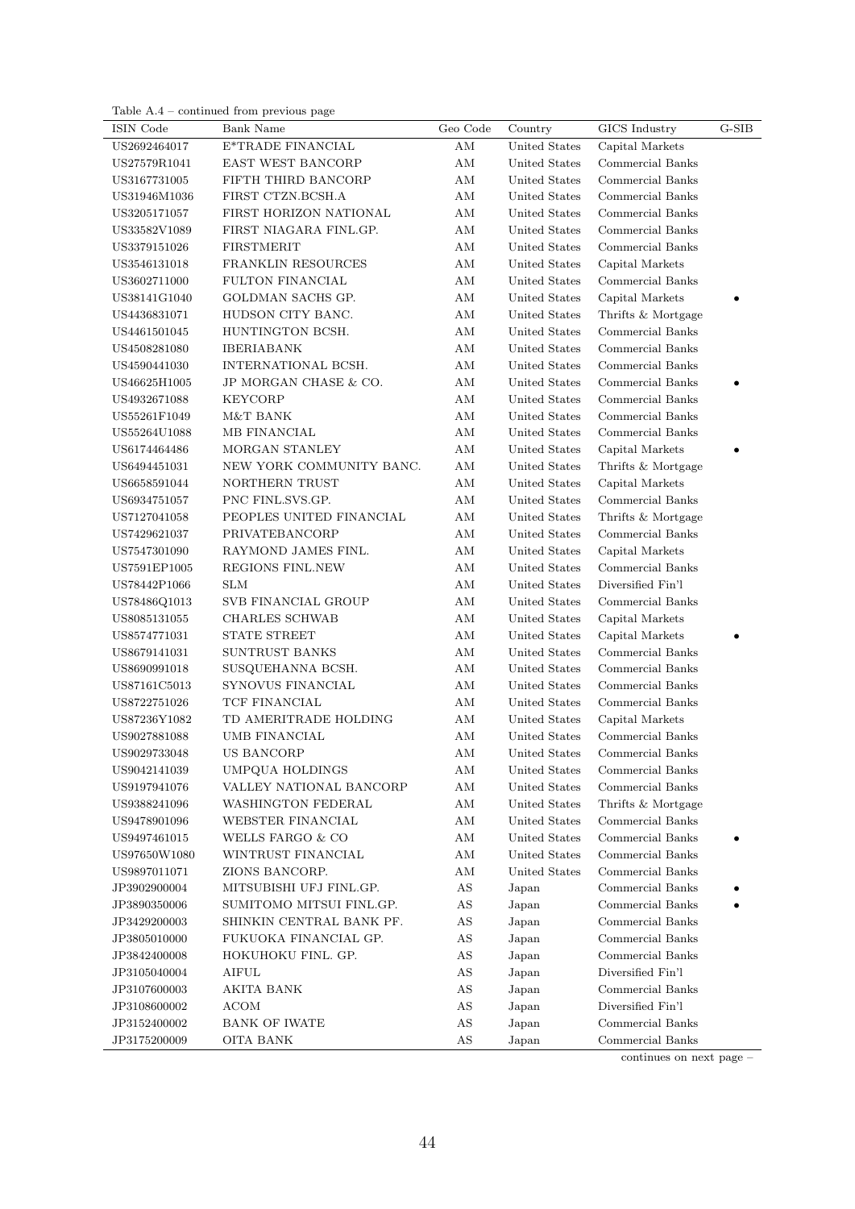Table A.4 – continued from previous page

| ISIN Code | Bank Name | Geo Code | Country | GICS Industry | G-SIB |
|---|---|---|---|---|---|
| US2692464017 | E*TRADE FINANCIAL | AM | United States | Capital Markets | |
| US27579R1041 | EAST WEST BANCORP | AM | United States | Commercial Banks | |
| US3167731005 | FIFTH THIRD BANCORP | AM | United States | Commercial Banks | |
| US31946M1036 | FIRST CTZN.BCSH.A | AM | United States | Commercial Banks | |
| US3205171057 | FIRST HORIZON NATIONAL | AM | United States | Commercial Banks | |
| US33582V1089 | FIRST NIAGARA FINL.GP. | AM | United States | Commercial Banks | |
| US3379151026 | FIRSTMERIT | AM | United States | Commercial Banks | |
| US3546131018 | FRANKLIN RESOURCES | AM | United States | Capital Markets | |
| US3602711000 | FULTON FINANCIAL | AM | United States | Commercial Banks | |
| US38141G1040 | GOLDMAN SACHS GP. | AM | United States | Capital Markets | • |
| US4436831071 | HUDSON CITY BANC. | AM | United States | Thrifts & Mortgage | |
| US4461501045 | HUNTINGTON BCSH. | AM | United States | Commercial Banks | |
| US4508281080 | IBERIABANK | AM | United States | Commercial Banks | |
| US4590441030 | INTERNATIONAL BCSH. | AM | United States | Commercial Banks | |
| US46625H1005 | JP MORGAN CHASE & CO. | AM | United States | Commercial Banks | • |
| US4932671088 | KEYCORP | AM | United States | Commercial Banks | |
| US55261F1049 | M&T BANK | AM | United States | Commercial Banks | |
| US55264U1088 | MB FINANCIAL | AM | United States | Commercial Banks | |
| US6174464486 | MORGAN STANLEY | AM | United States | Capital Markets | • |
| US6494451031 | NEW YORK COMMUNITY BANC. | AM | United States | Thrifts & Mortgage | |
| US6658591044 | NORTHERN TRUST | AM | United States | Capital Markets | |
| US6934751057 | PNC FINL.SVS.GP. | AM | United States | Commercial Banks | |
| US7127041058 | PEOPLES UNITED FINANCIAL | AM | United States | Thrifts & Mortgage | |
| US7429621037 | PRIVATEBANCORP | AM | United States | Commercial Banks | |
| US7547301090 | RAYMOND JAMES FINL. | AM | United States | Capital Markets | |
| US7591EP1005 | REGIONS FINL.NEW | AM | United States | Commercial Banks | |
| US78442P1066 | SLM | AM | United States | Diversified Fin'l | |
| US78486Q1013 | SVB FINANCIAL GROUP | AM | United States | Commercial Banks | |
| US8085131055 | CHARLES SCHWAB | AM | United States | Capital Markets | |
| US8574771031 | STATE STREET | AM | United States | Capital Markets | • |
| US8679141031 | SUNTRUST BANKS | AM | United States | Commercial Banks | |
| US8690991018 | SUSQUEHANNA BCSH. | AM | United States | Commercial Banks | |
| US87161C5013 | SYNOVUS FINANCIAL | AM | United States | Commercial Banks | |
| US8722751026 | TCF FINANCIAL | AM | United States | Commercial Banks | |
| US87236Y1082 | TD AMERITRADE HOLDING | AM | United States | Capital Markets | |
| US9027881088 | UMB FINANCIAL | AM | United States | Commercial Banks | |
| US9029733048 | US BANCORP | AM | United States | Commercial Banks | |
| US9042141039 | UMPQUA HOLDINGS | AM | United States | Commercial Banks | |
| US9197941076 | VALLEY NATIONAL BANCORP | AM | United States | Commercial Banks | |
| US9388241096 | WASHINGTON FEDERAL | AM | United States | Thrifts & Mortgage | |
| US9478901096 | WEBSTER FINANCIAL | AM | United States | Commercial Banks | |
| US9497461015 | WELLS FARGO & CO | AM | United States | Commercial Banks | • |
| US97650W1080 | WINTRUST FINANCIAL | AM | United States | Commercial Banks | |
| US9897011071 | ZIONS BANCORP. | AM | United States | Commercial Banks | |
| JP3902900004 | MITSUBISHI UFJ FINL.GP. | AS | Japan | Commercial Banks | • |
| JP3890350006 | SUMITOMO MITSUI FINL.GP. | AS | Japan | Commercial Banks | • |
| JP3429200003 | SHINKIN CENTRAL BANK PF. | AS | Japan | Commercial Banks | |
| JP3805010000 | FUKUOKA FINANCIAL GP. | AS | Japan | Commercial Banks | |
| JP3842400008 | HOKUHOKU FINL. GP. | AS | Japan | Commercial Banks | |
| JP3105040004 | AIFUL | AS | Japan | Diversified Fin'l | |
| JP3107600003 | AKITA BANK | AS | Japan | Commercial Banks | |
| JP3108600002 | ACOM | AS | Japan | Diversified Fin'l | |
| JP3152400002 | BANK OF IWATE | AS | Japan | Commercial Banks | |
| JP3175200009 | OITA BANK | AS | Japan | Commercial Banks | |

continues on next page –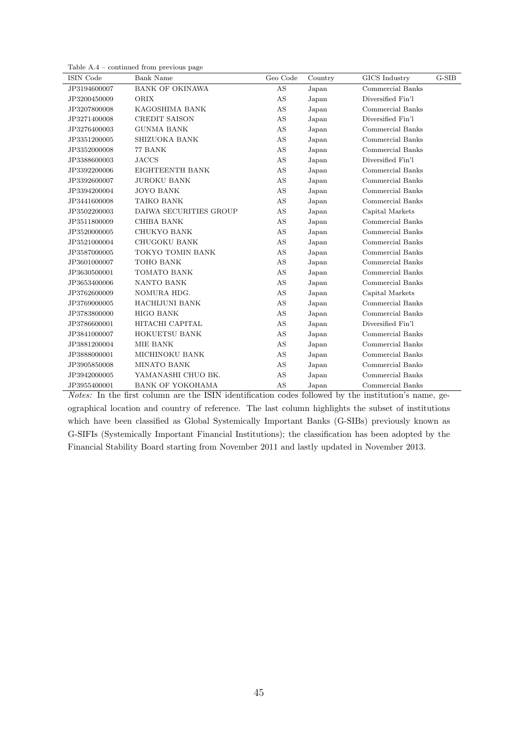Table A.4 – continued from previous page

| ISIN Code | Bank Name | Geo Code | Country | GICS Industry | G-SIB |
|---|---|---|---|---|---|
| JP3194600007 | BANK OF OKINAWA | AS | Japan | Commercial Banks | |
| JP3200450009 | ORIX | AS | Japan | Diversified Fin'l | |
| JP3207800008 | KAGOSHIMA BANK | AS | Japan | Commercial Banks | |
| JP3271400008 | CREDIT SAISON | AS | Japan | Diversified Fin'l | |
| JP3276400003 | GUNMA BANK | AS | Japan | Commercial Banks | |
| JP3351200005 | SHIZUOKA BANK | AS | Japan | Commercial Banks | |
| JP3352000008 | 77 BANK | AS | Japan | Commercial Banks | |
| JP3388600003 | JACCS | AS | Japan | Diversified Fin'l | |
| JP3392200006 | EIGHTEENTH BANK | AS | Japan | Commercial Banks | |
| JP3392600007 | JUROKU BANK | AS | Japan | Commercial Banks | |
| JP3394200004 | JOYO BANK | AS | Japan | Commercial Banks | |
| JP3441600008 | TAIKO BANK | AS | Japan | Commercial Banks | |
| JP3502200003 | DAIWA SECURITIES GROUP | AS | Japan | Capital Markets | |
| JP3511800009 | CHIBA BANK | AS | Japan | Commercial Banks | |
| JP3520000005 | CHUKYO BANK | AS | Japan | Commercial Banks | |
| JP3521000004 | CHUGOKU BANK | AS | Japan | Commercial Banks | |
| JP3587000005 | TOKYO TOMIN BANK | AS | Japan | Commercial Banks | |
| JP3601000007 | TOHO BANK | AS | Japan | Commercial Banks | |
| JP3630500001 | TOMATO BANK | AS | Japan | Commercial Banks | |
| JP3653400006 | NANTO BANK | AS | Japan | Commercial Banks | |
| JP3762600009 | NOMURA HDG. | AS | Japan | Capital Markets | |
| JP3769000005 | HACHIJUNI BANK | AS | Japan | Commercial Banks | |
| JP3783800000 | HIGO BANK | AS | Japan | Commercial Banks | |
| JP3786600001 | HITACHI CAPITAL | AS | Japan | Diversified Fin'l | |
| JP3841000007 | HOKUETSU BANK | AS | Japan | Commercial Banks | |
| JP3881200004 | MIE BANK | AS | Japan | Commercial Banks | |
| JP3888000001 | MICHINOKU BANK | AS | Japan | Commercial Banks | |
| JP3905850008 | MINATO BANK | AS | Japan | Commercial Banks | |
| JP3942000005 | YAMANASHI CHUO BK. | AS | Japan | Commercial Banks | |
| JP3955400001 | BANK OF YOKOHAMA | AS | Japan | Commercial Banks | |

*Notes:* In the first column are the ISIN identification codes followed by the institution's name, geographical location and country of reference. The last column highlights the subset of institutions which have been classified as Global Systemically Important Banks (G-SIBs) previously known as G-SIFIs (Systemically Important Financial Institutions); the classification has been adopted by the Financial Stability Board starting from November 2011 and lastly updated in November 2013.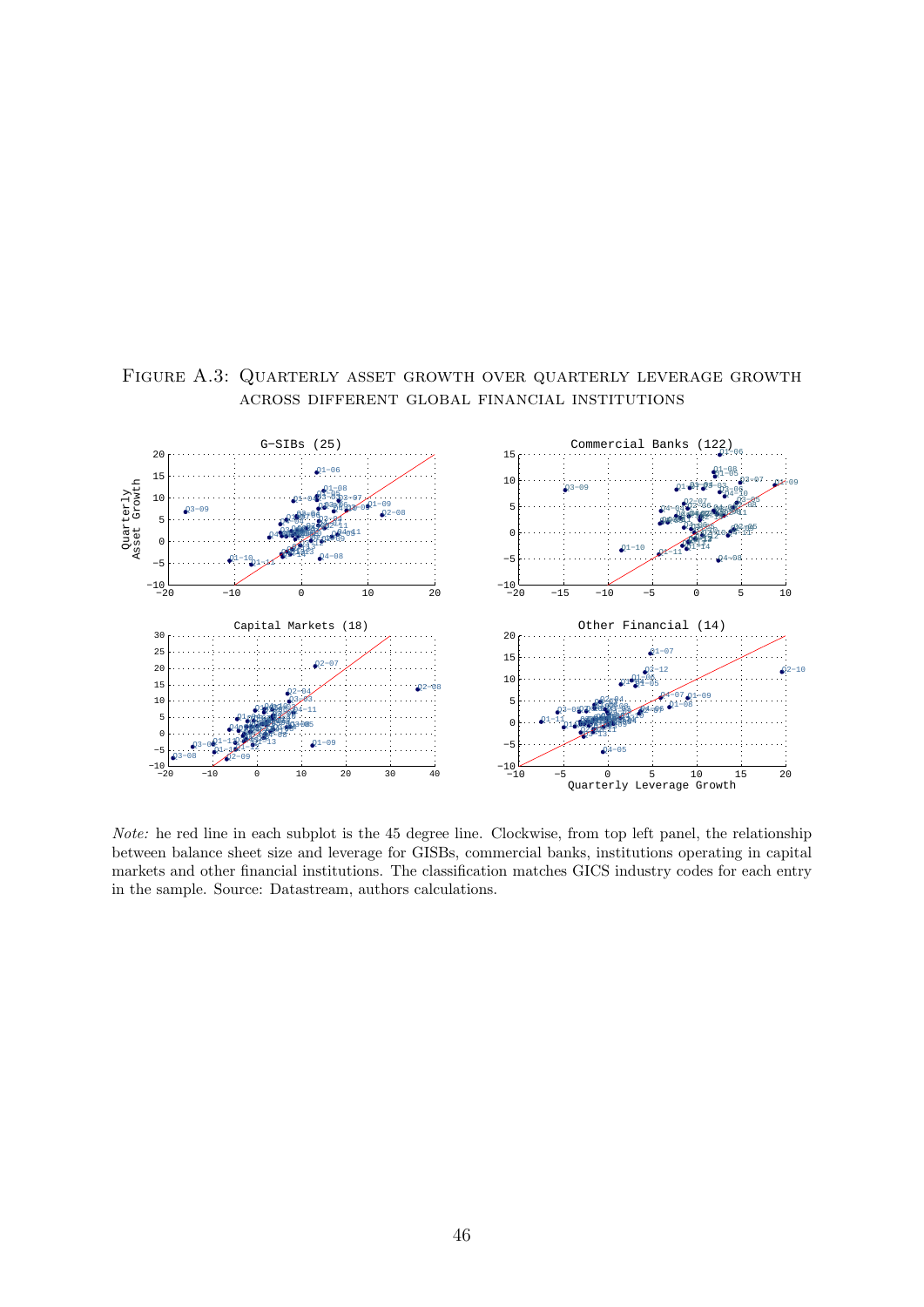Figure A.3: Quarterly asset growth over quarterly leverage growth across different global financial institutions

*Note:* he red line in each subplot is the 45 degree line. Clockwise, from top left panel, the relationship between balance sheet size and leverage for GISBs, commercial banks, institutions operating in capital markets and other financial institutions. The classification matches GICS industry codes for each entry in the sample. Source: Datastream, authors calculations.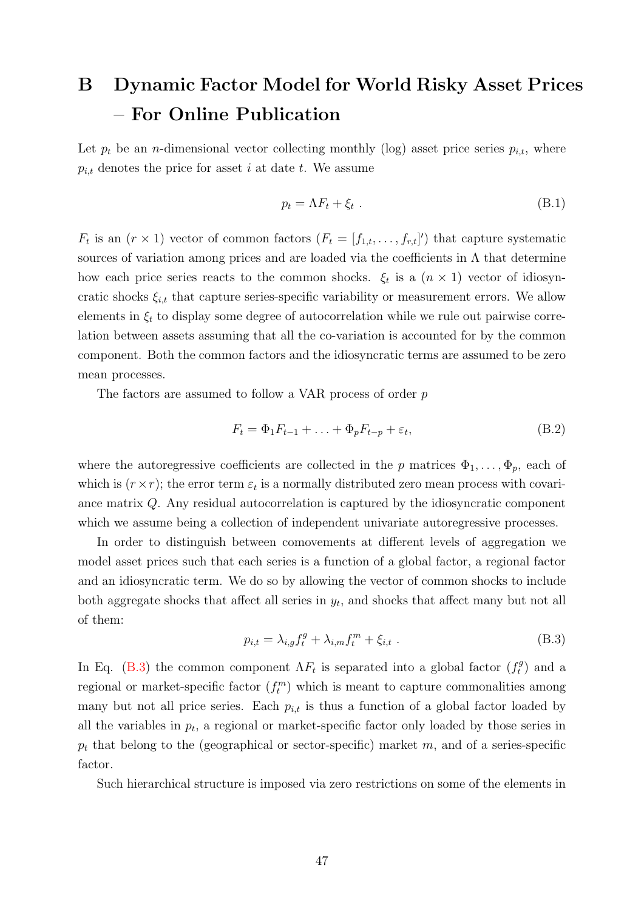# B Dynamic Factor Model for World Risky Asset Prices – For Online Publication

Let $p_t$ be an $n$-dimensional vector collecting monthly (log) asset price series $p_{i,t}$, where $p_{i,t}$ denotes the price for asset $i$ at date $t$. We assume

$$p_t = \Lambda F_t + \xi_t \ . \tag{B.1}$$

$F_t$ is an $(r \times 1)$ vector of common factors ($F_t = [f_{1,t}, \dots, f_{r,t}]'$) that capture systematic sources of variation among prices and are loaded via the coefficients in $\Lambda$ that determine how each price series reacts to the common shocks. $\xi_t$ is a $(n \times 1)$ vector of idiosyncratic shocks $\xi_{i,t}$ that capture series-specific variability or measurement errors. We allow elements in $\xi_t$ to display some degree of autocorrelation while we rule out pairwise correlation between assets assuming that all the co-variation is accounted for by the common component. Both the common factors and the idiosyncratic terms are assumed to be zero mean processes.

The factors are assumed to follow a VAR process of order $p$

$$F_t = \Phi_1 F_{t-1} + \ldots + \Phi_p F_{t-p} + \varepsilon_t, \tag{B.2}$$

where the autoregressive coefficients are collected in the $p$ matrices $\Phi_1, \dots, \Phi_p$, each of which is $(r \times r)$; the error term $\varepsilon_t$ is a normally distributed zero mean process with covariance matrix $Q$. Any residual autocorrelation is captured by the idiosyncratic component which we assume being a collection of independent univariate autoregressive processes.

In order to distinguish between comovements at different levels of aggregation we model asset prices such that each series is a function of a global factor, a regional factor and an idiosyncratic term. We do so by allowing the vector of common shocks to include both aggregate shocks that affect all series in $y_t$, and shocks that affect many but not all of them:

$$p_{i,t} = \lambda_{i,g} f_t^g + \lambda_{i,m} f_t^m + \xi_{i,t} \ . \tag{B.3}$$

In Eq. (B.3) the common component $\Lambda F_t$ is separated into a global factor ($f_t^g$) and a regional or market-specific factor ($f_t^m$) which is meant to capture commonalities among many but not all price series. Each $p_{i,t}$ is thus a function of a global factor loaded by all the variables in $p_t$, a regional or market-specific factor only loaded by those series in $p_t$ that belong to the (geographical or sector-specific) market $m$, and of a series-specific factor.

Such hierarchical structure is imposed via zero restrictions on some of the elements in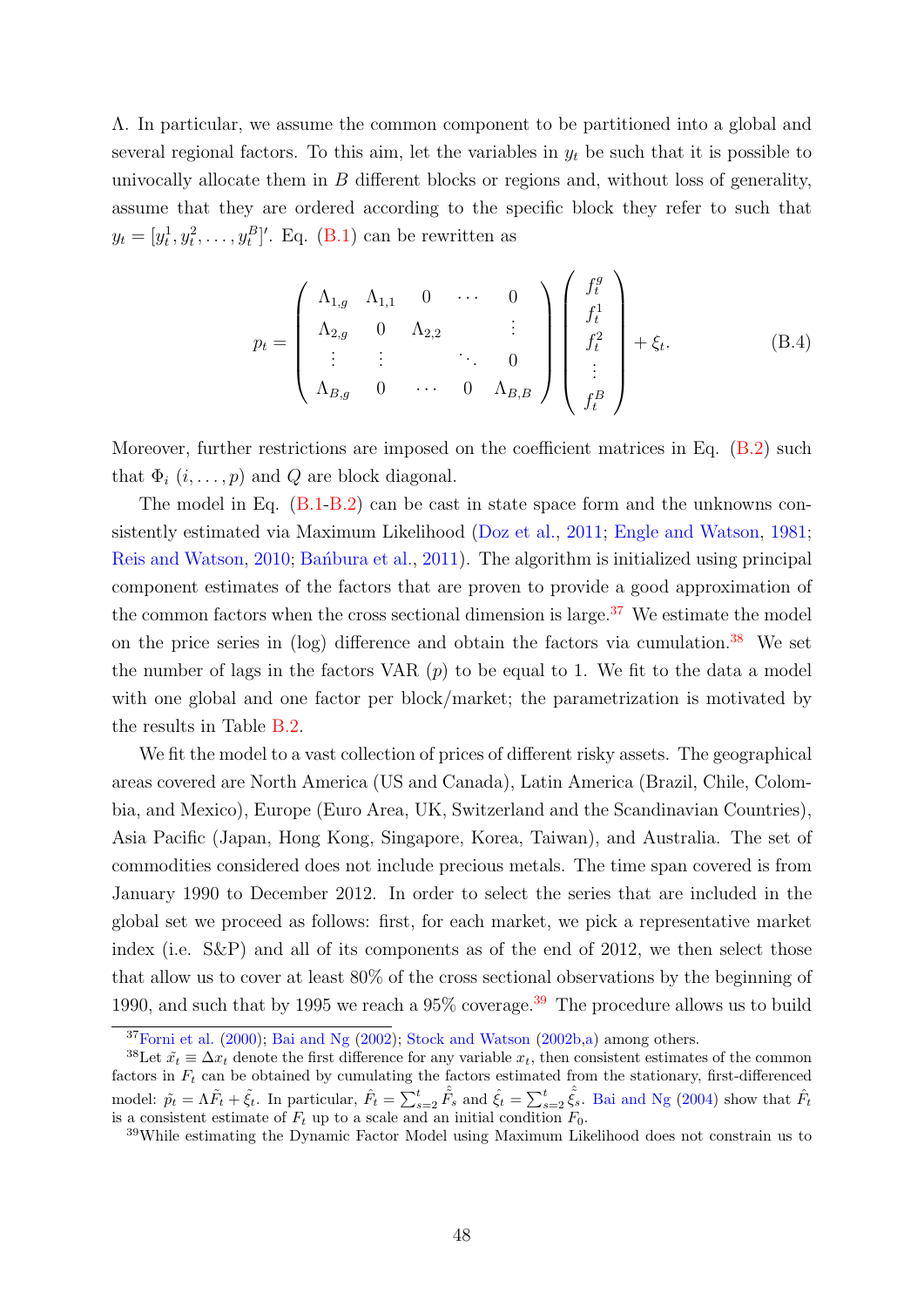Λ. In particular, we assume the common component to be partitioned into a global and several regional factors. To this aim, let the variables in $y_t$ be such that it is possible to univocally allocate them in $B$ different blocks or regions and, without loss of generality, assume that they are ordered according to the specific block they refer to such that $y_t = [y_t^1, y_t^2, \ldots, y_t^B]'$. Eq. (B.1) can be rewritten as

$$p_t = \begin{pmatrix} \Lambda_{1,g} & \Lambda_{1,1} & 0 & \cdots & 0 \\ \Lambda_{2,g} & 0 & \Lambda_{2,2} & & \vdots \\ \vdots & \vdots & & \ddots & 0 \\ \Lambda_{B,g} & 0 & \cdots & 0 & \Lambda_{B,B} \end{pmatrix} \begin{pmatrix} f_t^g \\ f_t^1 \\ f_t^2 \\ \vdots \\ f_t^B \end{pmatrix} + \xi_t. \tag{B.4}$$

Moreover, further restrictions are imposed on the coefficient matrices in Eq. (B.2) such that $\Phi_i$ $(i, \ldots, p)$ and $Q$ are block diagonal.

The model in Eq. (B.1-B.2) can be cast in state space form and the unknowns consistently estimated via Maximum Likelihood (Doz et al., 2011; Engle and Watson, 1981; Reis and Watson, 2010; Bańbura et al., 2011). The algorithm is initialized using principal component estimates of the factors that are proven to provide a good approximation of the common factors when the cross sectional dimension is large.[37] We estimate the model on the price series in (log) difference and obtain the factors via cumulation.[38] We set the number of lags in the factors VAR $(p)$ to be equal to 1. We fit to the data a model with one global and one factor per block/market; the parametrization is motivated by the results in Table B.2.

We fit the model to a vast collection of prices of different risky assets. The geographical areas covered are North America (US and Canada), Latin America (Brazil, Chile, Colombia, and Mexico), Europe (Euro Area, UK, Switzerland and the Scandinavian Countries), Asia Pacific (Japan, Hong Kong, Singapore, Korea, Taiwan), and Australia. The set of commodities considered does not include precious metals. The time span covered is from January 1990 to December 2012. In order to select the series that are included in the global set we proceed as follows: first, for each market, we pick a representative market index (i.e. S&P) and all of its components as of the end of 2012, we then select those that allow us to cover at least 80% of the cross sectional observations by the beginning of 1990, and such that by 1995 we reach a 95% coverage.[39] The procedure allows us to build

---

[37] Forni et al. (2000); Bai and Ng (2002); Stock and Watson (2002b,a) among others.

[38] Let $\tilde{x}_t \equiv \Delta x_t$ denote the first difference for any variable $x_t$, then consistent estimates of the common factors in $F_t$ can be obtained by cumulating the factors estimated from the stationary, first-differenced model: $\tilde{p}_t = \Lambda \tilde{F}_t + \tilde{\xi}_t$. In particular, $\hat{F}_t = \sum_{s=2}^{t} \hat{\tilde{F}}_s$ and $\hat{\xi}_t = \sum_{s=2}^{t} \hat{\tilde{\xi}}_s$. Bai and Ng (2004) show that $\hat{F}_t$ is a consistent estimate of $F_t$ up to a scale and an initial condition $F_0$.

[39] While estimating the Dynamic Factor Model using Maximum Likelihood does not constrain us to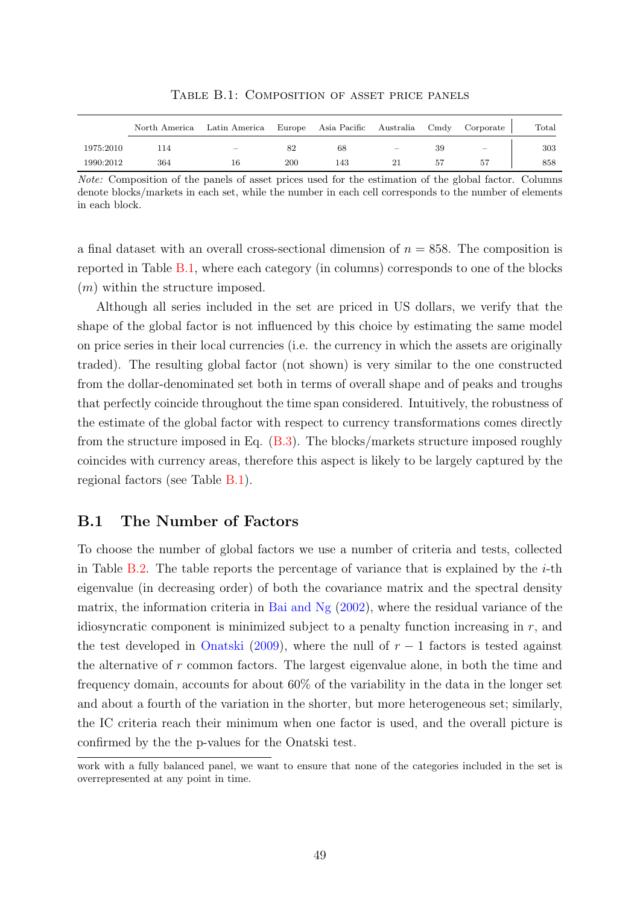Table B.1: Composition of asset price panels

| | North America | Latin America | Europe | Asia Pacific | Australia | Cmdy | Corporate | Total |
|---|---|---|---|---|---|---|---|---|
| 1975:2010 | 114 | – | 82 | 68 | – | 39 | – | 303 |
| 1990:2012 | 364 | 16 | 200 | 143 | 21 | 57 | 57 | 858 |

*Note:* Composition of the panels of asset prices used for the estimation of the global factor. Columns denote blocks/markets in each set, while the number in each cell corresponds to the number of elements in each block.

a final dataset with an overall cross-sectional dimension of $n = 858$. The composition is reported in Table B.1, where each category (in columns) corresponds to one of the blocks ($m$) within the structure imposed.

Although all series included in the set are priced in US dollars, we verify that the shape of the global factor is not influenced by this choice by estimating the same model on price series in their local currencies (i.e. the currency in which the assets are originally traded). The resulting global factor (not shown) is very similar to the one constructed from the dollar-denominated set both in terms of overall shape and of peaks and troughs that perfectly coincide throughout the time span considered. Intuitively, the robustness of the estimate of the global factor with respect to currency transformations comes directly from the structure imposed in Eq. (B.3). The blocks/markets structure imposed roughly coincides with currency areas, therefore this aspect is likely to be largely captured by the regional factors (see Table B.1).

## B.1 The Number of Factors

To choose the number of global factors we use a number of criteria and tests, collected in Table B.2. The table reports the percentage of variance that is explained by the $i$-th eigenvalue (in decreasing order) of both the covariance matrix and the spectral density matrix, the information criteria in Bai and Ng (2002), where the residual variance of the idiosyncratic component is minimized subject to a penalty function increasing in $r$, and the test developed in Onatski (2009), where the null of $r-1$ factors is tested against the alternative of $r$ common factors. The largest eigenvalue alone, in both the time and frequency domain, accounts for about 60% of the variability in the data in the longer set and about a fourth of the variation in the shorter, but more heterogeneous set; similarly, the IC criteria reach their minimum when one factor is used, and the overall picture is confirmed by the the p-values for the Onatski test.

work with a fully balanced panel, we want to ensure that none of the categories included in the set is overrepresented at any point in time.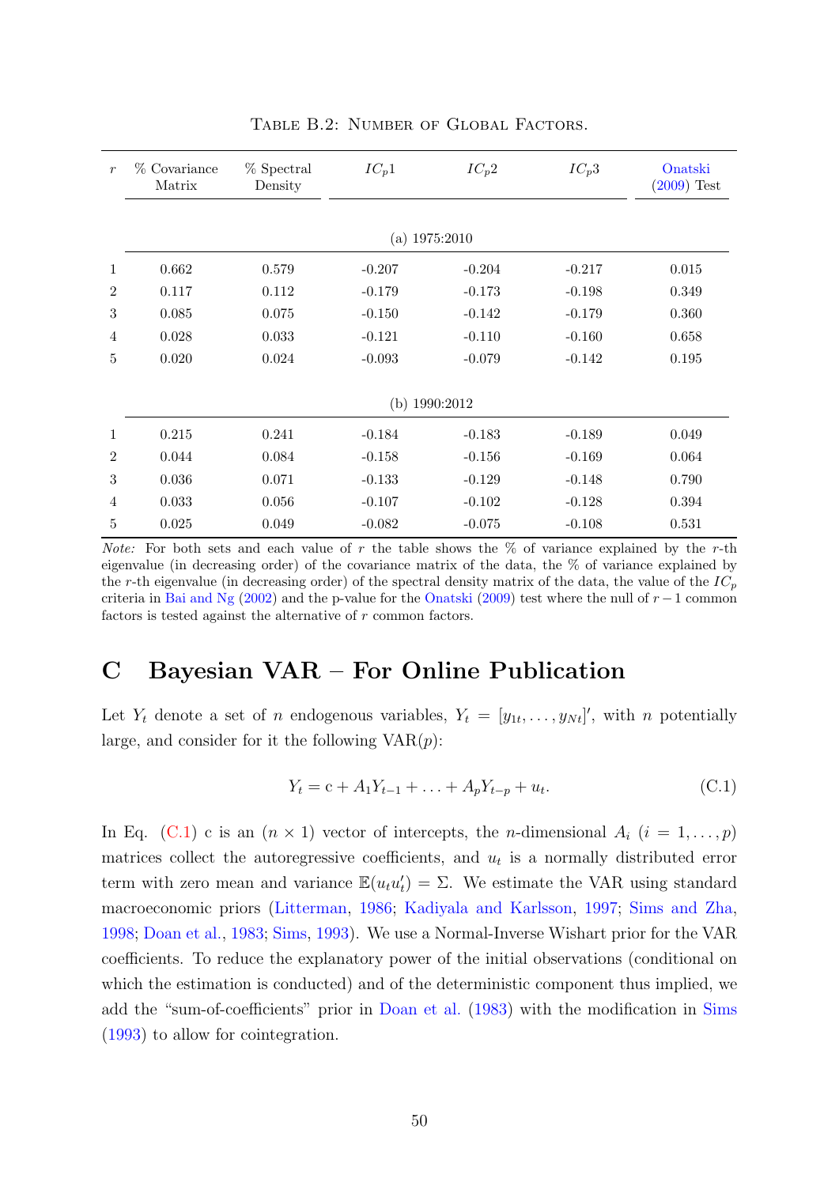Table B.2: Number of Global Factors.

| $r$ | % Covariance Matrix | % Spectral Density | $IC_p1$ | $IC_p2$ | $IC_p3$ | Onatski (2009) Test |
|---|---|---|---|---|---|---|
| | | | (a) 1975:2010 | | | |
| 1 | 0.662 | 0.579 | -0.207 | -0.204 | -0.217 | 0.015 |
| 2 | 0.117 | 0.112 | -0.179 | -0.173 | -0.198 | 0.349 |
| 3 | 0.085 | 0.075 | -0.150 | -0.142 | -0.179 | 0.360 |
| 4 | 0.028 | 0.033 | -0.121 | -0.110 | -0.160 | 0.658 |
| 5 | 0.020 | 0.024 | -0.093 | -0.079 | -0.142 | 0.195 |
| | | | (b) 1990:2012 | | | |
| 1 | 0.215 | 0.241 | -0.184 | -0.183 | -0.189 | 0.049 |
| 2 | 0.044 | 0.084 | -0.158 | -0.156 | -0.169 | 0.064 |
| 3 | 0.036 | 0.071 | -0.133 | -0.129 | -0.148 | 0.790 |
| 4 | 0.033 | 0.056 | -0.107 | -0.102 | -0.128 | 0.394 |
| 5 | 0.025 | 0.049 | -0.082 | -0.075 | -0.108 | 0.531 |

*Note:* For both sets and each value of $r$ the table shows the % of variance explained by the $r$-th eigenvalue (in decreasing order) of the covariance matrix of the data, the % of variance explained by the $r$-th eigenvalue (in decreasing order) of the spectral density matrix of the data, the value of the $IC_p$ criteria in Bai and Ng (2002) and the p-value for the Onatski (2009) test where the null of $r-1$ common factors is tested against the alternative of $r$ common factors.

# C Bayesian VAR – For Online Publication

Let $Y_t$ denote a set of $n$ endogenous variables, $Y_t = [y_{1t}, \ldots, y_{Nt}]'$, with $n$ potentially large, and consider for it the following VAR($p$):

$$Y_t = \mathrm{c} + A_1 Y_{t-1} + \ldots + A_p Y_{t-p} + u_t. \tag{C.1}$$

In Eq. (C.1) c is an $(n \times 1)$ vector of intercepts, the $n$-dimensional $A_i$ $(i = 1, \ldots, p)$ matrices collect the autoregressive coefficients, and $u_t$ is a normally distributed error term with zero mean and variance $\mathbb{E}(u_t u_t') = \Sigma$. We estimate the VAR using standard macroeconomic priors (Litterman, 1986; Kadiyala and Karlsson, 1997; Sims and Zha, 1998; Doan et al., 1983; Sims, 1993). We use a Normal-Inverse Wishart prior for the VAR coefficients. To reduce the explanatory power of the initial observations (conditional on which the estimation is conducted) and of the deterministic component thus implied, we add the "sum-of-coefficients" prior in Doan et al. (1983) with the modification in Sims (1993) to allow for cointegration.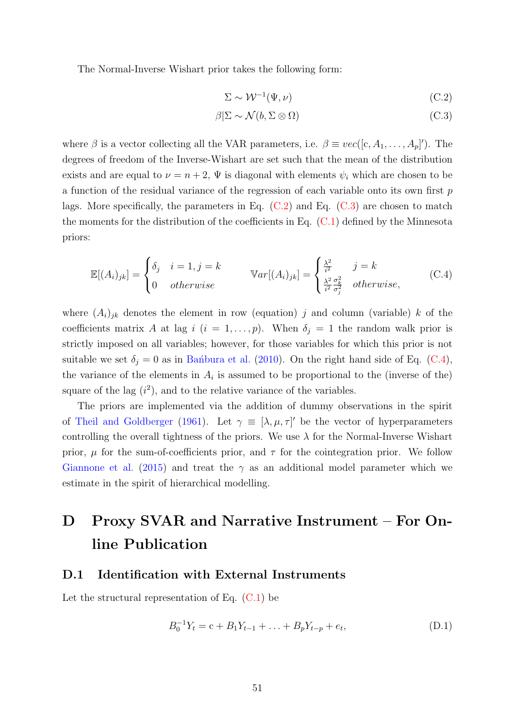The Normal-Inverse Wishart prior takes the following form:

$$\Sigma \sim \mathcal{W}^{-1}(\Psi, \nu) \tag{C.2}$$

$$\beta|\Sigma \sim \mathcal{N}(b, \Sigma \otimes \Omega) \tag{C.3}$$

where $\beta$ is a vector collecting all the VAR parameters, i.e. $\beta \equiv vec([c, A_1, \ldots, A_p]')$. The degrees of freedom of the Inverse-Wishart are set such that the mean of the distribution exists and are equal to $\nu = n + 2$, $\Psi$ is diagonal with elements $\psi_i$ which are chosen to be a function of the residual variance of the regression of each variable onto its own first $p$ lags. More specifically, the parameters in Eq. (C.2) and Eq. (C.3) are chosen to match the moments for the distribution of the coefficients in Eq. (C.1) defined by the Minnesota priors:

$$\mathbb{E}[(A_i)_{jk}] = \begin{cases} \delta_j & i = 1, j = k \\ 0 & otherwise \end{cases} \qquad \mathbb{V}ar[(A_i)_{jk}] = \begin{cases} \frac{\lambda^2}{i^2} & j = k \\ \frac{\lambda^2}{i^2}\frac{\sigma_k^2}{\sigma_j^2} & otherwise, \end{cases} \tag{C.4}$$

where $(A_i)_{jk}$ denotes the element in row (equation) $j$ and column (variable) $k$ of the coefficients matrix $A$ at lag $i$ ($i = 1, \ldots, p$). When $\delta_j = 1$ the random walk prior is strictly imposed on all variables; however, for those variables for which this prior is not suitable we set $\delta_j = 0$ as in Bańbura et al. (2010). On the right hand side of Eq. (C.4), the variance of the elements in $A_i$ is assumed to be proportional to the (inverse of the) square of the lag ($i^2$), and to the relative variance of the variables.

The priors are implemented via the addition of dummy observations in the spirit of Theil and Goldberger (1961). Let $\gamma \equiv [\lambda, \mu, \tau]'$ be the vector of hyperparameters controlling the overall tightness of the priors. We use $\lambda$ for the Normal-Inverse Wishart prior, $\mu$ for the sum-of-coefficients prior, and $\tau$ for the cointegration prior. We follow Giannone et al. (2015) and treat the $\gamma$ as an additional model parameter which we estimate in the spirit of hierarchical modelling.

# D Proxy SVAR and Narrative Instrument – For Online Publication

## D.1 Identification with External Instruments

Let the structural representation of Eq. (C.1) be

$$B_0^{-1} Y_t = c + B_1 Y_{t-1} + \ldots + B_p Y_{t-p} + e_t, \tag{D.1}$$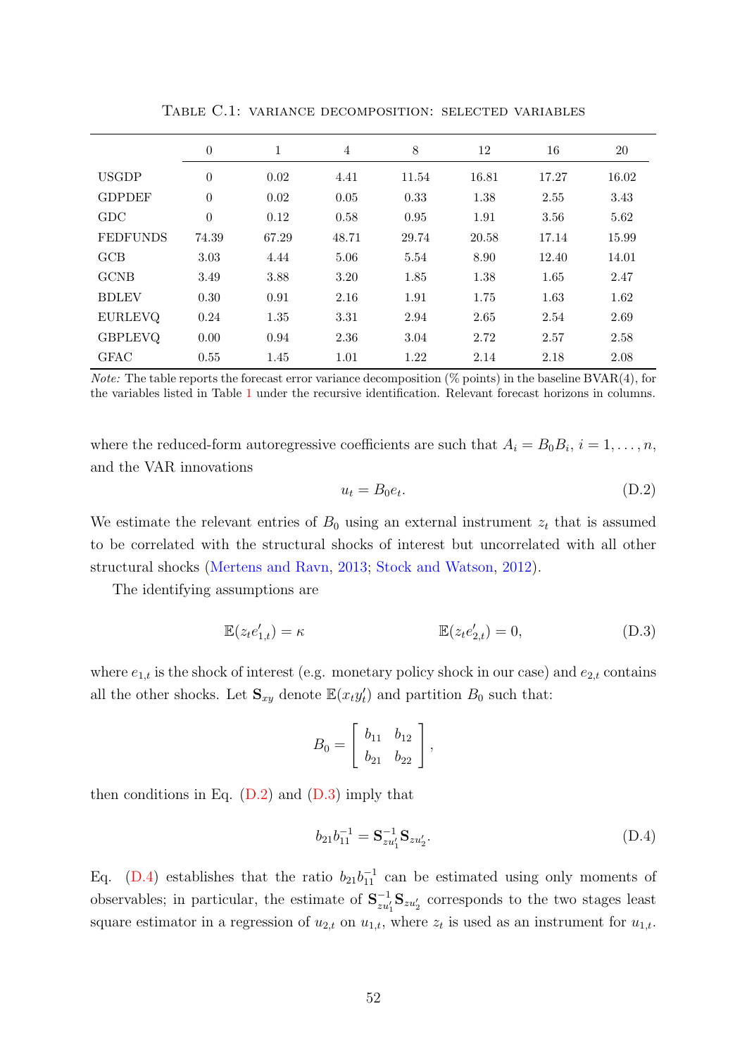Table C.1: variance decomposition: selected variables

| | 0 | 1 | 4 | 8 | 12 | 16 | 20 |
|---|---|---|---|---|---|---|---|
| USGDP | 0 | 0.02 | 4.41 | 11.54 | 16.81 | 17.27 | 16.02 |
| GDPDEF | 0 | 0.02 | 0.05 | 0.33 | 1.38 | 2.55 | 3.43 |
| GDC | 0 | 0.12 | 0.58 | 0.95 | 1.91 | 3.56 | 5.62 |
| FEDFUNDS | 74.39 | 67.29 | 48.71 | 29.74 | 20.58 | 17.14 | 15.99 |
| GCB | 3.03 | 4.44 | 5.06 | 5.54 | 8.90 | 12.40 | 14.01 |
| GCNB | 3.49 | 3.88 | 3.20 | 1.85 | 1.38 | 1.65 | 2.47 |
| BDLEV | 0.30 | 0.91 | 2.16 | 1.91 | 1.75 | 1.63 | 1.62 |
| EURLEVQ | 0.24 | 1.35 | 3.31 | 2.94 | 2.65 | 2.54 | 2.69 |
| GBPLEVQ | 0.00 | 0.94 | 2.36 | 3.04 | 2.72 | 2.57 | 2.58 |
| GFAC | 0.55 | 1.45 | 1.01 | 1.22 | 2.14 | 2.18 | 2.08 |

*Note:* The table reports the forecast error variance decomposition (% points) in the baseline BVAR(4), for the variables listed in Table 1 under the recursive identification. Relevant forecast horizons in columns.

where the reduced-form autoregressive coefficients are such that $A_i = B_0 B_i$, $i = 1, \ldots, n$, and the VAR innovations

$$u_t = B_0 e_t. \tag{D.2}$$

We estimate the relevant entries of $B_0$ using an external instrument $z_t$ that is assumed to be correlated with the structural shocks of interest but uncorrelated with all other structural shocks (Mertens and Ravn, 2013; Stock and Watson, 2012).

The identifying assumptions are

$$\mathbb{E}(z_t e_{1,t}') = \kappa \qquad\qquad \mathbb{E}(z_t e_{2,t}') = 0, \tag{D.3}$$

where $e_{1,t}$ is the shock of interest (e.g. monetary policy shock in our case) and $e_{2,t}$ contains all the other shocks. Let $\mathbf{S}_{xy}$ denote $\mathbb{E}(x_t y_t')$ and partition $B_0$ such that:

$$B_0 = \left[ \begin{array}{cc} b_{11} & b_{12} \\ b_{21} & b_{22} \end{array} \right],$$

then conditions in Eq. (D.2) and (D.3) imply that

$$b_{21} b_{11}^{-1} = \mathbf{S}_{zu_1'}^{-1} \mathbf{S}_{zu_2'}. \tag{D.4}$$

Eq. (D.4) establishes that the ratio $b_{21} b_{11}^{-1}$ can be estimated using only moments of observables; in particular, the estimate of $\mathbf{S}_{zu_1'}^{-1} \mathbf{S}_{zu_2'}$ corresponds to the two stages least square estimator in a regression of $u_{2,t}$ on $u_{1,t}$, where $z_t$ is used as an instrument for $u_{1,t}$.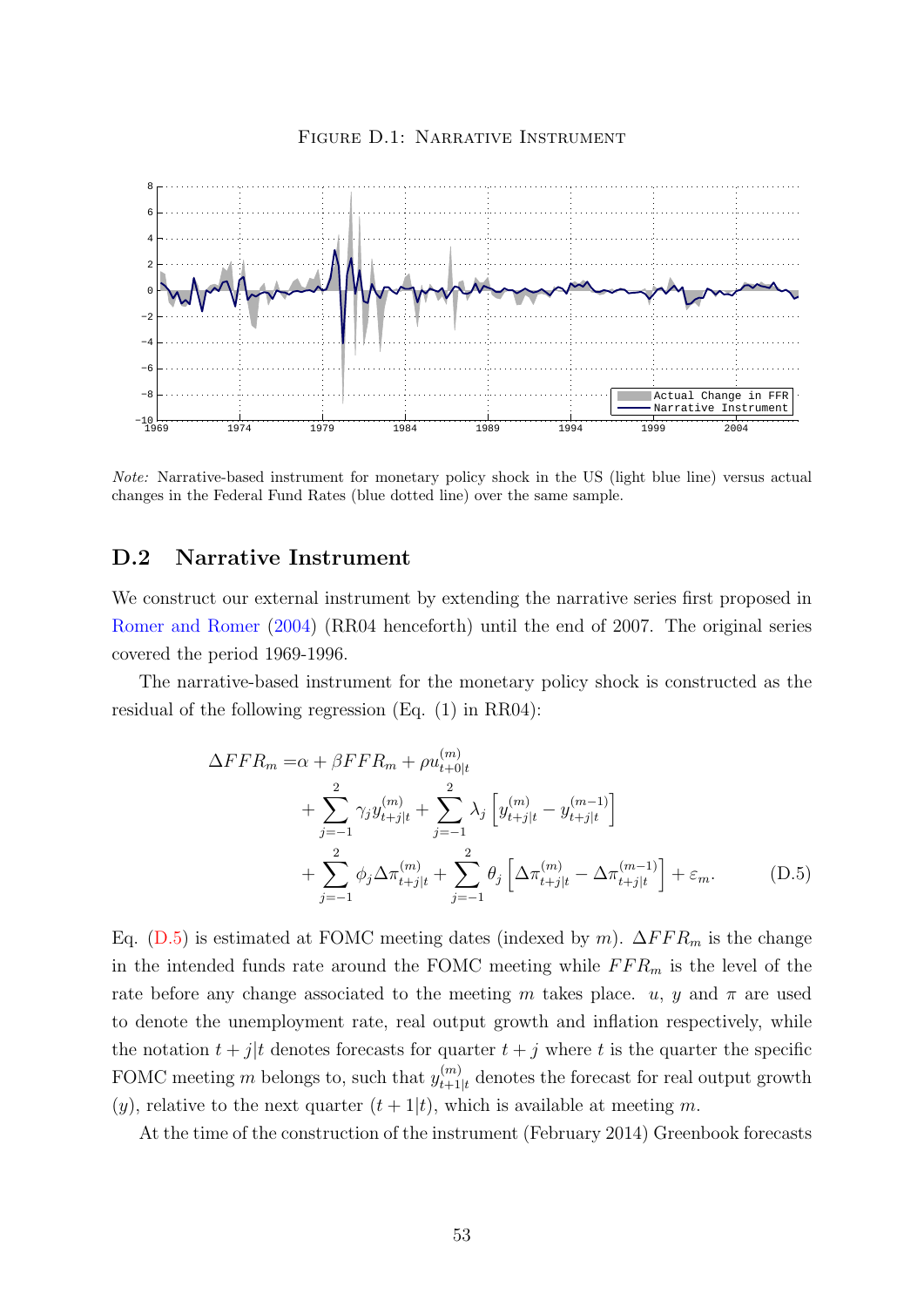FIGURE D.1: NARRATIVE INSTRUMENT

*Note:* Narrative-based instrument for monetary policy shock in the US (light blue line) versus actual changes in the Federal Fund Rates (blue dotted line) over the same sample.

## D.2 Narrative Instrument

We construct our external instrument by extending the narrative series first proposed in Romer and Romer (2004) (RR04 henceforth) until the end of 2007. The original series covered the period 1969-1996.

The narrative-based instrument for the monetary policy shock is constructed as the residual of the following regression (Eq. (1) in RR04):

$$
\begin{aligned}
\Delta FFR_m =& \alpha + \beta FFR_m + \rho u^{(m)}_{t+0|t} \\
&+ \sum_{j=-1}^{2} \gamma_j y^{(m)}_{t+j|t} + \sum_{j=-1}^{2} \lambda_j \left[ y^{(m)}_{t+j|t} - y^{(m-1)}_{t+j|t} \right] \\
&+ \sum_{j=-1}^{2} \phi_j \Delta\pi^{(m)}_{t+j|t} + \sum_{j=-1}^{2} \theta_j \left[ \Delta\pi^{(m)}_{t+j|t} - \Delta\pi^{(m-1)}_{t+j|t} \right] + \varepsilon_m. \qquad \text{(D.5)}
\end{aligned}
$$

Eq. (D.5) is estimated at FOMC meeting dates (indexed by $m$). $\Delta FFR_m$ is the change in the intended funds rate around the FOMC meeting while $FFR_m$ is the level of the rate before any change associated to the meeting $m$ takes place. $u$, $y$ and $\pi$ are used to denote the unemployment rate, real output growth and inflation respectively, while the notation $t+j|t$ denotes forecasts for quarter $t+j$ where $t$ is the quarter the specific FOMC meeting $m$ belongs to, such that $y^{(m)}_{t+1|t}$ denotes the forecast for real output growth ($y$), relative to the next quarter ($t+1|t$), which is available at meeting $m$.

At the time of the construction of the instrument (February 2014) Greenbook forecasts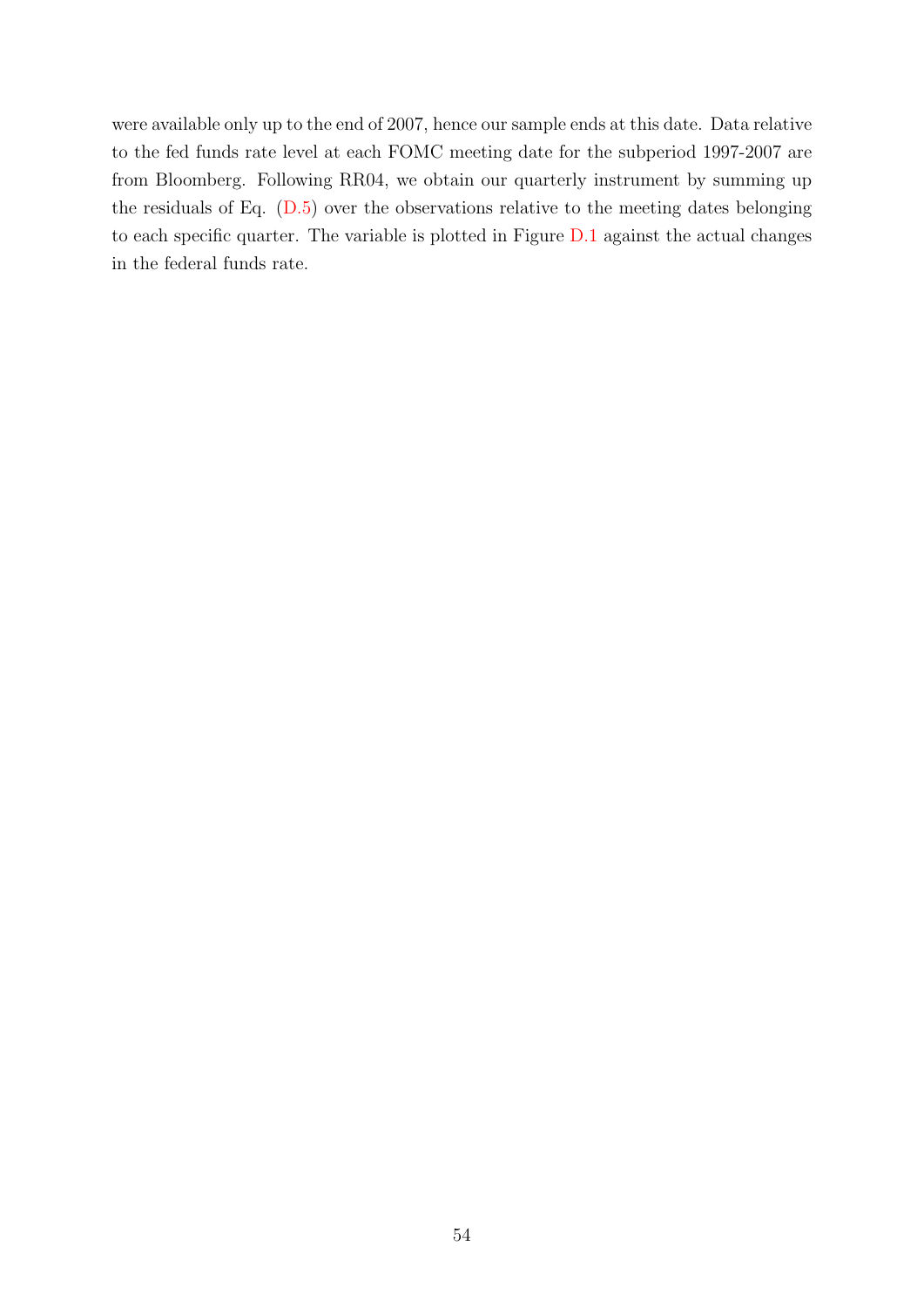were available only up to the end of 2007, hence our sample ends at this date. Data relative to the fed funds rate level at each FOMC meeting date for the subperiod 1997-2007 are from Bloomberg. Following RR04, we obtain our quarterly instrument by summing up the residuals of Eq. (D.5) over the observations relative to the meeting dates belonging to each specific quarter. The variable is plotted in Figure D.1 against the actual changes in the federal funds rate.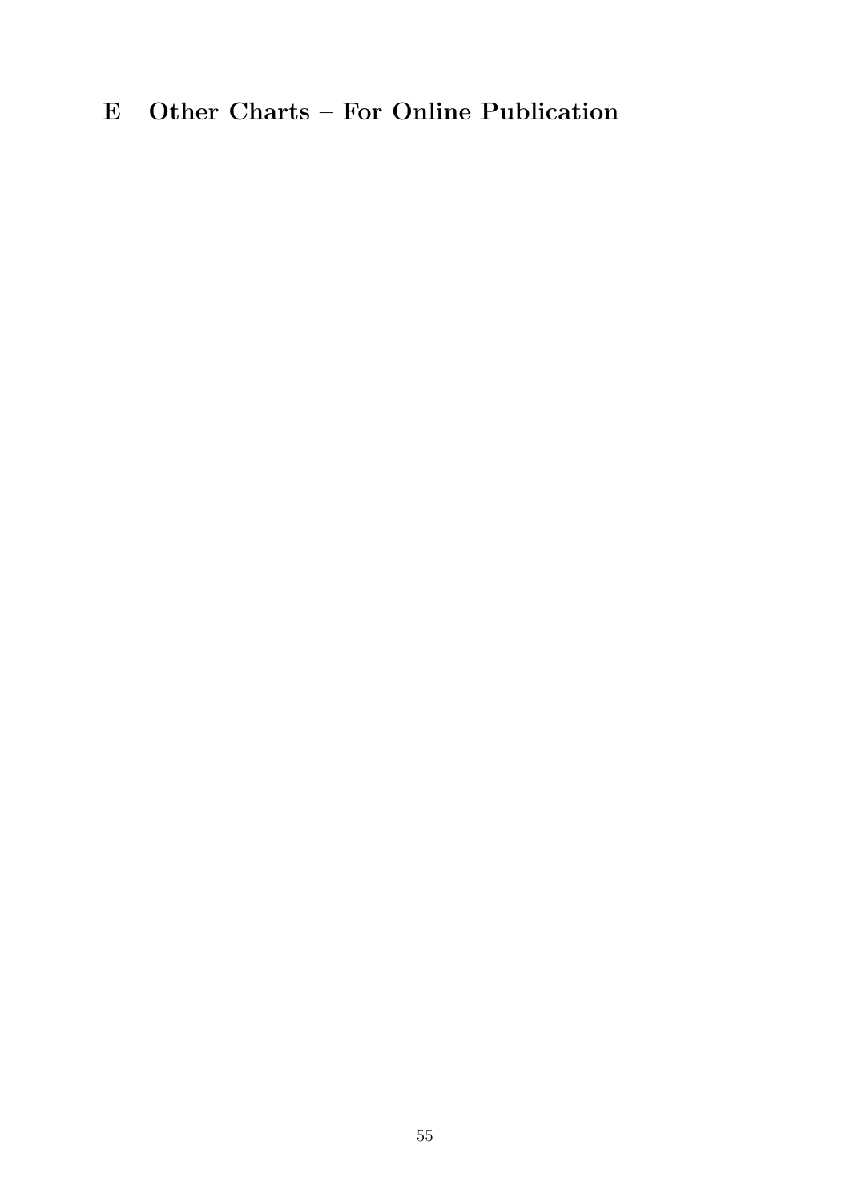# E Other Charts – For Online Publication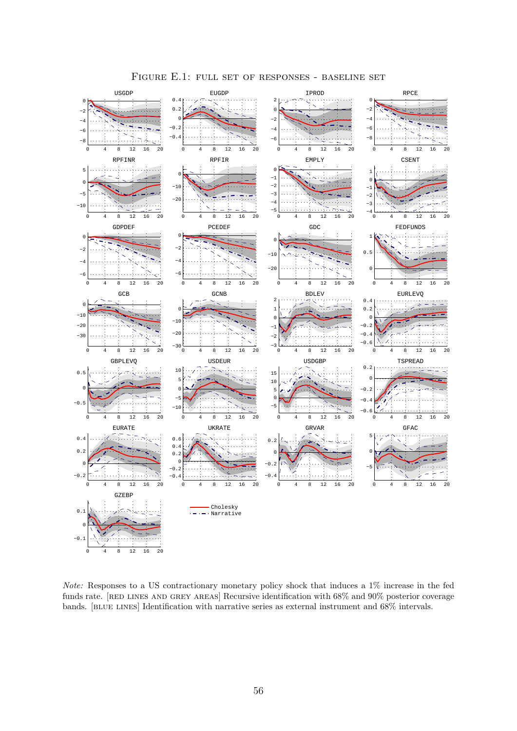# Figure E.1: full set of responses - baseline set

*Note:* Responses to a US contractionary monetary policy shock that induces a 1% increase in the fed funds rate. [red lines and grey areas] Recursive identification with 68% and 90% posterior coverage bands. [blue lines] Identification with narrative series as external instrument and 68% intervals.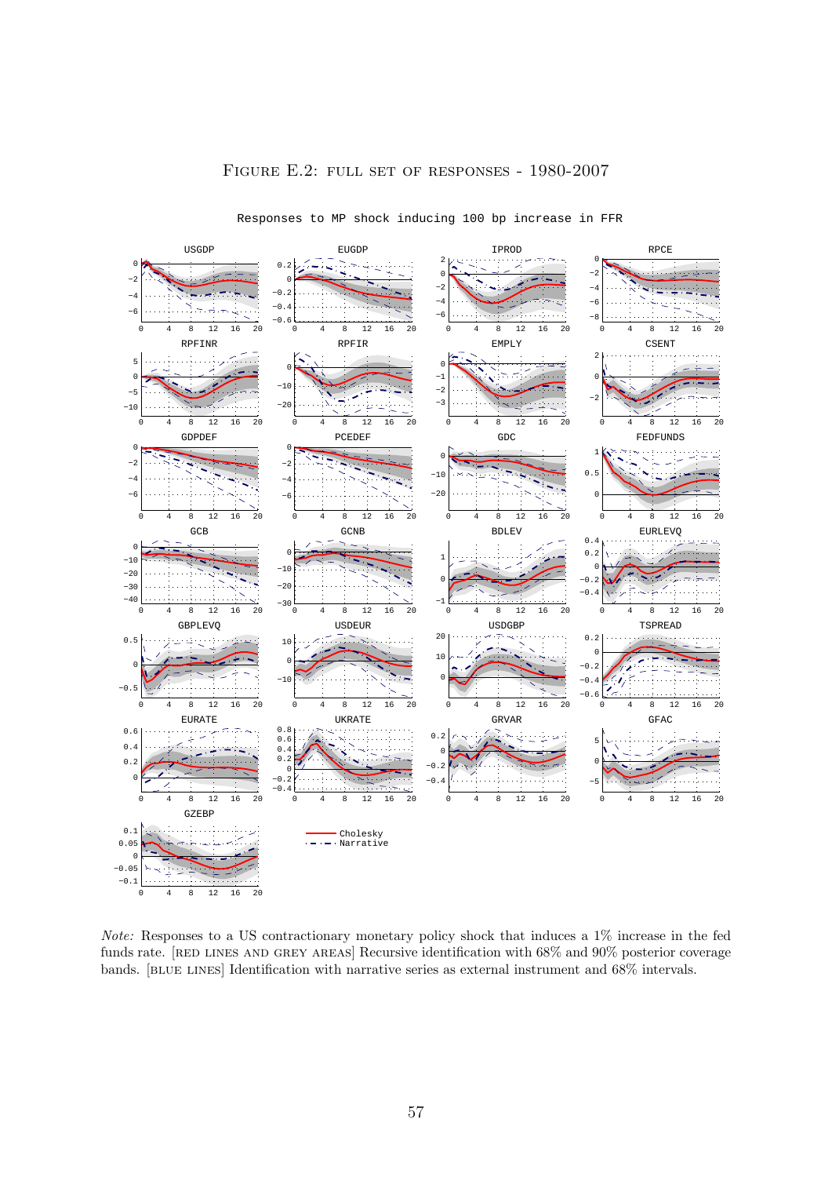Figure E.2: full set of responses - 1980-2007

Responses to MP shock inducing 100 bp increase in FFR

*Note:* Responses to a US contractionary monetary policy shock that induces a 1% increase in the fed funds rate. [red lines and grey areas] Recursive identification with 68% and 90% posterior coverage bands. [blue lines] Identification with narrative series as external instrument and 68% intervals.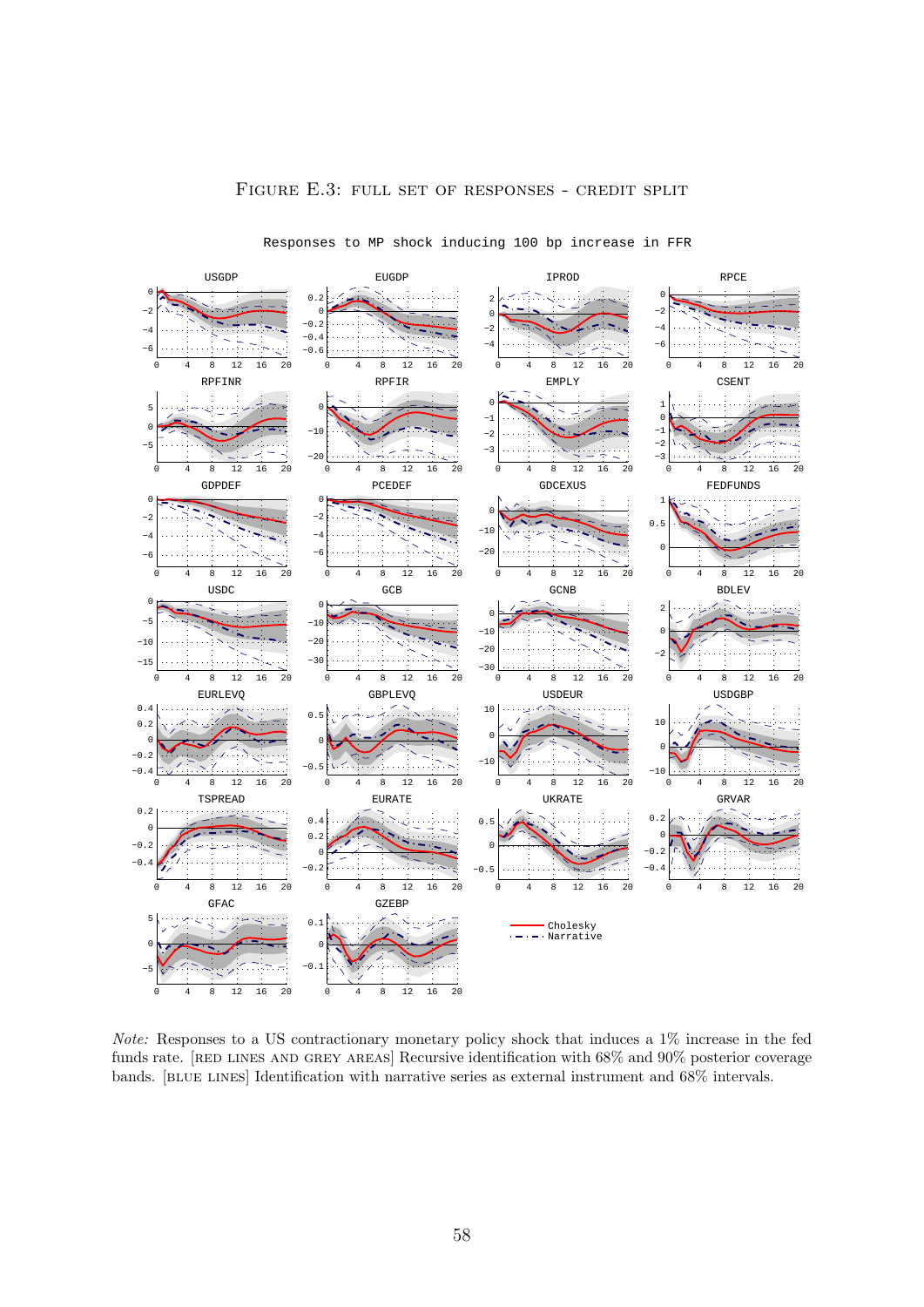# FIGURE E.3: FULL SET OF RESPONSES - CREDIT SPLIT

*Note:* Responses to a US contractionary monetary policy shock that induces a 1% increase in the fed funds rate. [RED LINES AND GREY AREAS] Recursive identification with 68% and 90% posterior coverage bands. [BLUE LINES] Identification with narrative series as external instrument and 68% intervals.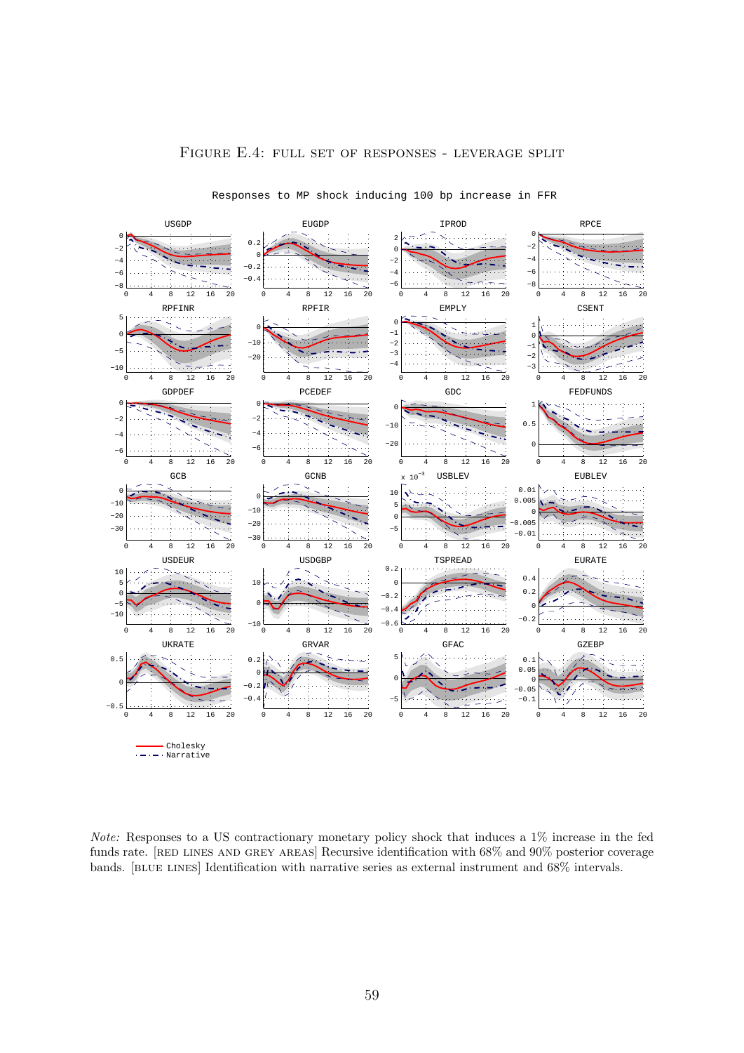Figure E.4: Full set of responses - leverage split

Responses to MP shock inducing 100 bp increase in FFR

*Note:* Responses to a US contractionary monetary policy shock that induces a 1% increase in the fed funds rate. [Red lines and grey areas] Recursive identification with 68% and 90% posterior coverage bands. [Blue lines] Identification with narrative series as external instrument and 68% intervals.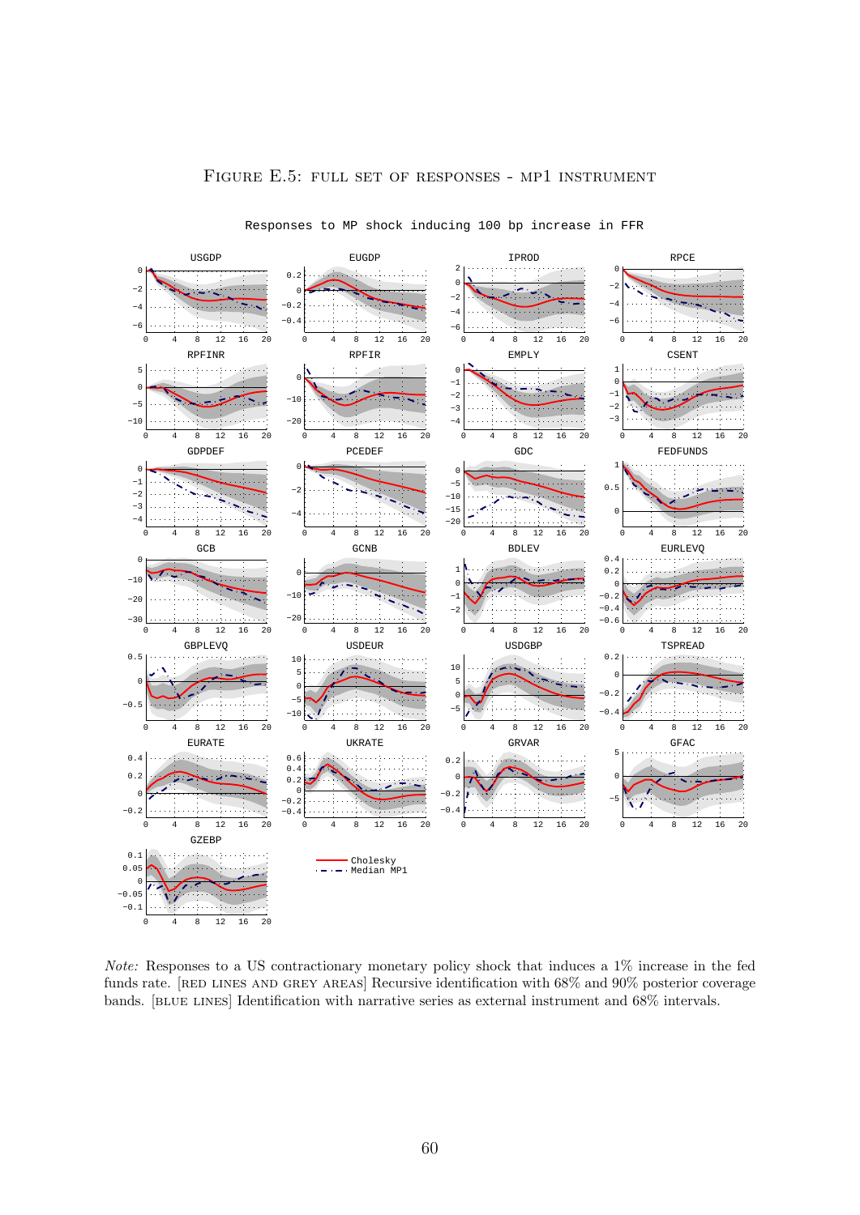Figure E.5: full set of responses - MP1 instrument

Responses to MP shock inducing 100 bp increase in FFR

*Note:* Responses to a US contractionary monetary policy shock that induces a 1% increase in the fed funds rate. [red lines and grey areas] Recursive identification with 68% and 90% posterior coverage bands. [blue lines] Identification with narrative series as external instrument and 68% intervals.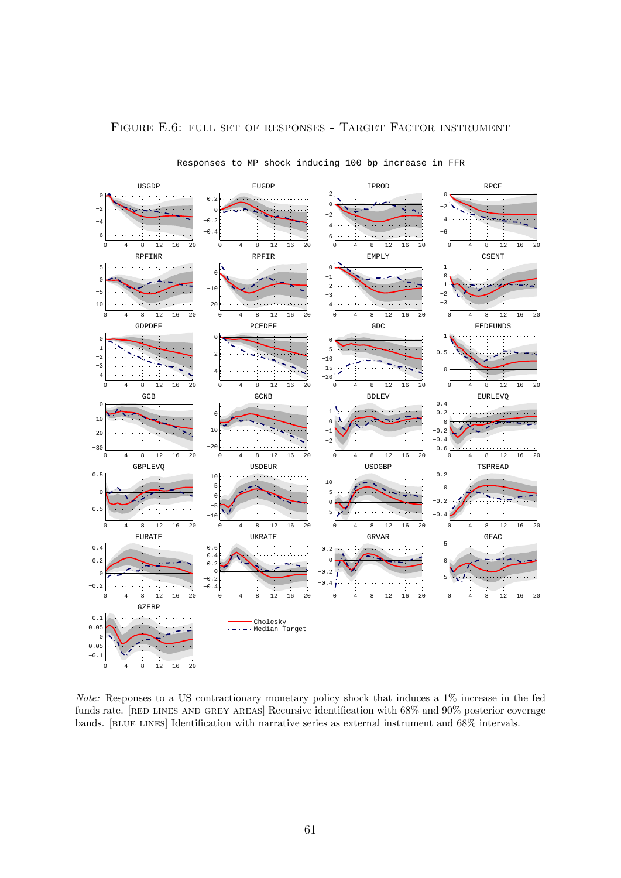Figure E.6: full set of responses - Target Factor instrument

Responses to MP shock inducing 100 bp increase in FFR

USGDP

EUGDP

IPROD

RPCE

RPFINR

RPFIR

EMPLY

CSENT

GDPDEF

PCEDEF

GDC

FEDFUNDS

GCB

GCNB

BDLEV

EURLEVQ

GBPLEVQ

USDEUR

USDGBP

TSPREAD

EURATE

UKRATE

GRVAR

GFAC

GZEBP

Cholesky

Median Target

*Note:* Responses to a US contractionary monetary policy shock that induces a 1% increase in the fed funds rate. [red lines and grey areas] Recursive identification with 68% and 90% posterior coverage bands. [blue lines] Identification with narrative series as external instrument and 68% intervals.